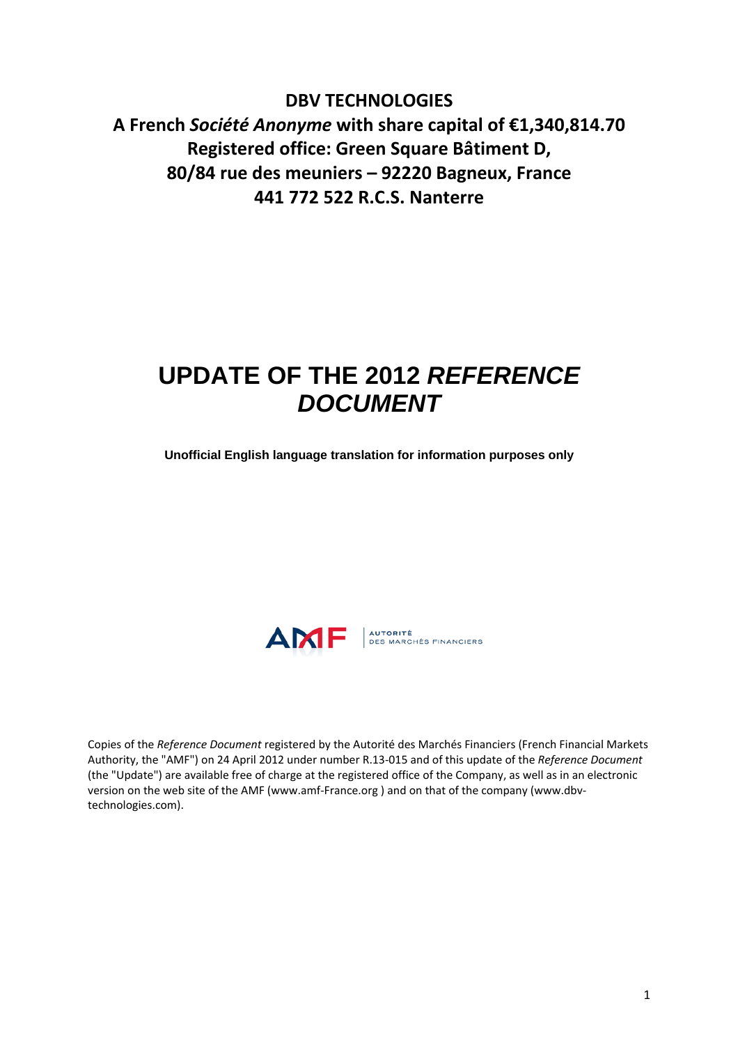**DBV TECHNOLOGIES**

**A French *Société Anonyme* with share capital of €1,340,814.70**

**Registered office: Green Square Bâtiment D,**

**80/84 rue des meuniers – 92220 Bagneux, France**

**441 772 522 R.C.S. Nanterre**

# UPDATE OF THE 2012 *REFERENCE DOCUMENT*

**Unofficial English language translation for information purposes only**

AMF | AUTORITÉ DES MARCHÉS FINANCIERS

Copies of the *Reference Document* registered by the Autorité des Marchés Financiers (French Financial Markets Authority, the "AMF") on 24 April 2012 under number R.13-015 and of this update of the *Reference Document* (the "Update") are available free of charge at the registered office of the Company, as well as in an electronic version on the web site of the AMF (www.amf-France.org ) and on that of the company (www.dbv-technologies.com).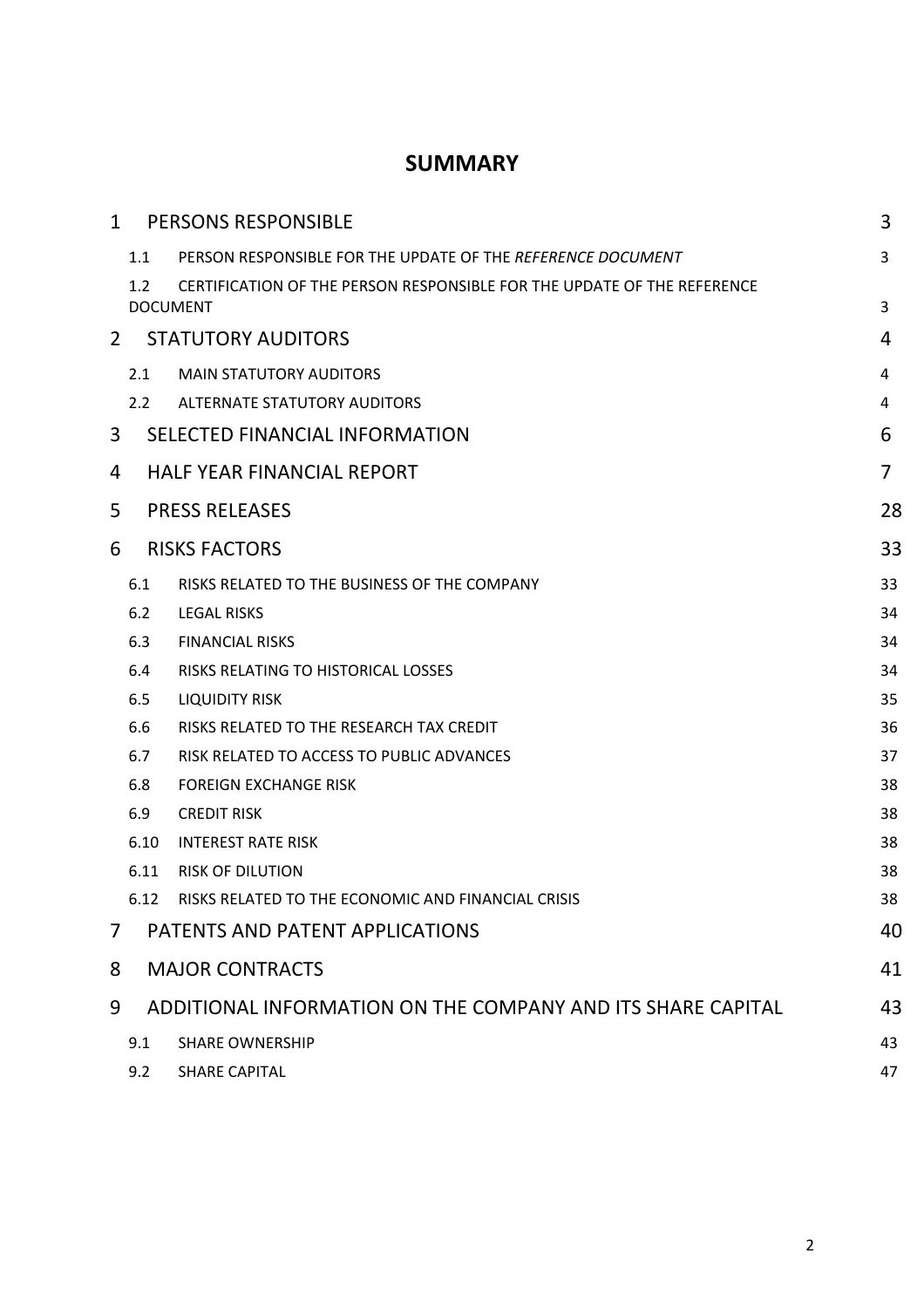# SUMMARY

| | | |
|---|---|---|
| 1 | PERSONS RESPONSIBLE | 3 |
| 1.1 | PERSON RESPONSIBLE FOR THE UPDATE OF THE *REFERENCE DOCUMENT* | 3 |
| 1.2 | CERTIFICATION OF THE PERSON RESPONSIBLE FOR THE UPDATE OF THE REFERENCE DOCUMENT | 3 |
| 2 | STATUTORY AUDITORS | 4 |
| 2.1 | MAIN STATUTORY AUDITORS | 4 |
| 2.2 | ALTERNATE STATUTORY AUDITORS | 4 |
| 3 | SELECTED FINANCIAL INFORMATION | 6 |
| 4 | HALF YEAR FINANCIAL REPORT | 7 |
| 5 | PRESS RELEASES | 28 |
| 6 | RISKS FACTORS | 33 |
| 6.1 | RISKS RELATED TO THE BUSINESS OF THE COMPANY | 33 |
| 6.2 | LEGAL RISKS | 34 |
| 6.3 | FINANCIAL RISKS | 34 |
| 6.4 | RISKS RELATING TO HISTORICAL LOSSES | 34 |
| 6.5 | LIQUIDITY RISK | 35 |
| 6.6 | RISKS RELATED TO THE RESEARCH TAX CREDIT | 36 |
| 6.7 | RISK RELATED TO ACCESS TO PUBLIC ADVANCES | 37 |
| 6.8 | FOREIGN EXCHANGE RISK | 38 |
| 6.9 | CREDIT RISK | 38 |
| 6.10 | INTEREST RATE RISK | 38 |
| 6.11 | RISK OF DILUTION | 38 |
| 6.12 | RISKS RELATED TO THE ECONOMIC AND FINANCIAL CRISIS | 38 |
| 7 | PATENTS AND PATENT APPLICATIONS | 40 |
| 8 | MAJOR CONTRACTS | 41 |
| 9 | ADDITIONAL INFORMATION ON THE COMPANY AND ITS SHARE CAPITAL | 43 |
| 9.1 | SHARE OWNERSHIP | 43 |
| 9.2 | SHARE CAPITAL | 47 |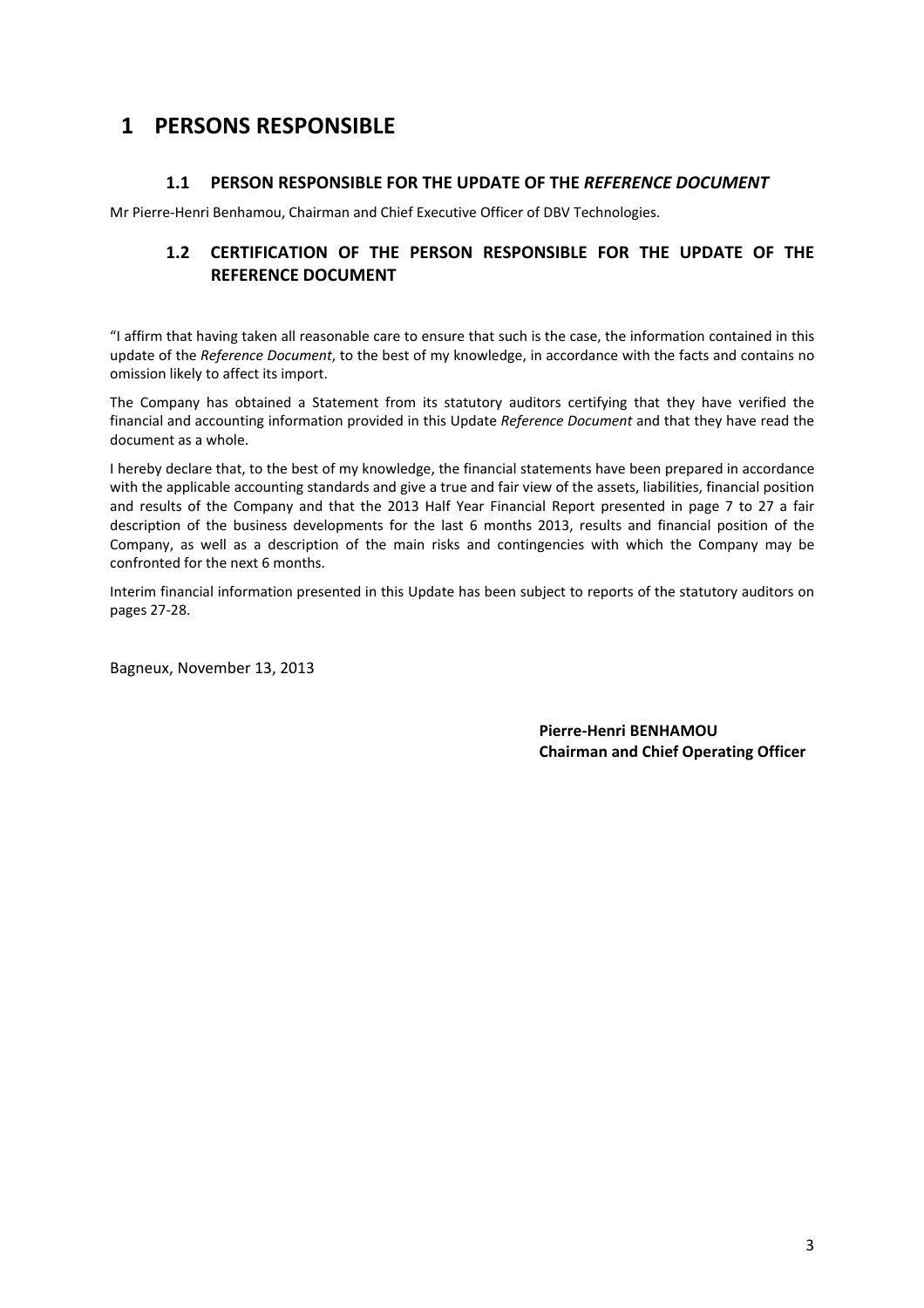# 1 PERSONS RESPONSIBLE

## 1.1 PERSON RESPONSIBLE FOR THE UPDATE OF THE *REFERENCE DOCUMENT*

Mr Pierre-Henri Benhamou, Chairman and Chief Executive Officer of DBV Technologies.

## 1.2 CERTIFICATION OF THE PERSON RESPONSIBLE FOR THE UPDATE OF THE REFERENCE DOCUMENT

"I affirm that having taken all reasonable care to ensure that such is the case, the information contained in this update of the *Reference Document*, to the best of my knowledge, in accordance with the facts and contains no omission likely to affect its import.

The Company has obtained a Statement from its statutory auditors certifying that they have verified the financial and accounting information provided in this Update *Reference Document* and that they have read the document as a whole.

I hereby declare that, to the best of my knowledge, the financial statements have been prepared in accordance with the applicable accounting standards and give a true and fair view of the assets, liabilities, financial position and results of the Company and that the 2013 Half Year Financial Report presented in page 7 to 27 a fair description of the business developments for the last 6 months 2013, results and financial position of the Company, as well as a description of the main risks and contingencies with which the Company may be confronted for the next 6 months.

Interim financial information presented in this Update has been subject to reports of the statutory auditors on pages 27-28.

Bagneux, November 13, 2013

**Pierre-Henri BENHAMOU**
**Chairman and Chief Operating Officer**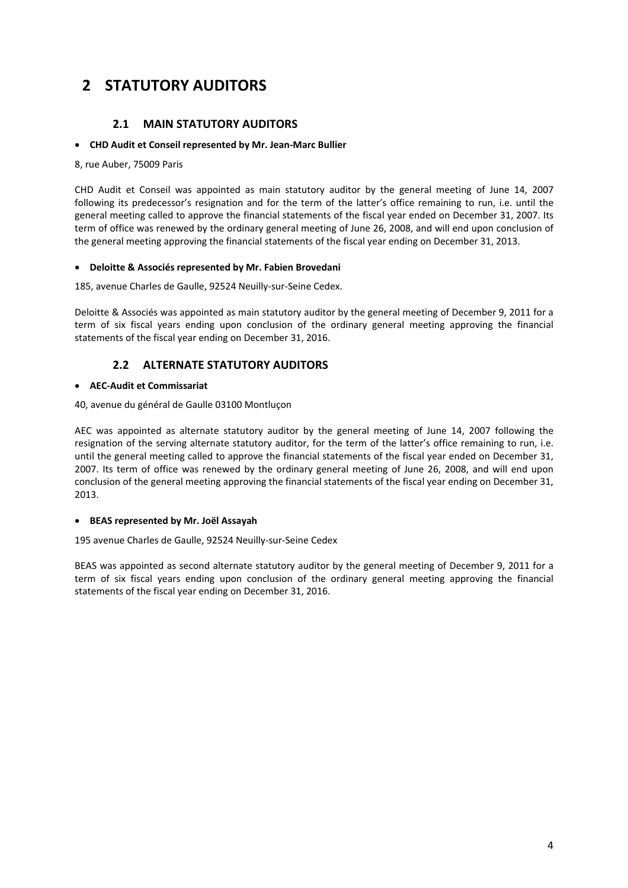# 2 STATUTORY AUDITORS

## 2.1 MAIN STATUTORY AUDITORS

- **CHD Audit et Conseil represented by Mr. Jean-Marc Bullier**

8, rue Auber, 75009 Paris

CHD Audit et Conseil was appointed as main statutory auditor by the general meeting of June 14, 2007 following its predecessor's resignation and for the term of the latter's office remaining to run, i.e. until the general meeting called to approve the financial statements of the fiscal year ended on December 31, 2007. Its term of office was renewed by the ordinary general meeting of June 26, 2008, and will end upon conclusion of the general meeting approving the financial statements of the fiscal year ending on December 31, 2013.

- **Deloitte & Associés represented by Mr. Fabien Brovedani**

185, avenue Charles de Gaulle, 92524 Neuilly-sur-Seine Cedex.

Deloitte & Associés was appointed as main statutory auditor by the general meeting of December 9, 2011 for a term of six fiscal years ending upon conclusion of the ordinary general meeting approving the financial statements of the fiscal year ending on December 31, 2016.

## 2.2 ALTERNATE STATUTORY AUDITORS

- **AEC-Audit et Commissariat**

40, avenue du général de Gaulle 03100 Montluçon

AEC was appointed as alternate statutory auditor by the general meeting of June 14, 2007 following the resignation of the serving alternate statutory auditor, for the term of the latter's office remaining to run, i.e. until the general meeting called to approve the financial statements of the fiscal year ended on December 31, 2007. Its term of office was renewed by the ordinary general meeting of June 26, 2008, and will end upon conclusion of the general meeting approving the financial statements of the fiscal year ending on December 31, 2013.

- **BEAS represented by Mr. Joël Assayah**

195 avenue Charles de Gaulle, 92524 Neuilly-sur-Seine Cedex

BEAS was appointed as second alternate statutory auditor by the general meeting of December 9, 2011 for a term of six fiscal years ending upon conclusion of the ordinary general meeting approving the financial statements of the fiscal year ending on December 31, 2016.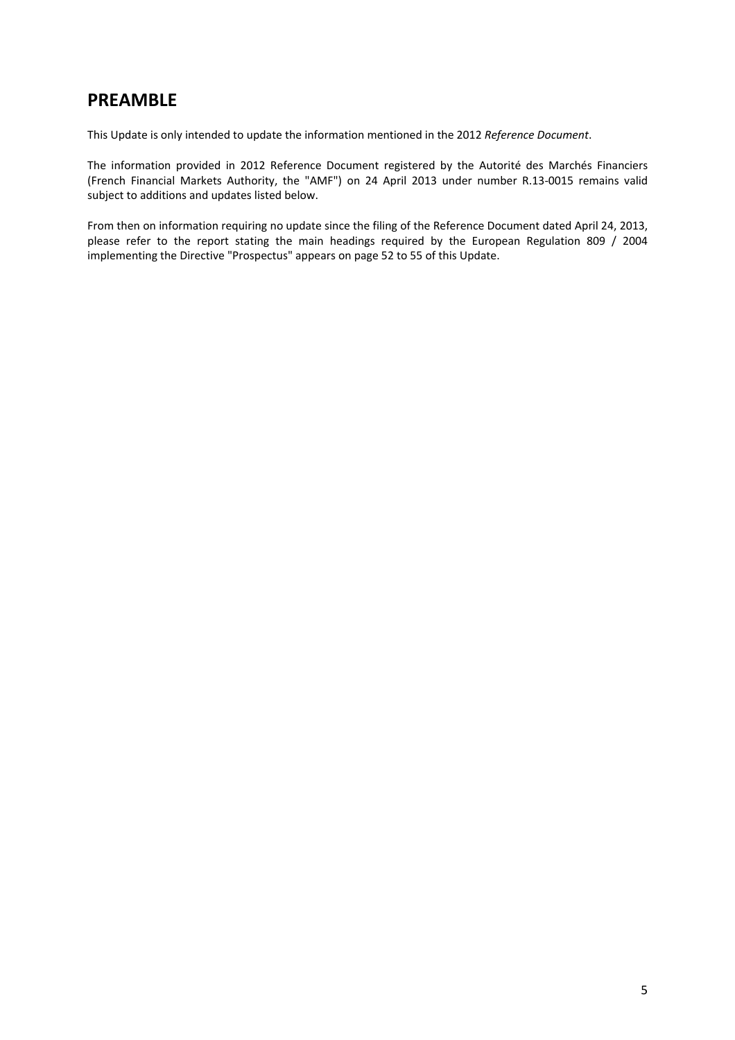## PREAMBLE

This Update is only intended to update the information mentioned in the 2012 *Reference Document*.

The information provided in 2012 Reference Document registered by the Autorité des Marchés Financiers (French Financial Markets Authority, the "AMF") on 24 April 2013 under number R.13-0015 remains valid subject to additions and updates listed below.

From then on information requiring no update since the filing of the Reference Document dated April 24, 2013, please refer to the report stating the main headings required by the European Regulation 809 / 2004 implementing the Directive "Prospectus" appears on page 52 to 55 of this Update.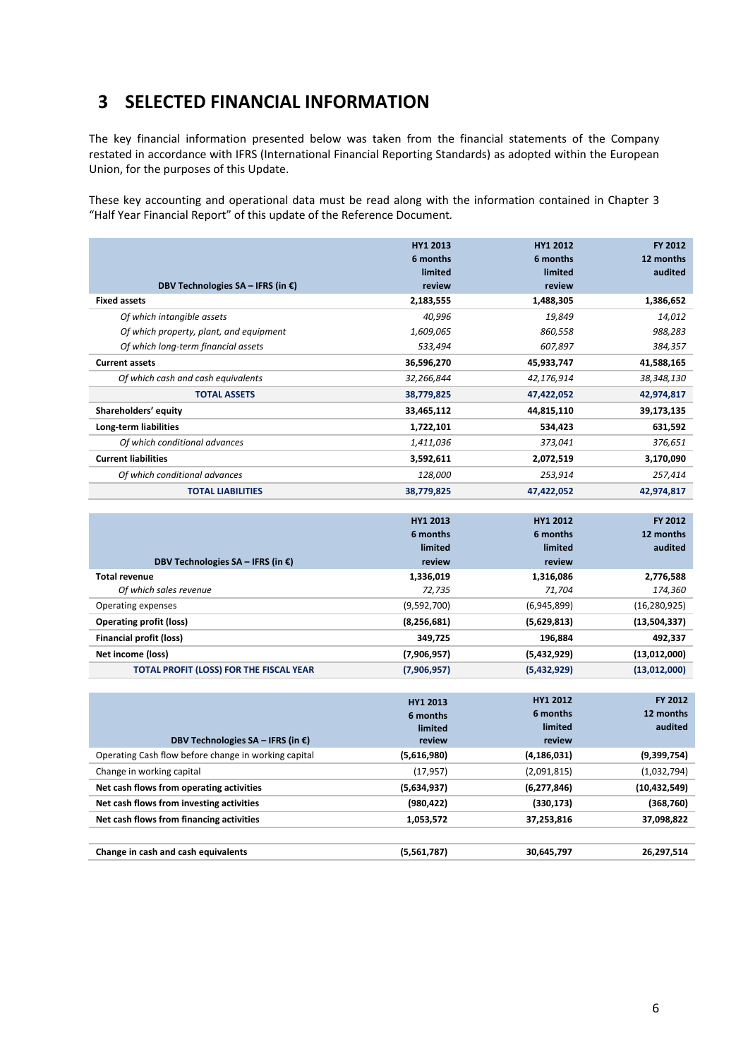# 3 SELECTED FINANCIAL INFORMATION

The key financial information presented below was taken from the financial statements of the Company restated in accordance with IFRS (International Financial Reporting Standards) as adopted within the European Union, for the purposes of this Update.

These key accounting and operational data must be read along with the information contained in Chapter 3 "Half Year Financial Report" of this update of the Reference Document.

| DBV Technologies SA – IFRS (in €) | HY1 2013 6 months limited review | HY1 2012 6 months limited review | FY 2012 12 months audited |
|---|---|---|---|
| **Fixed assets** | **2,183,555** | **1,488,305** | **1,386,652** |
| *Of which intangible assets* | *40,996* | *19,849* | *14,012* |
| *Of which property, plant, and equipment* | *1,609,065* | *860,558* | *988,283* |
| *Of which long-term financial assets* | *533,494* | *607,897* | *384,357* |
| **Current assets** | **36,596,270** | **45,933,747** | **41,588,165** |
| *Of which cash and cash equivalents* | *32,266,844* | *42,176,914* | *38,348,130* |
| **TOTAL ASSETS** | **38,779,825** | **47,422,052** | **42,974,817** |
| **Shareholders' equity** | **33,465,112** | **44,815,110** | **39,173,135** |
| **Long-term liabilities** | **1,722,101** | **534,423** | **631,592** |
| *Of which conditional advances* | *1,411,036* | *373,041* | *376,651* |
| **Current liabilities** | **3,592,611** | **2,072,519** | **3,170,090** |
| *Of which conditional advances* | *128,000* | *253,914* | *257,414* |
| **TOTAL LIABILITIES** | **38,779,825** | **47,422,052** | **42,974,817** |

| DBV Technologies SA – IFRS (in €) | HY1 2013 6 months limited review | HY1 2012 6 months limited review | FY 2012 12 months audited |
|---|---|---|---|
| **Total revenue** | **1,336,019** | **1,316,086** | **2,776,588** |
| *Of which sales revenue* | *72,735* | *71,704* | *174,360* |
| Operating expenses | (9,592,700) | (6,945,899) | (16,280,925) |
| **Operating profit (loss)** | **(8,256,681)** | **(5,629,813)** | **(13,504,337)** |
| **Financial profit (loss)** | **349,725** | **196,884** | **492,337** |
| **Net income (loss)** | **(7,906,957)** | **(5,432,929)** | **(13,012,000)** |
| **TOTAL PROFIT (LOSS) FOR THE FISCAL YEAR** | **(7,906,957)** | **(5,432,929)** | **(13,012,000)** |

| DBV Technologies SA – IFRS (in €) | HY1 2013 6 months limited review | HY1 2012 6 months limited review | FY 2012 12 months audited |
|---|---|---|---|
| Operating Cash flow before change in working capital | **(5,616,980)** | **(4,186,031)** | **(9,399,754)** |
| Change in working capital | (17,957) | (2,091,815) | (1,032,794) |
| **Net cash flows from operating activities** | **(5,634,937)** | **(6,277,846)** | **(10,432,549)** |
| **Net cash flows from investing activities** | **(980,422)** | **(330,173)** | **(368,760)** |
| **Net cash flows from financing activities** | **1,053,572** | **37,253,816** | **37,098,822** |
| | | | |
| **Change in cash and cash equivalents** | **(5,561,787)** | **30,645,797** | **26,297,514** |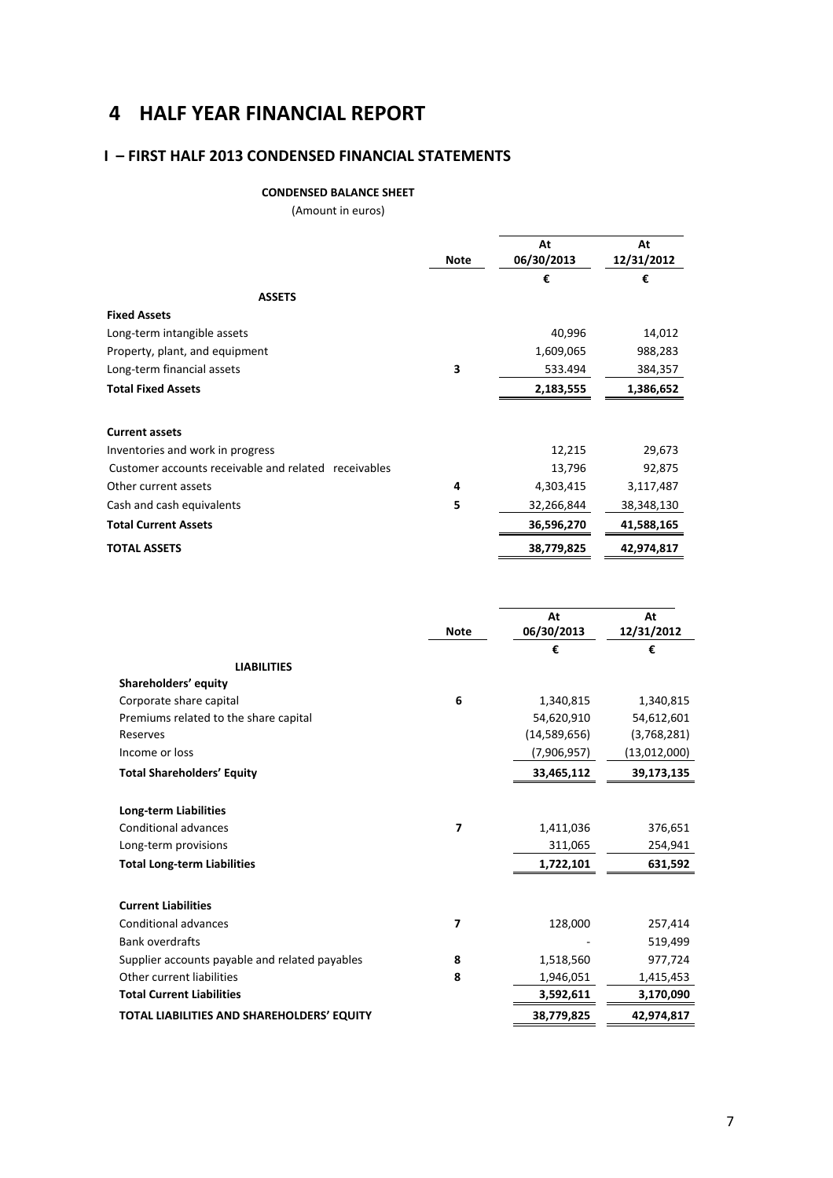# 4 HALF YEAR FINANCIAL REPORT

## I – FIRST HALF 2013 CONDENSED FINANCIAL STATEMENTS

**CONDENSED BALANCE SHEET**

(Amount in euros)

| | Note | At 06/30/2013 | At 12/31/2012 |
|---|---|---|---|
| | | € | € |
| **ASSETS** | | | |
| **Fixed Assets** | | | |
| Long-term intangible assets | | 40,996 | 14,012 |
| Property, plant, and equipment | | 1,609,065 | 988,283 |
| Long-term financial assets | 3 | 533.494 | 384,357 |
| **Total Fixed Assets** | | **2,183,555** | **1,386,652** |
| **Current assets** | | | |
| Inventories and work in progress | | 12,215 | 29,673 |
| Customer accounts receivable and related receivables | | 13,796 | 92,875 |
| Other current assets | 4 | 4,303,415 | 3,117,487 |
| Cash and cash equivalents | 5 | 32,266,844 | 38,348,130 |
| **Total Current Assets** | | **36,596,270** | **41,588,165** |
| **TOTAL ASSETS** | | **38,779,825** | **42,974,817** |

| | Note | At 06/30/2013 | At 12/31/2012 |
|---|---|---|---|
| | | € | € |
| **LIABILITIES** | | | |
| **Shareholders' equity** | | | |
| Corporate share capital | 6 | 1,340,815 | 1,340,815 |
| Premiums related to the share capital | | 54,620,910 | 54,612,601 |
| Reserves | | (14,589,656) | (3,768,281) |
| Income or loss | | (7,906,957) | (13,012,000) |
| **Total Shareholders' Equity** | | **33,465,112** | **39,173,135** |
| **Long-term Liabilities** | | | |
| Conditional advances | 7 | 1,411,036 | 376,651 |
| Long-term provisions | | 311,065 | 254,941 |
| **Total Long-term Liabilities** | | **1,722,101** | **631,592** |
| **Current Liabilities** | | | |
| Conditional advances | 7 | 128,000 | 257,414 |
| Bank overdrafts | | - | 519,499 |
| Supplier accounts payable and related payables | 8 | 1,518,560 | 977,724 |
| Other current liabilities | 8 | 1,946,051 | 1,415,453 |
| **Total Current Liabilities** | | **3,592,611** | **3,170,090** |
| **TOTAL LIABILITIES AND SHAREHOLDERS' EQUITY** | | **38,779,825** | **42,974,817** |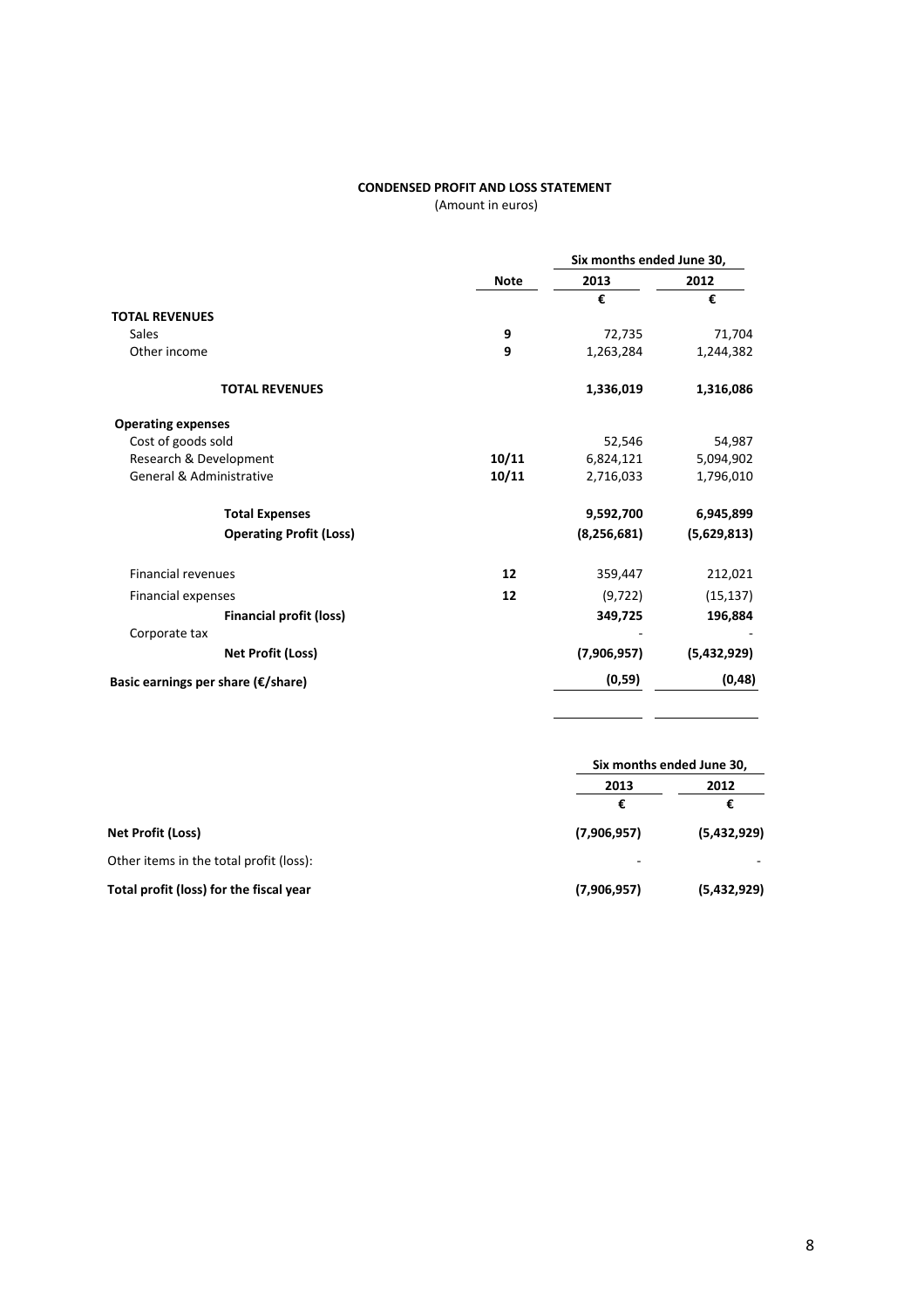**CONDENSED PROFIT AND LOSS STATEMENT**
(Amount in euros)

| | Note | Six months ended June 30, 2013 | Six months ended June 30, 2012 |
|---|---|---|---|
| | | € | € |
| **TOTAL REVENUES** | | | |
| Sales | 9 | 72,735 | 71,704 |
| Other income | 9 | 1,263,284 | 1,244,382 |
| **TOTAL REVENUES** | | **1,336,019** | **1,316,086** |
| **Operating expenses** | | | |
| Cost of goods sold | | 52,546 | 54,987 |
| Research & Development | 10/11 | 6,824,121 | 5,094,902 |
| General & Administrative | 10/11 | 2,716,033 | 1,796,010 |
| **Total Expenses** | | **9,592,700** | **6,945,899** |
| **Operating Profit (Loss)** | | **(8,256,681)** | **(5,629,813)** |
| Financial revenues | 12 | 359,447 | 212,021 |
| Financial expenses | 12 | (9,722) | (15,137) |
| **Financial profit (loss)** | | **349,725** | **196,884** |
| Corporate tax | | - | - |
| **Net Profit (Loss)** | | **(7,906,957)** | **(5,432,929)** |
| **Basic earnings per share (€/share)** | | **(0,59)** | **(0,48)** |

| | Six months ended June 30, 2013 | Six months ended June 30, 2012 |
|---|---|---|
| | € | € |
| **Net Profit (Loss)** | **(7,906,957)** | **(5,432,929)** |
| Other items in the total profit (loss): | - | - |
| **Total profit (loss) for the fiscal year** | **(7,906,957)** | **(5,432,929)** |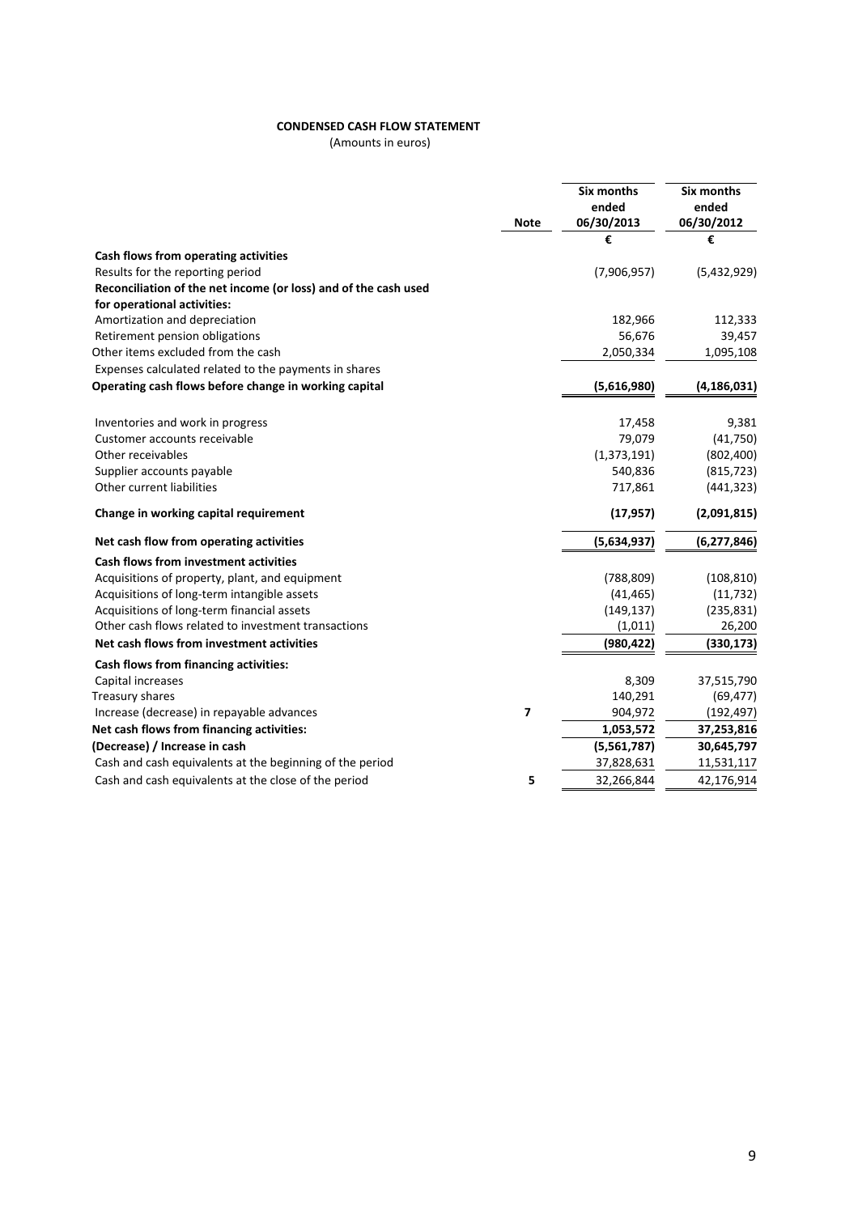**CONDENSED CASH FLOW STATEMENT**
(Amounts in euros)

| | Note | Six months ended 06/30/2013 | Six months ended 06/30/2012 |
|---|---|---|---|
| | | € | € |
| **Cash flows from operating activities** | | | |
| Results for the reporting period | | (7,906,957) | (5,432,929) |
| **Reconciliation of the net income (or loss) and of the cash used for operational activities:** | | | |
| Amortization and depreciation | | 182,966 | 112,333 |
| Retirement pension obligations | | 56,676 | 39,457 |
| Other items excluded from the cash | | 2,050,334 | 1,095,108 |
| Expenses calculated related to the payments in shares | | | |
| **Operating cash flows before change in working capital** | | **(5,616,980)** | **(4,186,031)** |
| Inventories and work in progress | | 17,458 | 9,381 |
| Customer accounts receivable | | 79,079 | (41,750) |
| Other receivables | | (1,373,191) | (802,400) |
| Supplier accounts payable | | 540,836 | (815,723) |
| Other current liabilities | | 717,861 | (441,323) |
| **Change in working capital requirement** | | **(17,957)** | **(2,091,815)** |
| **Net cash flow from operating activities** | | **(5,634,937)** | **(6,277,846)** |
| **Cash flows from investment activities** | | | |
| Acquisitions of property, plant, and equipment | | (788,809) | (108,810) |
| Acquisitions of long-term intangible assets | | (41,465) | (11,732) |
| Acquisitions of long-term financial assets | | (149,137) | (235,831) |
| Other cash flows related to investment transactions | | (1,011) | 26,200 |
| **Net cash flows from investment activities** | | **(980,422)** | **(330,173)** |
| **Cash flows from financing activities:** | | | |
| Capital increases | | 8,309 | 37,515,790 |
| Treasury shares | | 140,291 | (69,477) |
| Increase (decrease) in repayable advances | 7 | 904,972 | (192,497) |
| **Net cash flows from financing activities:** | | **1,053,572** | **37,253,816** |
| **(Decrease) / Increase in cash** | | **(5,561,787)** | **30,645,797** |
| Cash and cash equivalents at the beginning of the period | | 37,828,631 | 11,531,117 |
| Cash and cash equivalents at the close of the period | 5 | 32,266,844 | 42,176,914 |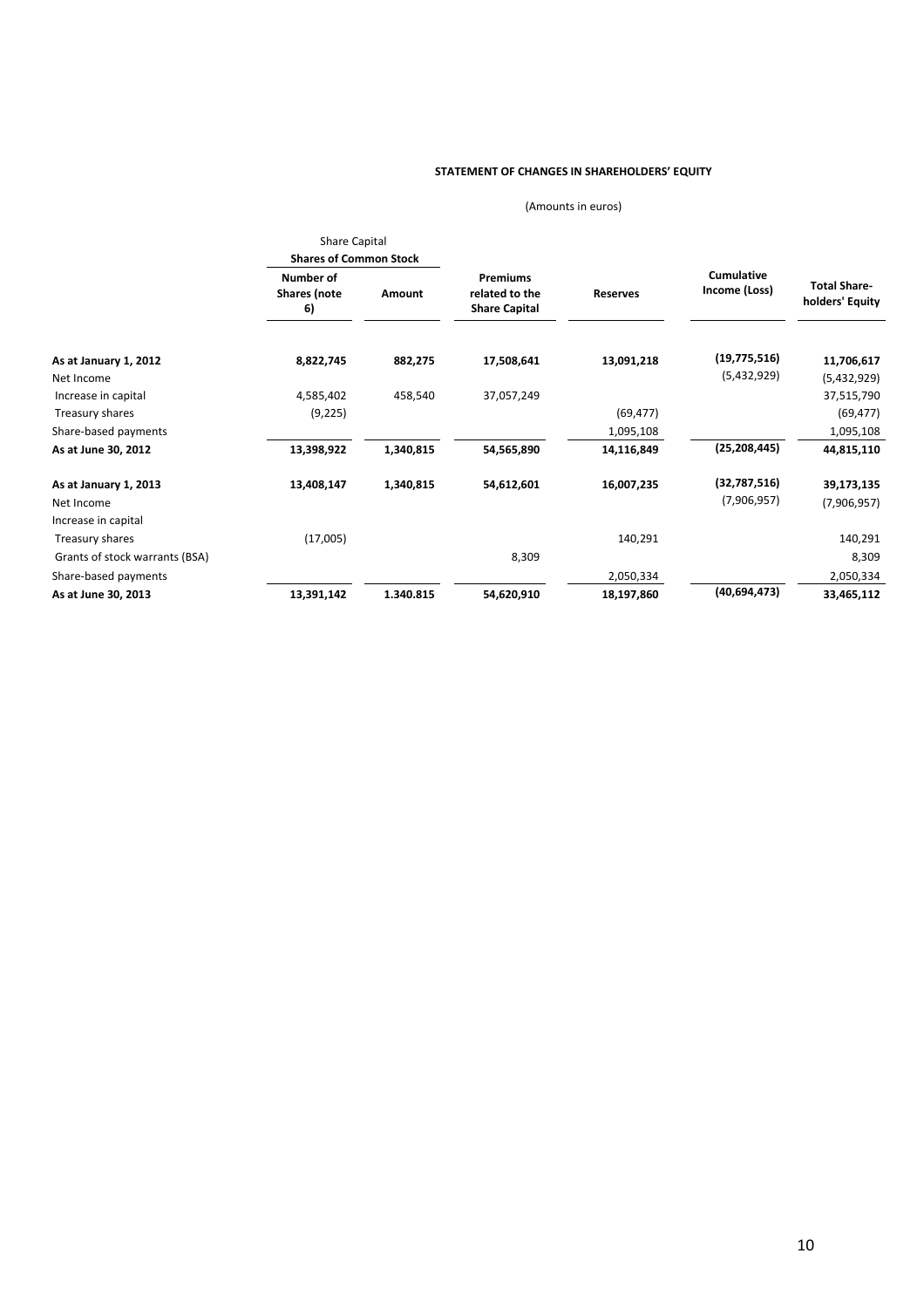**STATEMENT OF CHANGES IN SHAREHOLDERS' EQUITY**

(Amounts in euros)

| | Share Capital | | | | | |
|---|---|---|---|---|---|---|
| | Shares of Common Stock | | | | | |
| | Number of Shares (note 6) | Amount | Premiums related to the Share Capital | Reserves | Cumulative Income (Loss) | Total Share-holders' Equity |
| **As at January 1, 2012** | **8,822,745** | **882,275** | **17,508,641** | **13,091,218** | **(19,775,516)** | **11,706,617** |
| Net Income | | | | | (5,432,929) | (5,432,929) |
| Increase in capital | 4,585,402 | 458,540 | 37,057,249 | | | 37,515,790 |
| Treasury shares | (9,225) | | | (69,477) | | (69,477) |
| Share-based payments | | | | 1,095,108 | | 1,095,108 |
| **As at June 30, 2012** | **13,398,922** | **1,340,815** | **54,565,890** | **14,116,849** | **(25,208,445)** | **44,815,110** |
| **As at January 1, 2013** | **13,408,147** | **1,340,815** | **54,612,601** | **16,007,235** | **(32,787,516)** | **39,173,135** |
| Net Income | | | | | (7,906,957) | (7,906,957) |
| Increase in capital | | | | | | |
| Treasury shares | (17,005) | | | 140,291 | | 140,291 |
| Grants of stock warrants (BSA) | | | 8,309 | | | 8,309 |
| Share-based payments | | | | 2,050,334 | | 2,050,334 |
| **As at June 30, 2013** | **13,391,142** | **1.340.815** | **54,620,910** | **18,197,860** | **(40,694,473)** | **33,465,112** |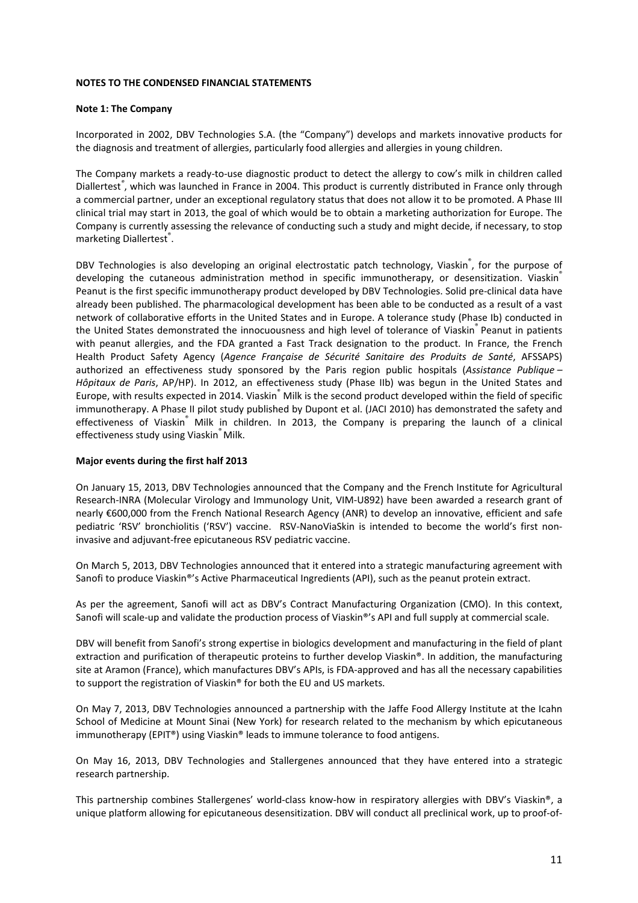**NOTES TO THE CONDENSED FINANCIAL STATEMENTS**

**Note 1: The Company**

Incorporated in 2002, DBV Technologies S.A. (the "Company") develops and markets innovative products for the diagnosis and treatment of allergies, particularly food allergies and allergies in young children.

The Company markets a ready-to-use diagnostic product to detect the allergy to cow's milk in children called Diallertest®, which was launched in France in 2004. This product is currently distributed in France only through a commercial partner, under an exceptional regulatory status that does not allow it to be promoted. A Phase III clinical trial may start in 2013, the goal of which would be to obtain a marketing authorization for Europe. The Company is currently assessing the relevance of conducting such a study and might decide, if necessary, to stop marketing Diallertest®.

DBV Technologies is also developing an original electrostatic patch technology, Viaskin®, for the purpose of developing the cutaneous administration method in specific immunotherapy, or desensitization. Viaskin® Peanut is the first specific immunotherapy product developed by DBV Technologies. Solid pre-clinical data have already been published. The pharmacological development has been able to be conducted as a result of a vast network of collaborative efforts in the United States and in Europe. A tolerance study (Phase Ib) conducted in the United States demonstrated the innocuousness and high level of tolerance of Viaskin® Peanut in patients with peanut allergies, and the FDA granted a Fast Track designation to the product. In France, the French Health Product Safety Agency (*Agence Française de Sécurité Sanitaire des Produits de Santé*, AFSSAPS) authorized an effectiveness study sponsored by the Paris region public hospitals (*Assistance Publique – Hôpitaux de Paris*, AP/HP). In 2012, an effectiveness study (Phase IIb) was begun in the United States and Europe, with results expected in 2014. Viaskin® Milk is the second product developed within the field of specific immunotherapy. A Phase II pilot study published by Dupont et al. (JACI 2010) has demonstrated the safety and effectiveness of Viaskin® Milk in children. In 2013, the Company is preparing the launch of a clinical effectiveness study using Viaskin® Milk.

**Major events during the first half 2013**

On January 15, 2013, DBV Technologies announced that the Company and the French Institute for Agricultural Research-INRA (Molecular Virology and Immunology Unit, VIM-U892) have been awarded a research grant of nearly €600,000 from the French National Research Agency (ANR) to develop an innovative, efficient and safe pediatric 'RSV' bronchiolitis ('RSV') vaccine. RSV-NanoViaSkin is intended to become the world's first non-invasive and adjuvant-free epicutaneous RSV pediatric vaccine.

On March 5, 2013, DBV Technologies announced that it entered into a strategic manufacturing agreement with Sanofi to produce Viaskin®'s Active Pharmaceutical Ingredients (API), such as the peanut protein extract.

As per the agreement, Sanofi will act as DBV's Contract Manufacturing Organization (CMO). In this context, Sanofi will scale-up and validate the production process of Viaskin®'s API and full supply at commercial scale.

DBV will benefit from Sanofi's strong expertise in biologics development and manufacturing in the field of plant extraction and purification of therapeutic proteins to further develop Viaskin®. In addition, the manufacturing site at Aramon (France), which manufactures DBV's APIs, is FDA-approved and has all the necessary capabilities to support the registration of Viaskin® for both the EU and US markets.

On May 7, 2013, DBV Technologies announced a partnership with the Jaffe Food Allergy Institute at the Icahn School of Medicine at Mount Sinai (New York) for research related to the mechanism by which epicutaneous immunotherapy (EPIT®) using Viaskin® leads to immune tolerance to food antigens.

On May 16, 2013, DBV Technologies and Stallergenes announced that they have entered into a strategic research partnership.

This partnership combines Stallergenes' world-class know-how in respiratory allergies with DBV's Viaskin®, a unique platform allowing for epicutaneous desensitization. DBV will conduct all preclinical work, up to proof-of-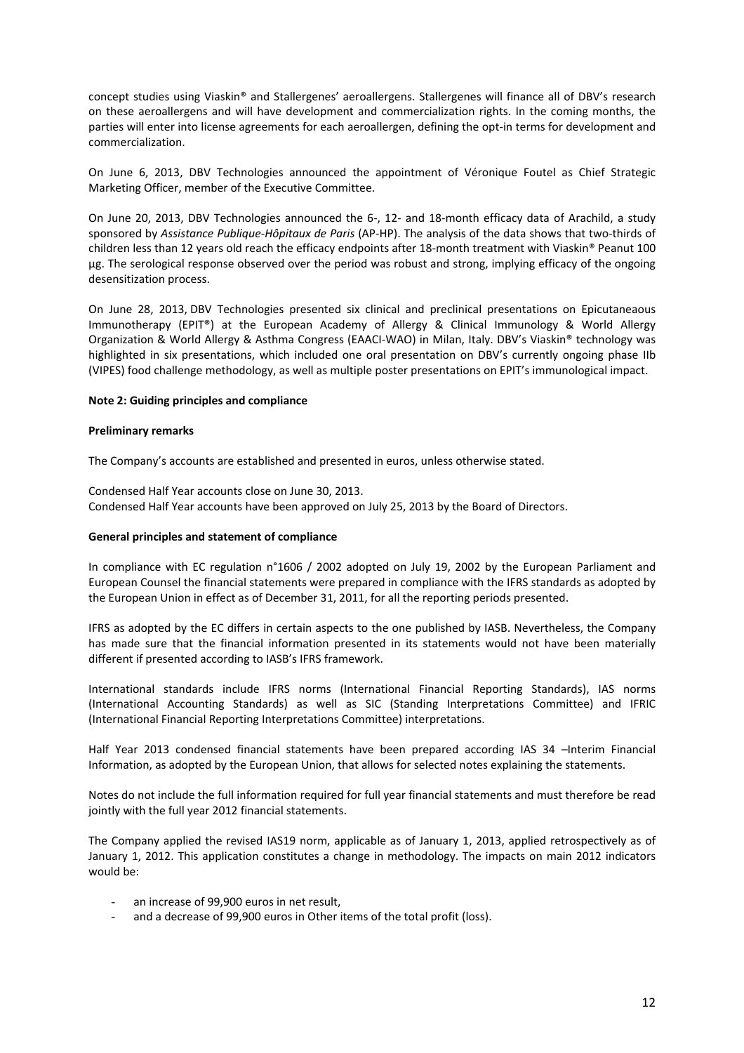concept studies using Viaskin® and Stallergenes' aeroallergens. Stallergenes will finance all of DBV's research on these aeroallergens and will have development and commercialization rights. In the coming months, the parties will enter into license agreements for each aeroallergen, defining the opt-in terms for development and commercialization.

On June 6, 2013, DBV Technologies announced the appointment of Véronique Foutel as Chief Strategic Marketing Officer, member of the Executive Committee.

On June 20, 2013, DBV Technologies announced the 6-, 12- and 18-month efficacy data of Arachild, a study sponsored by *Assistance Publique-Hôpitaux de Paris* (AP-HP). The analysis of the data shows that two-thirds of children less than 12 years old reach the efficacy endpoints after 18-month treatment with Viaskin® Peanut 100 µg. The serological response observed over the period was robust and strong, implying efficacy of the ongoing desensitization process.

On June 28, 2013, DBV Technologies presented six clinical and preclinical presentations on Epicutaneaous Immunotherapy (EPIT®) at the European Academy of Allergy & Clinical Immunology & World Allergy Organization & World Allergy & Asthma Congress (EAACI-WAO) in Milan, Italy. DBV's Viaskin® technology was highlighted in six presentations, which included one oral presentation on DBV's currently ongoing phase IIb (VIPES) food challenge methodology, as well as multiple poster presentations on EPIT's immunological impact.

**Note 2: Guiding principles and compliance**

**Preliminary remarks**

The Company's accounts are established and presented in euros, unless otherwise stated.

Condensed Half Year accounts close on June 30, 2013.
Condensed Half Year accounts have been approved on July 25, 2013 by the Board of Directors.

**General principles and statement of compliance**

In compliance with EC regulation n°1606 / 2002 adopted on July 19, 2002 by the European Parliament and European Counsel the financial statements were prepared in compliance with the IFRS standards as adopted by the European Union in effect as of December 31, 2011, for all the reporting periods presented.

IFRS as adopted by the EC differs in certain aspects to the one published by IASB. Nevertheless, the Company has made sure that the financial information presented in its statements would not have been materially different if presented according to IASB's IFRS framework.

International standards include IFRS norms (International Financial Reporting Standards), IAS norms (International Accounting Standards) as well as SIC (Standing Interpretations Committee) and IFRIC (International Financial Reporting Interpretations Committee) interpretations.

Half Year 2013 condensed financial statements have been prepared according IAS 34 –Interim Financial Information, as adopted by the European Union, that allows for selected notes explaining the statements.

Notes do not include the full information required for full year financial statements and must therefore be read jointly with the full year 2012 financial statements.

The Company applied the revised IAS19 norm, applicable as of January 1, 2013, applied retrospectively as of January 1, 2012. This application constitutes a change in methodology. The impacts on main 2012 indicators would be:

- an increase of 99,900 euros in net result,
- and a decrease of 99,900 euros in Other items of the total profit (loss).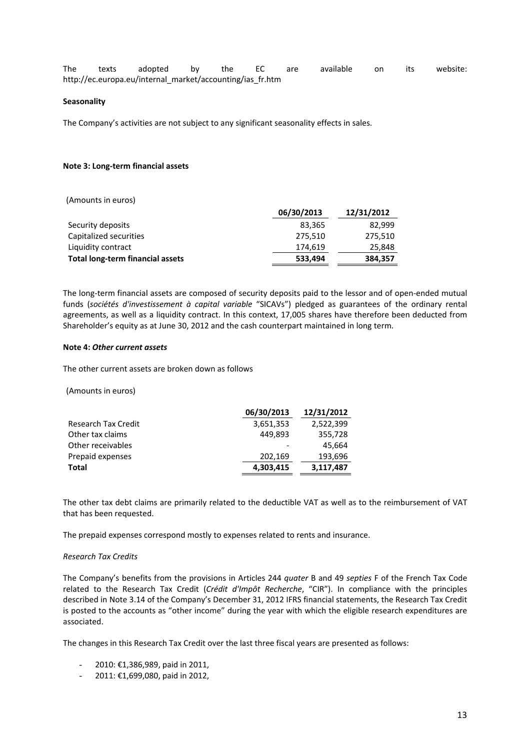The texts adopted by the EC are available on its website: http://ec.europa.eu/internal_market/accounting/ias_fr.htm

**Seasonality**

The Company's activities are not subject to any significant seasonality effects in sales.

**Note 3: Long-term financial assets**

(Amounts in euros)

| | 06/30/2013 | 12/31/2012 |
|---|---|---|
| Security deposits | 83,365 | 82,999 |
| Capitalized securities | 275,510 | 275,510 |
| Liquidity contract | 174,619 | 25,848 |
| **Total long-term financial assets** | **533,494** | **384,357** |

The long-term financial assets are composed of security deposits paid to the lessor and of open-ended mutual funds (*sociétés d'investissement à capital variable* "SICAVs") pledged as guarantees of the ordinary rental agreements, as well as a liquidity contract. In this context, 17,005 shares have therefore been deducted from Shareholder's equity as at June 30, 2012 and the cash counterpart maintained in long term.

**Note 4: *Other current assets***

The other current assets are broken down as follows

(Amounts in euros)

| | 06/30/2013 | 12/31/2012 |
|---|---|---|
| Research Tax Credit | 3,651,353 | 2,522,399 |
| Other tax claims | 449,893 | 355,728 |
| Other receivables | - | 45,664 |
| Prepaid expenses | 202,169 | 193,696 |
| **Total** | **4,303,415** | **3,117,487** |

The other tax debt claims are primarily related to the deductible VAT as well as to the reimbursement of VAT that has been requested.

The prepaid expenses correspond mostly to expenses related to rents and insurance.

*Research Tax Credits*

The Company's benefits from the provisions in Articles 244 *quater* B and 49 *septies* F of the French Tax Code related to the Research Tax Credit (*Crédit d'Impôt Recherche*, "CIR"). In compliance with the principles described in Note 3.14 of the Company's December 31, 2012 IFRS financial statements, the Research Tax Credit is posted to the accounts as "other income" during the year with which the eligible research expenditures are associated.

The changes in this Research Tax Credit over the last three fiscal years are presented as follows:

- 2010: €1,386,989, paid in 2011,
- 2011: €1,699,080, paid in 2012,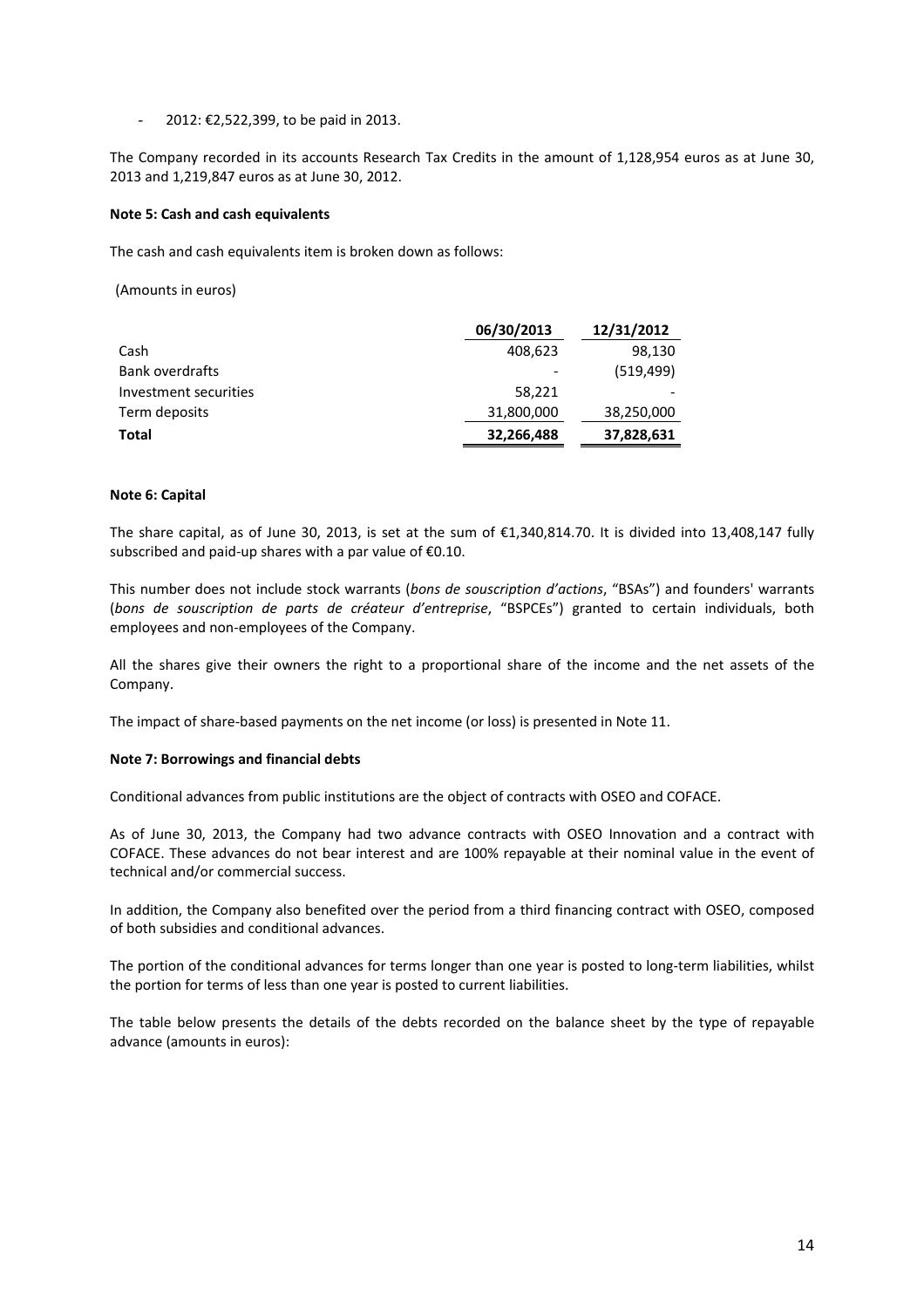- 2012: €2,522,399, to be paid in 2013.

The Company recorded in its accounts Research Tax Credits in the amount of 1,128,954 euros as at June 30, 2013 and 1,219,847 euros as at June 30, 2012.

**Note 5: Cash and cash equivalents**

The cash and cash equivalents item is broken down as follows:

(Amounts in euros)

| | 06/30/2013 | 12/31/2012 |
|---|---|---|
| Cash | 408,623 | 98,130 |
| Bank overdrafts | - | (519,499) |
| Investment securities | 58,221 | - |
| Term deposits | 31,800,000 | 38,250,000 |
| **Total** | **32,266,488** | **37,828,631** |

**Note 6: Capital**

The share capital, as of June 30, 2013, is set at the sum of €1,340,814.70. It is divided into 13,408,147 fully subscribed and paid-up shares with a par value of €0.10.

This number does not include stock warrants (*bons de souscription d'actions*, "BSAs") and founders' warrants (*bons de souscription de parts de créateur d'entreprise*, "BSPCEs") granted to certain individuals, both employees and non-employees of the Company.

All the shares give their owners the right to a proportional share of the income and the net assets of the Company.

The impact of share-based payments on the net income (or loss) is presented in Note 11.

**Note 7: Borrowings and financial debts**

Conditional advances from public institutions are the object of contracts with OSEO and COFACE.

As of June 30, 2013, the Company had two advance contracts with OSEO Innovation and a contract with COFACE. These advances do not bear interest and are 100% repayable at their nominal value in the event of technical and/or commercial success.

In addition, the Company also benefited over the period from a third financing contract with OSEO, composed of both subsidies and conditional advances.

The portion of the conditional advances for terms longer than one year is posted to long-term liabilities, whilst the portion for terms of less than one year is posted to current liabilities.

The table below presents the details of the debts recorded on the balance sheet by the type of repayable advance (amounts in euros):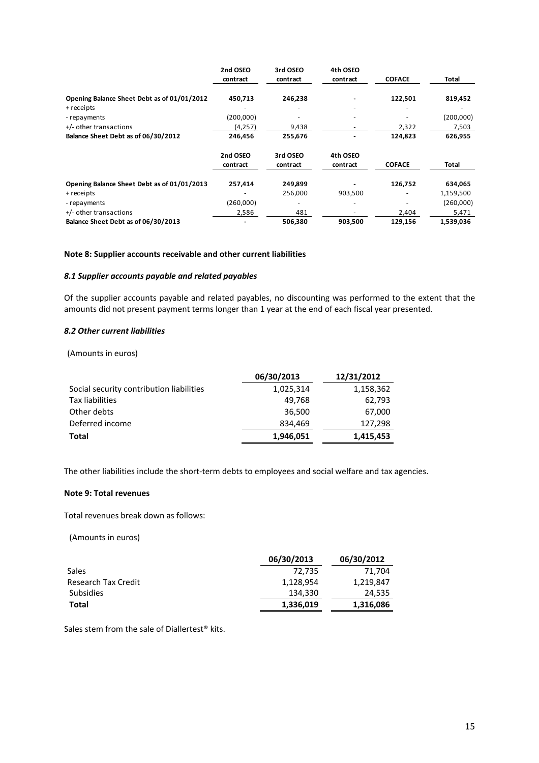| | 2nd OSEO contract | 3rd OSEO contract | 4th OSEO contract | COFACE | Total |
|---|---|---|---|---|---|
| **Opening Balance Sheet Debt as of 01/01/2012** | **450,713** | **246,238** | **-** | **122,501** | **819,452** |
| + receipts | - | - | - | - | - |
| - repayments | (200,000) | - | - | - | (200,000) |
| +/- other transactions | (4,257) | 9,438 | - | 2,322 | 7,503 |
| **Balance Sheet Debt as of 06/30/2012** | **246,456** | **255,676** | **-** | **124,823** | **626,955** |

| | 2nd OSEO contract | 3rd OSEO contract | 4th OSEO contract | COFACE | Total |
|---|---|---|---|---|---|
| **Opening Balance Sheet Debt as of 01/01/2013** | **257,414** | **249,899** | **-** | **126,752** | **634,065** |
| + receipts | - | 256,000 | 903,500 | - | 1,159,500 |
| - repayments | (260,000) | - | - | - | (260,000) |
| +/- other transactions | 2,586 | 481 | - | 2,404 | 5,471 |
| **Balance Sheet Debt as of 06/30/2013** | **-** | **506,380** | **903,500** | **129,156** | **1,539,036** |

**Note 8: Supplier accounts receivable and other current liabilities**

***8.1 Supplier accounts payable and related payables***

Of the supplier accounts payable and related payables, no discounting was performed to the extent that the amounts did not present payment terms longer than 1 year at the end of each fiscal year presented.

***8.2 Other current liabilities***

(Amounts in euros)

| | 06/30/2013 | 12/31/2012 |
|---|---|---|
| Social security contribution liabilities | 1,025,314 | 1,158,362 |
| Tax liabilities | 49,768 | 62,793 |
| Other debts | 36,500 | 67,000 |
| Deferred income | 834,469 | 127,298 |
| **Total** | **1,946,051** | **1,415,453** |

The other liabilities include the short-term debts to employees and social welfare and tax agencies.

**Note 9: Total revenues**

Total revenues break down as follows:

(Amounts in euros)

| | 06/30/2013 | 06/30/2012 |
|---|---|---|
| Sales | 72,735 | 71,704 |
| Research Tax Credit | 1,128,954 | 1,219,847 |
| Subsidies | 134,330 | 24,535 |
| **Total** | **1,336,019** | **1,316,086** |

Sales stem from the sale of Diallertest® kits.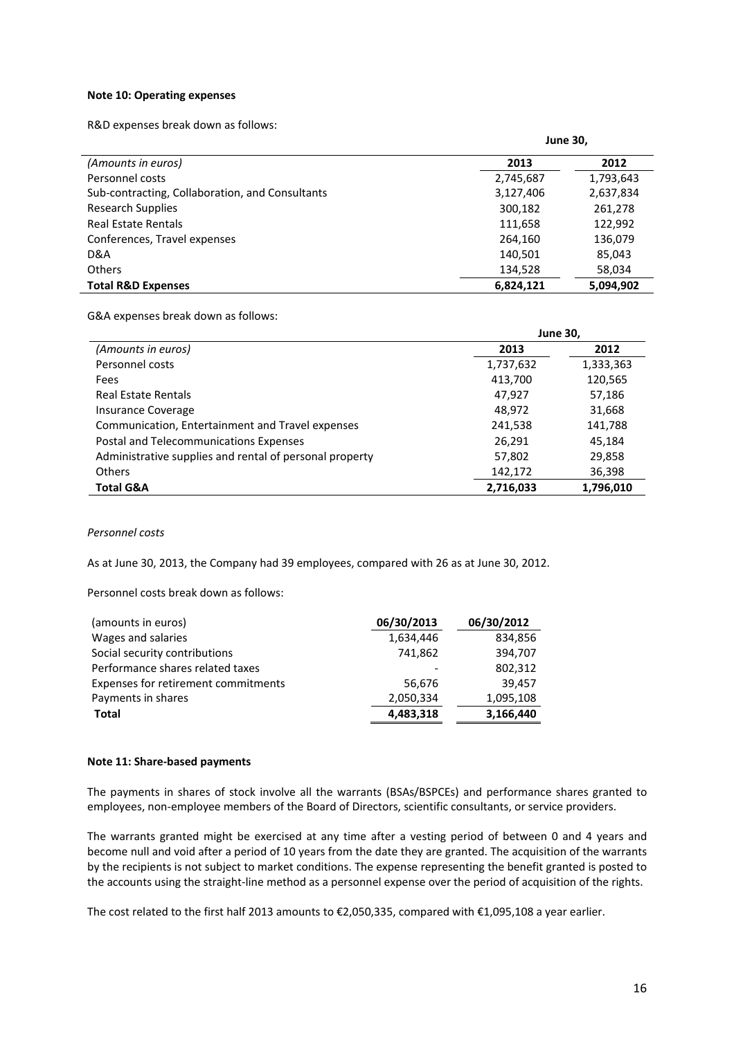**Note 10: Operating expenses**

R&D expenses break down as follows:

| | June 30, | |
|---|---|---|
| *(Amounts in euros)* | **2013** | **2012** |
| Personnel costs | 2,745,687 | 1,793,643 |
| Sub-contracting, Collaboration, and Consultants | 3,127,406 | 2,637,834 |
| Research Supplies | 300,182 | 261,278 |
| Real Estate Rentals | 111,658 | 122,992 |
| Conferences, Travel expenses | 264,160 | 136,079 |
| D&A | 140,501 | 85,043 |
| Others | 134,528 | 58,034 |
| **Total R&D Expenses** | **6,824,121** | **5,094,902** |

G&A expenses break down as follows:

| | June 30, | |
|---|---|---|
| *(Amounts in euros)* | **2013** | **2012** |
| Personnel costs | 1,737,632 | 1,333,363 |
| Fees | 413,700 | 120,565 |
| Real Estate Rentals | 47,927 | 57,186 |
| Insurance Coverage | 48,972 | 31,668 |
| Communication, Entertainment and Travel expenses | 241,538 | 141,788 |
| Postal and Telecommunications Expenses | 26,291 | 45,184 |
| Administrative supplies and rental of personal property | 57,802 | 29,858 |
| Others | 142,172 | 36,398 |
| **Total G&A** | **2,716,033** | **1,796,010** |

*Personnel costs*

As at June 30, 2013, the Company had 39 employees, compared with 26 as at June 30, 2012.

Personnel costs break down as follows:

| (amounts in euros) | 06/30/2013 | 06/30/2012 |
|---|---|---|
| Wages and salaries | 1,634,446 | 834,856 |
| Social security contributions | 741,862 | 394,707 |
| Performance shares related taxes | - | 802,312 |
| Expenses for retirement commitments | 56,676 | 39,457 |
| Payments in shares | 2,050,334 | 1,095,108 |
| **Total** | **4,483,318** | **3,166,440** |

**Note 11: Share-based payments**

The payments in shares of stock involve all the warrants (BSAs/BSPCEs) and performance shares granted to employees, non-employee members of the Board of Directors, scientific consultants, or service providers.

The warrants granted might be exercised at any time after a vesting period of between 0 and 4 years and become null and void after a period of 10 years from the date they are granted. The acquisition of the warrants by the recipients is not subject to market conditions. The expense representing the benefit granted is posted to the accounts using the straight-line method as a personnel expense over the period of acquisition of the rights.

The cost related to the first half 2013 amounts to €2,050,335, compared with €1,095,108 a year earlier.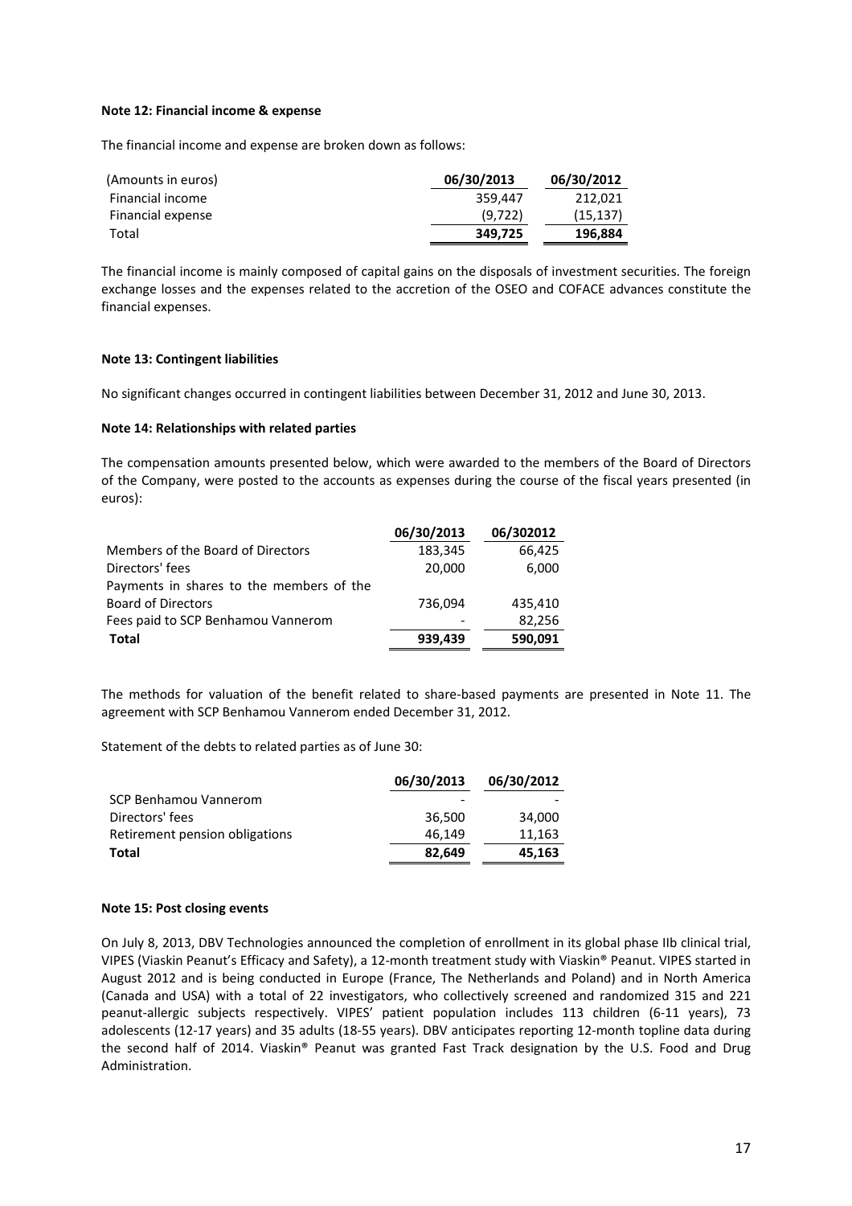**Note 12: Financial income & expense**

The financial income and expense are broken down as follows:

| (Amounts in euros) | 06/30/2013 | 06/30/2012 |
|---|---|---|
| Financial income | 359,447 | 212,021 |
| Financial expense | (9,722) | (15,137) |
| Total | **349,725** | **196,884** |

The financial income is mainly composed of capital gains on the disposals of investment securities. The foreign exchange losses and the expenses related to the accretion of the OSEO and COFACE advances constitute the financial expenses.

**Note 13: Contingent liabilities**

No significant changes occurred in contingent liabilities between December 31, 2012 and June 30, 2013.

**Note 14: Relationships with related parties**

The compensation amounts presented below, which were awarded to the members of the Board of Directors of the Company, were posted to the accounts as expenses during the course of the fiscal years presented (in euros):

| | 06/30/2013 | 06/302012 |
|---|---|---|
| Members of the Board of Directors | 183,345 | 66,425 |
| Directors' fees | 20,000 | 6,000 |
| Payments in shares to the members of the Board of Directors | 736,094 | 435,410 |
| Fees paid to SCP Benhamou Vannerom | - | 82,256 |
| **Total** | **939,439** | **590,091** |

The methods for valuation of the benefit related to share-based payments are presented in Note 11. The agreement with SCP Benhamou Vannerom ended December 31, 2012.

Statement of the debts to related parties as of June 30:

| | 06/30/2013 | 06/30/2012 |
|---|---|---|
| SCP Benhamou Vannerom | - | - |
| Directors' fees | 36,500 | 34,000 |
| Retirement pension obligations | 46,149 | 11,163 |
| **Total** | **82,649** | **45,163** |

**Note 15: Post closing events**

On July 8, 2013, DBV Technologies announced the completion of enrollment in its global phase IIb clinical trial, VIPES (Viaskin Peanut's Efficacy and Safety), a 12-month treatment study with Viaskin® Peanut. VIPES started in August 2012 and is being conducted in Europe (France, The Netherlands and Poland) and in North America (Canada and USA) with a total of 22 investigators, who collectively screened and randomized 315 and 221 peanut-allergic subjects respectively. VIPES' patient population includes 113 children (6-11 years), 73 adolescents (12-17 years) and 35 adults (18-55 years). DBV anticipates reporting 12-month topline data during the second half of 2014. Viaskin® Peanut was granted Fast Track designation by the U.S. Food and Drug Administration.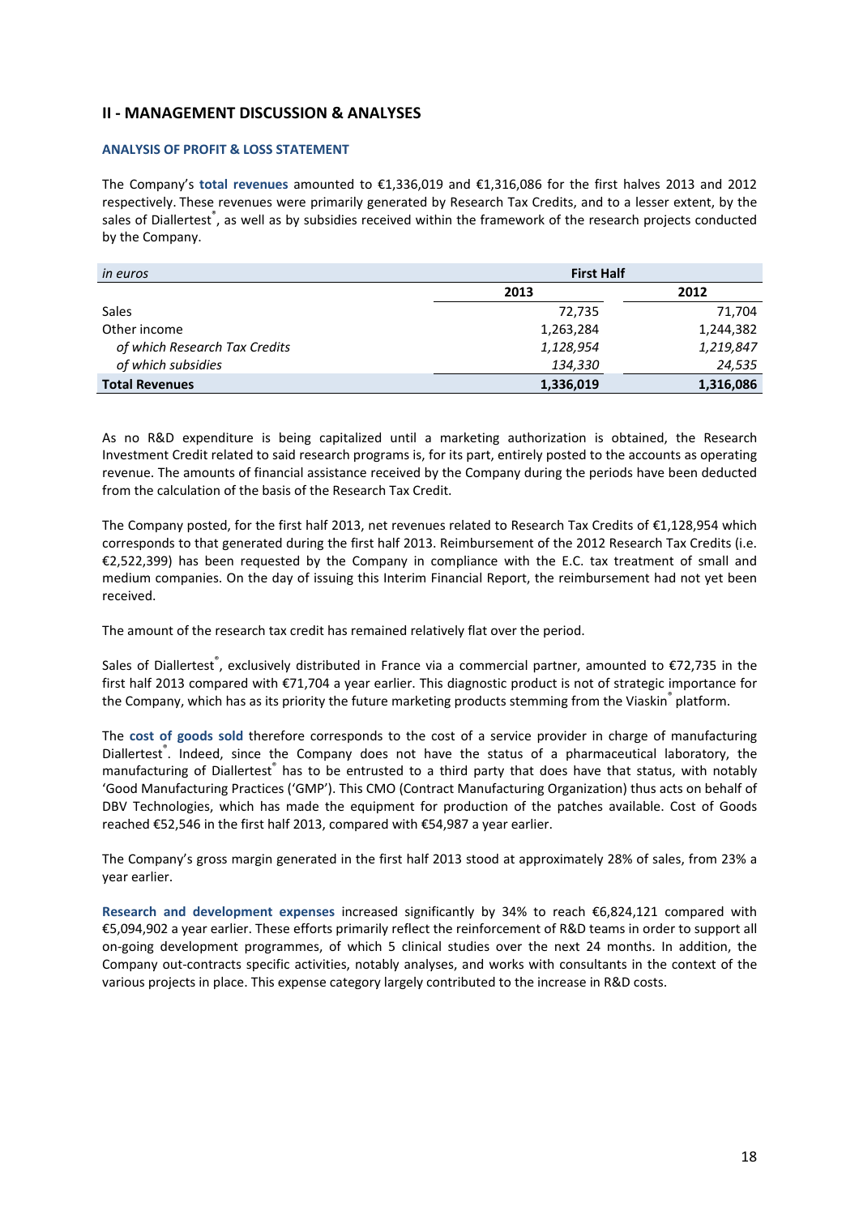## II - MANAGEMENT DISCUSSION & ANALYSES

### ANALYSIS OF PROFIT & LOSS STATEMENT

The Company's **total revenues** amounted to €1,336,019 and €1,316,086 for the first halves 2013 and 2012 respectively. These revenues were primarily generated by Research Tax Credits, and to a lesser extent, by the sales of Diallertest®, as well as by subsidies received within the framework of the research projects conducted by the Company.

| *in euros* | First Half | |
|---|---|---|
| | **2013** | **2012** |
| Sales | 72,735 | 71,704 |
| Other income | 1,263,284 | 1,244,382 |
| *of which Research Tax Credits* | *1,128,954* | *1,219,847* |
| *of which subsidies* | *134,330* | *24,535* |
| **Total Revenues** | **1,336,019** | **1,316,086** |

As no R&D expenditure is being capitalized until a marketing authorization is obtained, the Research Investment Credit related to said research programs is, for its part, entirely posted to the accounts as operating revenue. The amounts of financial assistance received by the Company during the periods have been deducted from the calculation of the basis of the Research Tax Credit.

The Company posted, for the first half 2013, net revenues related to Research Tax Credits of €1,128,954 which corresponds to that generated during the first half 2013. Reimbursement of the 2012 Research Tax Credits (i.e. €2,522,399) has been requested by the Company in compliance with the E.C. tax treatment of small and medium companies. On the day of issuing this Interim Financial Report, the reimbursement had not yet been received.

The amount of the research tax credit has remained relatively flat over the period.

Sales of Diallertest®, exclusively distributed in France via a commercial partner, amounted to €72,735 in the first half 2013 compared with €71,704 a year earlier. This diagnostic product is not of strategic importance for the Company, which has as its priority the future marketing products stemming from the Viaskin® platform.

The **cost of goods sold** therefore corresponds to the cost of a service provider in charge of manufacturing Diallertest®. Indeed, since the Company does not have the status of a pharmaceutical laboratory, the manufacturing of Diallertest® has to be entrusted to a third party that does have that status, with notably 'Good Manufacturing Practices ('GMP'). This CMO (Contract Manufacturing Organization) thus acts on behalf of DBV Technologies, which has made the equipment for production of the patches available. Cost of Goods reached €52,546 in the first half 2013, compared with €54,987 a year earlier.

The Company's gross margin generated in the first half 2013 stood at approximately 28% of sales, from 23% a year earlier.

**Research and development expenses** increased significantly by 34% to reach €6,824,121 compared with €5,094,902 a year earlier. These efforts primarily reflect the reinforcement of R&D teams in order to support all on-going development programmes, of which 5 clinical studies over the next 24 months. In addition, the Company out-contracts specific activities, notably analyses, and works with consultants in the context of the various projects in place. This expense category largely contributed to the increase in R&D costs.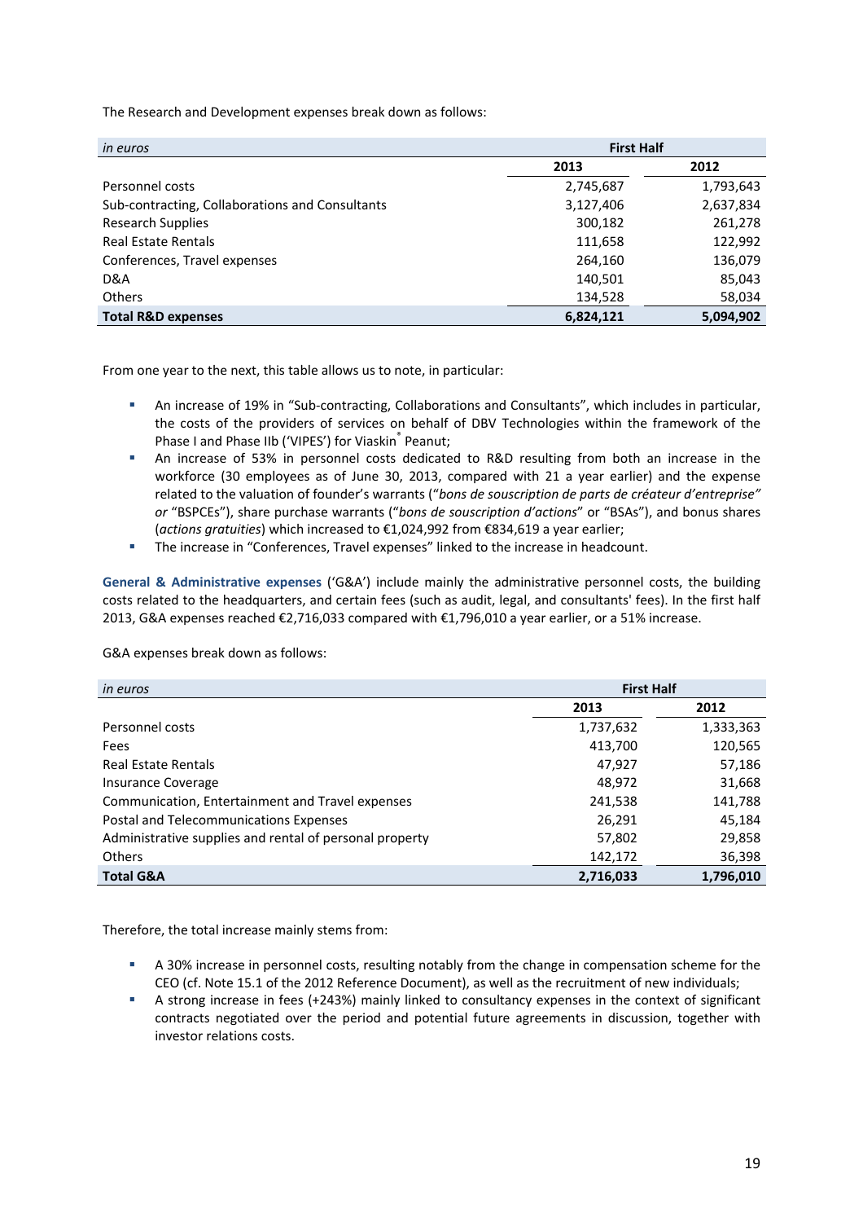The Research and Development expenses break down as follows:

| *in euros* | First Half | |
|---|---|---|
| | **2013** | **2012** |
| Personnel costs | 2,745,687 | 1,793,643 |
| Sub-contracting, Collaborations and Consultants | 3,127,406 | 2,637,834 |
| Research Supplies | 300,182 | 261,278 |
| Real Estate Rentals | 111,658 | 122,992 |
| Conferences, Travel expenses | 264,160 | 136,079 |
| D&A | 140,501 | 85,043 |
| Others | 134,528 | 58,034 |
| **Total R&D expenses** | **6,824,121** | **5,094,902** |

From one year to the next, this table allows us to note, in particular:

- An increase of 19% in "Sub-contracting, Collaborations and Consultants", which includes in particular, the costs of the providers of services on behalf of DBV Technologies within the framework of the Phase I and Phase IIb ('VIPES') for Viaskin® Peanut;
- An increase of 53% in personnel costs dedicated to R&D resulting from both an increase in the workforce (30 employees as of June 30, 2013, compared with 21 a year earlier) and the expense related to the valuation of founder's warrants ("*bons de souscription de parts de créateur d'entreprise" or* "BSPCEs"), share purchase warrants ("*bons de souscription d'actions*" or "BSAs"), and bonus shares (*actions gratuities*) which increased to €1,024,992 from €834,619 a year earlier;
- The increase in "Conferences, Travel expenses" linked to the increase in headcount.

**General & Administrative expenses** ('G&A') include mainly the administrative personnel costs, the building costs related to the headquarters, and certain fees (such as audit, legal, and consultants' fees). In the first half 2013, G&A expenses reached €2,716,033 compared with €1,796,010 a year earlier, or a 51% increase.

G&A expenses break down as follows:

| *in euros* | First Half | |
|---|---|---|
| | **2013** | **2012** |
| Personnel costs | 1,737,632 | 1,333,363 |
| Fees | 413,700 | 120,565 |
| Real Estate Rentals | 47,927 | 57,186 |
| Insurance Coverage | 48,972 | 31,668 |
| Communication, Entertainment and Travel expenses | 241,538 | 141,788 |
| Postal and Telecommunications Expenses | 26,291 | 45,184 |
| Administrative supplies and rental of personal property | 57,802 | 29,858 |
| Others | 142,172 | 36,398 |
| **Total G&A** | **2,716,033** | **1,796,010** |

Therefore, the total increase mainly stems from:

- A 30% increase in personnel costs, resulting notably from the change in compensation scheme for the CEO (cf. Note 15.1 of the 2012 Reference Document), as well as the recruitment of new individuals;
- A strong increase in fees (+243%) mainly linked to consultancy expenses in the context of significant contracts negotiated over the period and potential future agreements in discussion, together with investor relations costs.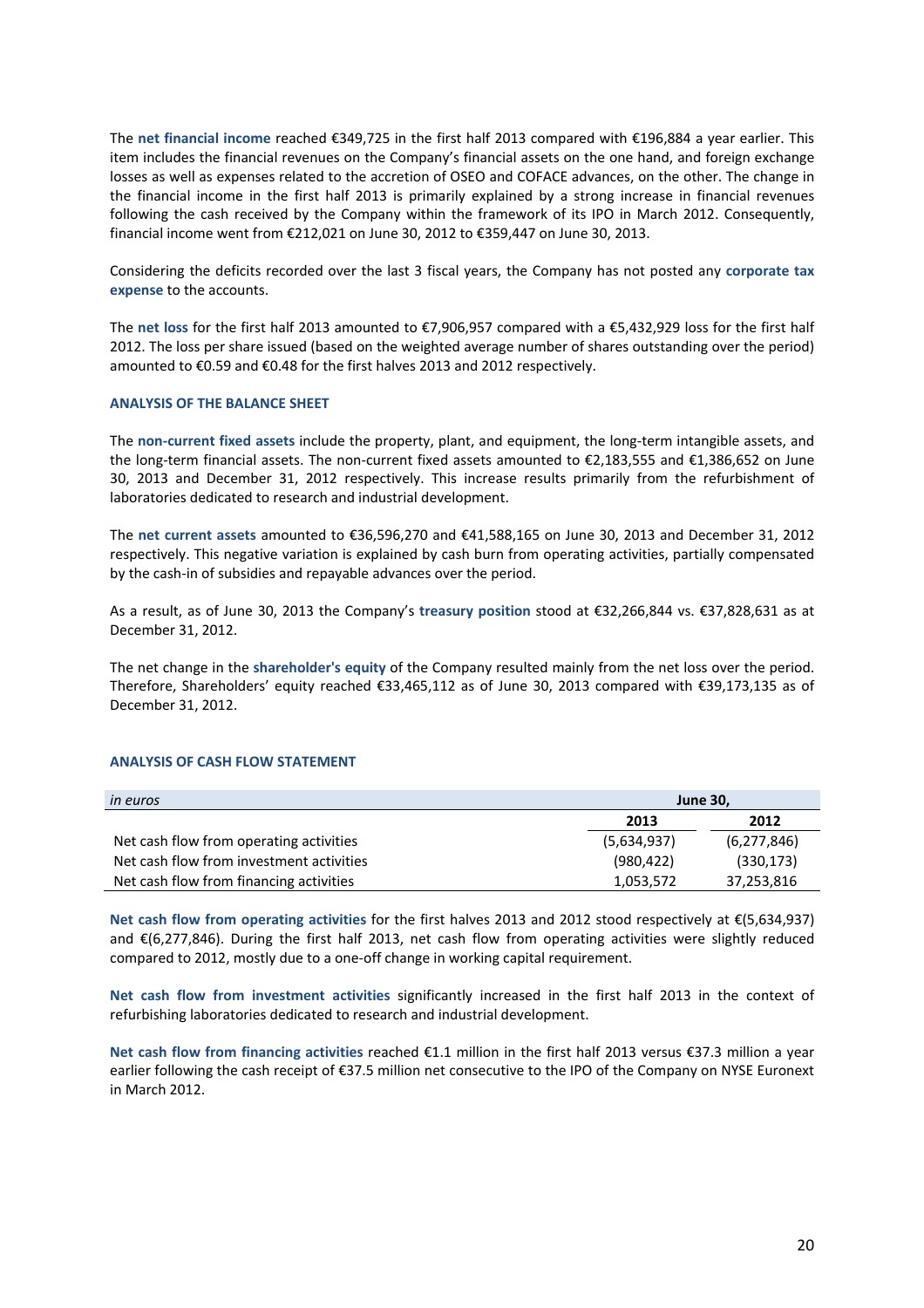The **net financial income** reached €349,725 in the first half 2013 compared with €196,884 a year earlier. This item includes the financial revenues on the Company's financial assets on the one hand, and foreign exchange losses as well as expenses related to the accretion of OSEO and COFACE advances, on the other. The change in the financial income in the first half 2013 is primarily explained by a strong increase in financial revenues following the cash received by the Company within the framework of its IPO in March 2012. Consequently, financial income went from €212,021 on June 30, 2012 to €359,447 on June 30, 2013.

Considering the deficits recorded over the last 3 fiscal years, the Company has not posted any **corporate tax expense** to the accounts.

The **net loss** for the first half 2013 amounted to €7,906,957 compared with a €5,432,929 loss for the first half 2012. The loss per share issued (based on the weighted average number of shares outstanding over the period) amounted to €0.59 and €0.48 for the first halves 2013 and 2012 respectively.

## ANALYSIS OF THE BALANCE SHEET

The **non-current fixed assets** include the property, plant, and equipment, the long-term intangible assets, and the long-term financial assets. The non-current fixed assets amounted to €2,183,555 and €1,386,652 on June 30, 2013 and December 31, 2012 respectively. This increase results primarily from the refurbishment of laboratories dedicated to research and industrial development.

The **net current assets** amounted to €36,596,270 and €41,588,165 on June 30, 2013 and December 31, 2012 respectively. This negative variation is explained by cash burn from operating activities, partially compensated by the cash-in of subsidies and repayable advances over the period.

As a result, as of June 30, 2013 the Company's **treasury position** stood at €32,266,844 vs. €37,828,631 as at December 31, 2012.

The net change in the **shareholder's equity** of the Company resulted mainly from the net loss over the period. Therefore, Shareholders' equity reached €33,465,112 as of June 30, 2013 compared with €39,173,135 as of December 31, 2012.

## ANALYSIS OF CASH FLOW STATEMENT

| *in euros* | **June 30,** | |
|---|---|---|
| | **2013** | **2012** |
| Net cash flow from operating activities | (5,634,937) | (6,277,846) |
| Net cash flow from investment activities | (980,422) | (330,173) |
| Net cash flow from financing activities | 1,053,572 | 37,253,816 |

**Net cash flow from operating activities** for the first halves 2013 and 2012 stood respectively at €(5,634,937) and €(6,277,846). During the first half 2013, net cash flow from operating activities were slightly reduced compared to 2012, mostly due to a one-off change in working capital requirement.

**Net cash flow from investment activities** significantly increased in the first half 2013 in the context of refurbishing laboratories dedicated to research and industrial development.

**Net cash flow from financing activities** reached €1.1 million in the first half 2013 versus €37.3 million a year earlier following the cash receipt of €37.5 million net consecutive to the IPO of the Company on NYSE Euronext in March 2012.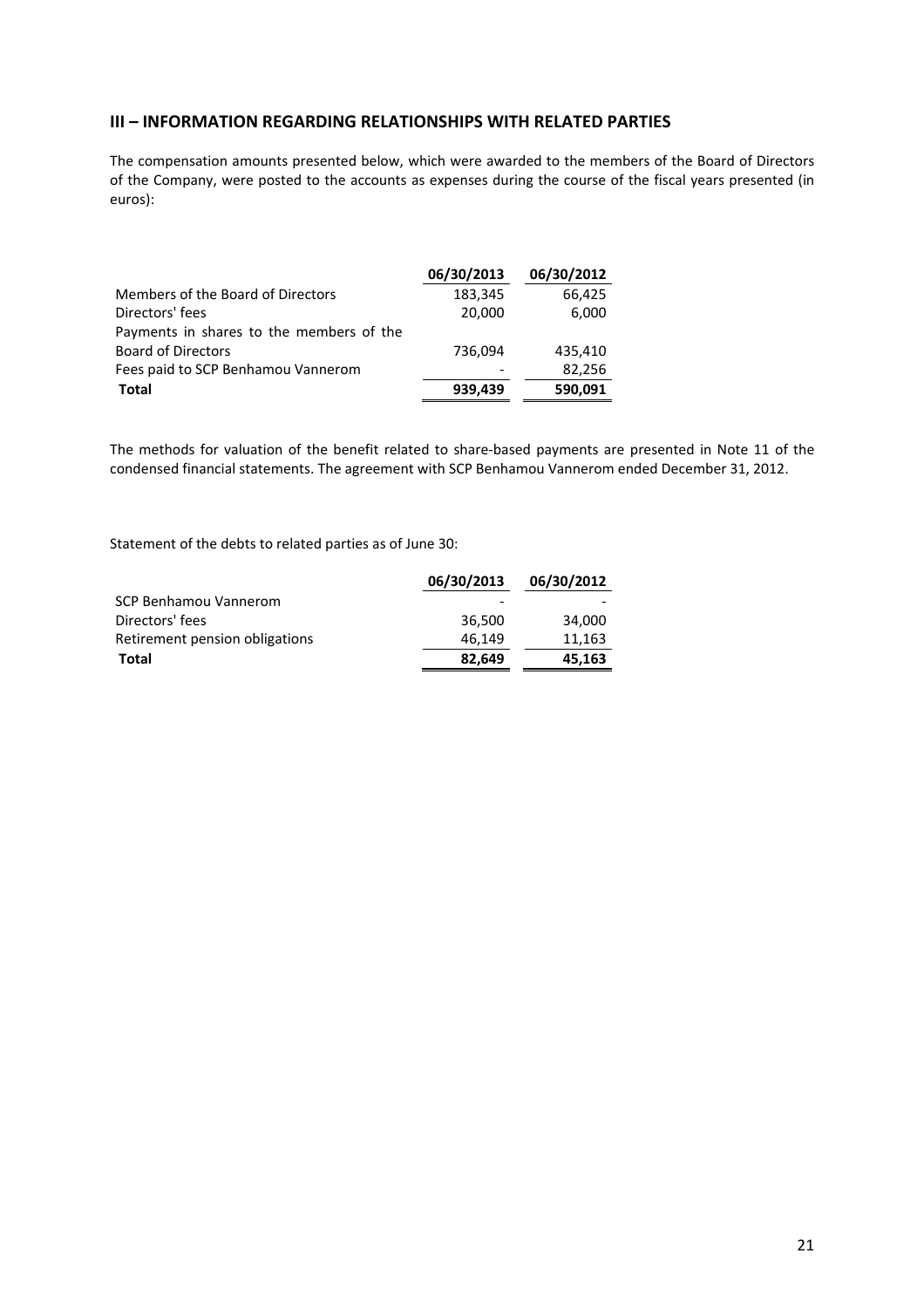## III – INFORMATION REGARDING RELATIONSHIPS WITH RELATED PARTIES

The compensation amounts presented below, which were awarded to the members of the Board of Directors of the Company, were posted to the accounts as expenses during the course of the fiscal years presented (in euros):

| | 06/30/2013 | 06/30/2012 |
|---|---|---|
| Members of the Board of Directors | 183,345 | 66,425 |
| Directors' fees | 20,000 | 6,000 |
| Payments in shares to the members of the Board of Directors | 736,094 | 435,410 |
| Fees paid to SCP Benhamou Vannerom | - | 82,256 |
| **Total** | **939,439** | **590,091** |

The methods for valuation of the benefit related to share-based payments are presented in Note 11 of the condensed financial statements. The agreement with SCP Benhamou Vannerom ended December 31, 2012.

Statement of the debts to related parties as of June 30:

| | 06/30/2013 | 06/30/2012 |
|---|---|---|
| SCP Benhamou Vannerom | - | - |
| Directors' fees | 36,500 | 34,000 |
| Retirement pension obligations | 46,149 | 11,163 |
| **Total** | **82,649** | **45,163** |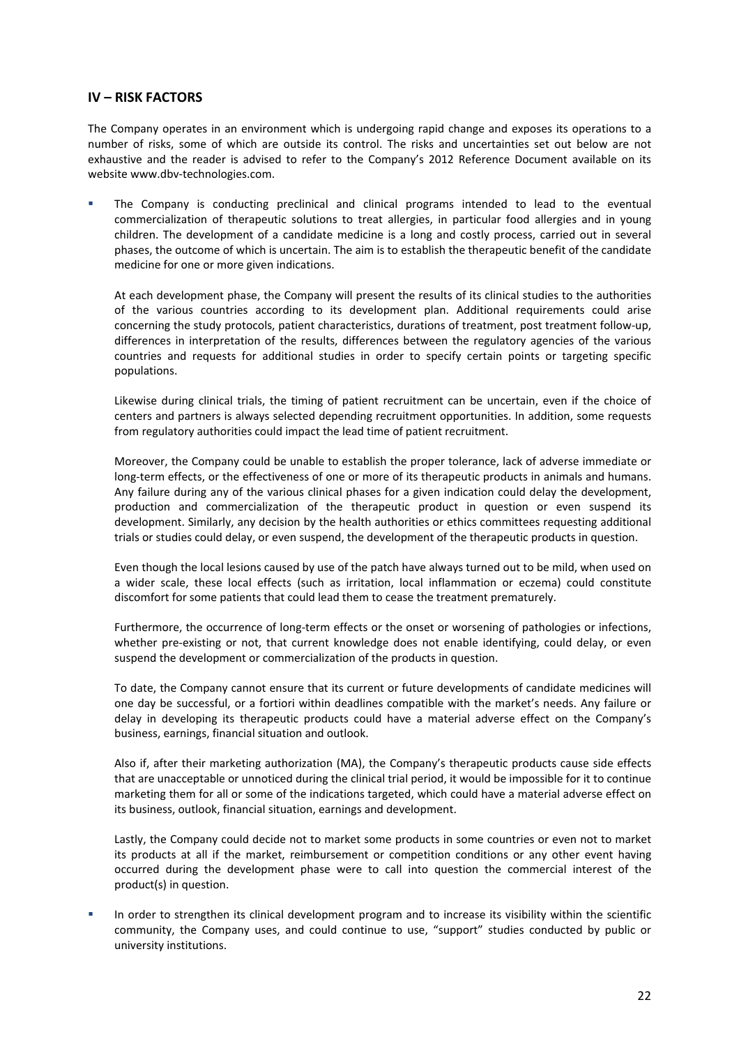## IV – RISK FACTORS

The Company operates in an environment which is undergoing rapid change and exposes its operations to a number of risks, some of which are outside its control. The risks and uncertainties set out below are not exhaustive and the reader is advised to refer to the Company's 2012 Reference Document available on its website www.dbv-technologies.com.

- The Company is conducting preclinical and clinical programs intended to lead to the eventual commercialization of therapeutic solutions to treat allergies, in particular food allergies and in young children. The development of a candidate medicine is a long and costly process, carried out in several phases, the outcome of which is uncertain. The aim is to establish the therapeutic benefit of the candidate medicine for one or more given indications.

  At each development phase, the Company will present the results of its clinical studies to the authorities of the various countries according to its development plan. Additional requirements could arise concerning the study protocols, patient characteristics, durations of treatment, post treatment follow-up, differences in interpretation of the results, differences between the regulatory agencies of the various countries and requests for additional studies in order to specify certain points or targeting specific populations.

  Likewise during clinical trials, the timing of patient recruitment can be uncertain, even if the choice of centers and partners is always selected depending recruitment opportunities. In addition, some requests from regulatory authorities could impact the lead time of patient recruitment.

  Moreover, the Company could be unable to establish the proper tolerance, lack of adverse immediate or long-term effects, or the effectiveness of one or more of its therapeutic products in animals and humans. Any failure during any of the various clinical phases for a given indication could delay the development, production and commercialization of the therapeutic product in question or even suspend its development. Similarly, any decision by the health authorities or ethics committees requesting additional trials or studies could delay, or even suspend, the development of the therapeutic products in question.

  Even though the local lesions caused by use of the patch have always turned out to be mild, when used on a wider scale, these local effects (such as irritation, local inflammation or eczema) could constitute discomfort for some patients that could lead them to cease the treatment prematurely.

  Furthermore, the occurrence of long-term effects or the onset or worsening of pathologies or infections, whether pre-existing or not, that current knowledge does not enable identifying, could delay, or even suspend the development or commercialization of the products in question.

  To date, the Company cannot ensure that its current or future developments of candidate medicines will one day be successful, or a fortiori within deadlines compatible with the market's needs. Any failure or delay in developing its therapeutic products could have a material adverse effect on the Company's business, earnings, financial situation and outlook.

  Also if, after their marketing authorization (MA), the Company's therapeutic products cause side effects that are unacceptable or unnoticed during the clinical trial period, it would be impossible for it to continue marketing them for all or some of the indications targeted, which could have a material adverse effect on its business, outlook, financial situation, earnings and development.

  Lastly, the Company could decide not to market some products in some countries or even not to market its products at all if the market, reimbursement or competition conditions or any other event having occurred during the development phase were to call into question the commercial interest of the product(s) in question.

- In order to strengthen its clinical development program and to increase its visibility within the scientific community, the Company uses, and could continue to use, "support" studies conducted by public or university institutions.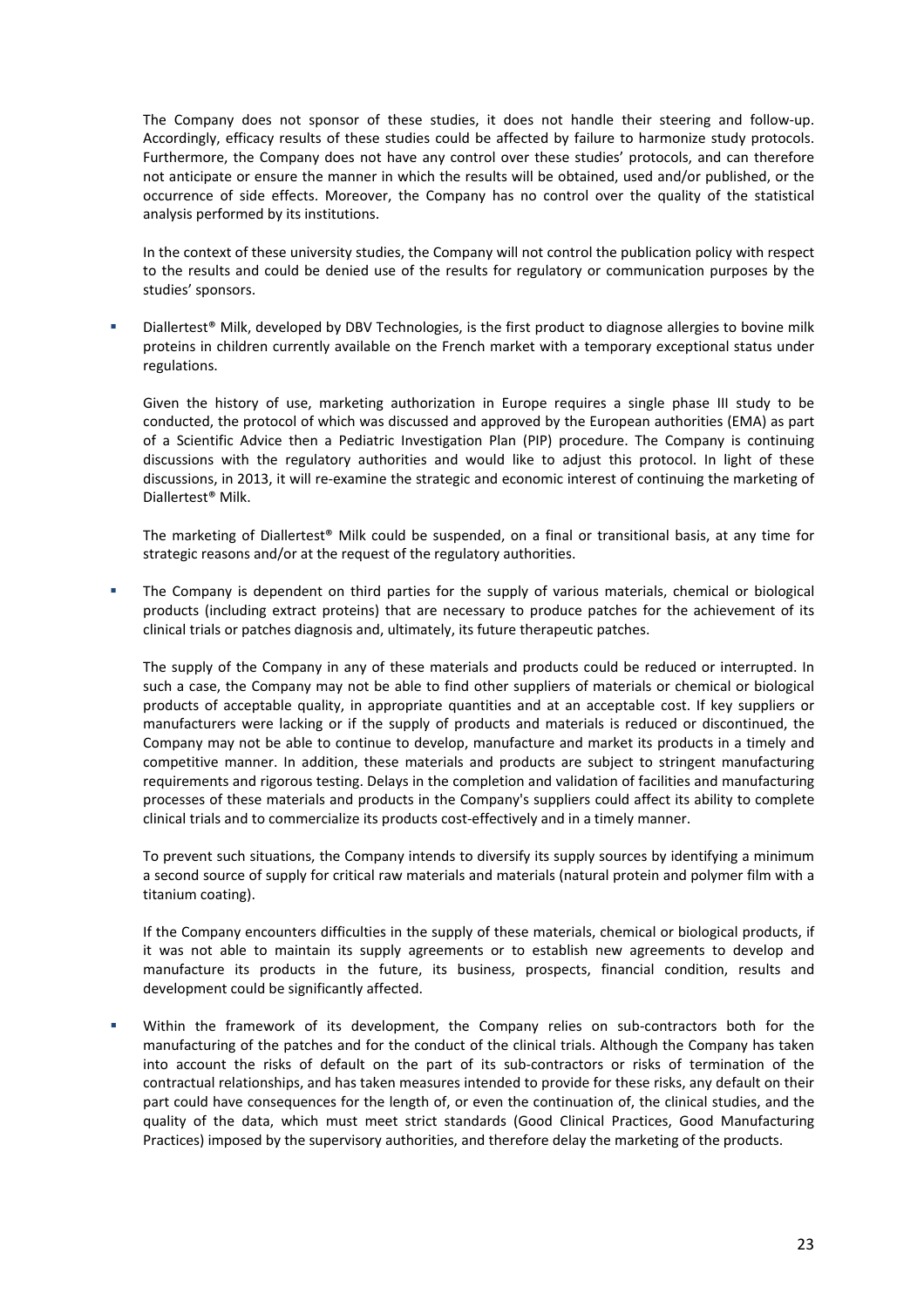The Company does not sponsor of these studies, it does not handle their steering and follow-up. Accordingly, efficacy results of these studies could be affected by failure to harmonize study protocols. Furthermore, the Company does not have any control over these studies' protocols, and can therefore not anticipate or ensure the manner in which the results will be obtained, used and/or published, or the occurrence of side effects. Moreover, the Company has no control over the quality of the statistical analysis performed by its institutions.

In the context of these university studies, the Company will not control the publication policy with respect to the results and could be denied use of the results for regulatory or communication purposes by the studies' sponsors.

- Diallertest® Milk, developed by DBV Technologies, is the first product to diagnose allergies to bovine milk proteins in children currently available on the French market with a temporary exceptional status under regulations.

  Given the history of use, marketing authorization in Europe requires a single phase III study to be conducted, the protocol of which was discussed and approved by the European authorities (EMA) as part of a Scientific Advice then a Pediatric Investigation Plan (PIP) procedure. The Company is continuing discussions with the regulatory authorities and would like to adjust this protocol. In light of these discussions, in 2013, it will re-examine the strategic and economic interest of continuing the marketing of Diallertest® Milk.

  The marketing of Diallertest® Milk could be suspended, on a final or transitional basis, at any time for strategic reasons and/or at the request of the regulatory authorities.

- The Company is dependent on third parties for the supply of various materials, chemical or biological products (including extract proteins) that are necessary to produce patches for the achievement of its clinical trials or patches diagnosis and, ultimately, its future therapeutic patches.

  The supply of the Company in any of these materials and products could be reduced or interrupted. In such a case, the Company may not be able to find other suppliers of materials or chemical or biological products of acceptable quality, in appropriate quantities and at an acceptable cost. If key suppliers or manufacturers were lacking or if the supply of products and materials is reduced or discontinued, the Company may not be able to continue to develop, manufacture and market its products in a timely and competitive manner. In addition, these materials and products are subject to stringent manufacturing requirements and rigorous testing. Delays in the completion and validation of facilities and manufacturing processes of these materials and products in the Company's suppliers could affect its ability to complete clinical trials and to commercialize its products cost-effectively and in a timely manner.

  To prevent such situations, the Company intends to diversify its supply sources by identifying a minimum a second source of supply for critical raw materials and materials (natural protein and polymer film with a titanium coating).

  If the Company encounters difficulties in the supply of these materials, chemical or biological products, if it was not able to maintain its supply agreements or to establish new agreements to develop and manufacture its products in the future, its business, prospects, financial condition, results and development could be significantly affected.

- Within the framework of its development, the Company relies on sub-contractors both for the manufacturing of the patches and for the conduct of the clinical trials. Although the Company has taken into account the risks of default on the part of its sub-contractors or risks of termination of the contractual relationships, and has taken measures intended to provide for these risks, any default on their part could have consequences for the length of, or even the continuation of, the clinical studies, and the quality of the data, which must meet strict standards (Good Clinical Practices, Good Manufacturing Practices) imposed by the supervisory authorities, and therefore delay the marketing of the products.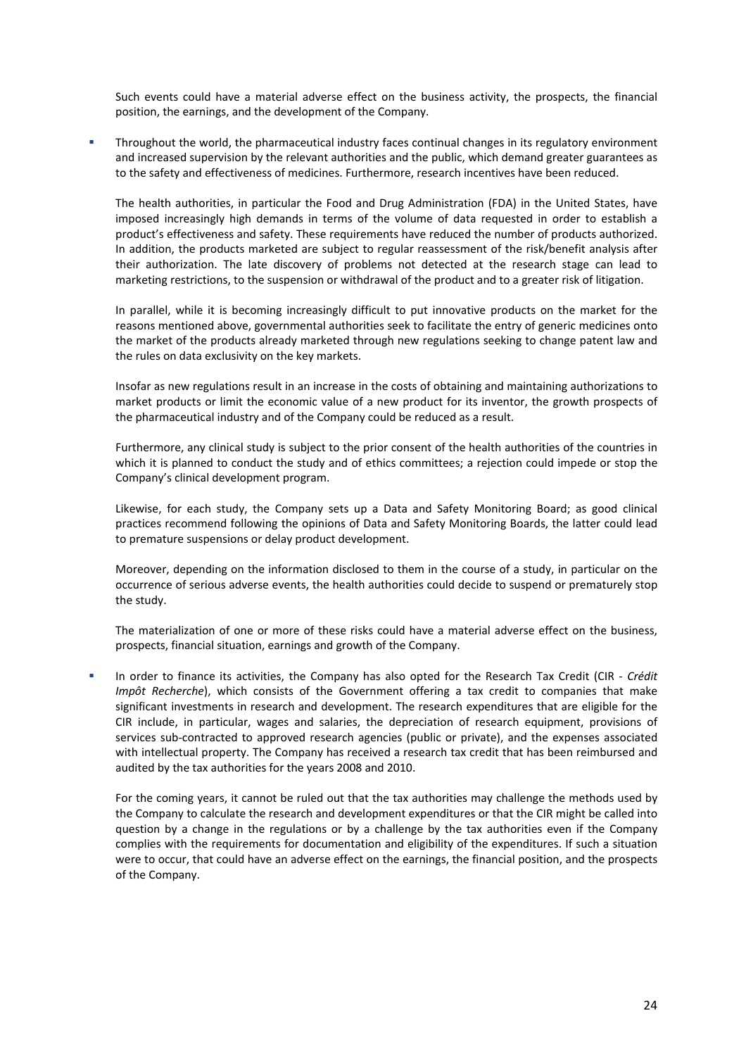Such events could have a material adverse effect on the business activity, the prospects, the financial position, the earnings, and the development of the Company.

- Throughout the world, the pharmaceutical industry faces continual changes in its regulatory environment and increased supervision by the relevant authorities and the public, which demand greater guarantees as to the safety and effectiveness of medicines. Furthermore, research incentives have been reduced.

  The health authorities, in particular the Food and Drug Administration (FDA) in the United States, have imposed increasingly high demands in terms of the volume of data requested in order to establish a product's effectiveness and safety. These requirements have reduced the number of products authorized. In addition, the products marketed are subject to regular reassessment of the risk/benefit analysis after their authorization. The late discovery of problems not detected at the research stage can lead to marketing restrictions, to the suspension or withdrawal of the product and to a greater risk of litigation.

  In parallel, while it is becoming increasingly difficult to put innovative products on the market for the reasons mentioned above, governmental authorities seek to facilitate the entry of generic medicines onto the market of the products already marketed through new regulations seeking to change patent law and the rules on data exclusivity on the key markets.

  Insofar as new regulations result in an increase in the costs of obtaining and maintaining authorizations to market products or limit the economic value of a new product for its inventor, the growth prospects of the pharmaceutical industry and of the Company could be reduced as a result.

  Furthermore, any clinical study is subject to the prior consent of the health authorities of the countries in which it is planned to conduct the study and of ethics committees; a rejection could impede or stop the Company's clinical development program.

  Likewise, for each study, the Company sets up a Data and Safety Monitoring Board; as good clinical practices recommend following the opinions of Data and Safety Monitoring Boards, the latter could lead to premature suspensions or delay product development.

  Moreover, depending on the information disclosed to them in the course of a study, in particular on the occurrence of serious adverse events, the health authorities could decide to suspend or prematurely stop the study.

  The materialization of one or more of these risks could have a material adverse effect on the business, prospects, financial situation, earnings and growth of the Company.

- In order to finance its activities, the Company has also opted for the Research Tax Credit (CIR - *Crédit Impôt Recherche*), which consists of the Government offering a tax credit to companies that make significant investments in research and development. The research expenditures that are eligible for the CIR include, in particular, wages and salaries, the depreciation of research equipment, provisions of services sub-contracted to approved research agencies (public or private), and the expenses associated with intellectual property. The Company has received a research tax credit that has been reimbursed and audited by the tax authorities for the years 2008 and 2010.

  For the coming years, it cannot be ruled out that the tax authorities may challenge the methods used by the Company to calculate the research and development expenditures or that the CIR might be called into question by a change in the regulations or by a challenge by the tax authorities even if the Company complies with the requirements for documentation and eligibility of the expenditures. If such a situation were to occur, that could have an adverse effect on the earnings, the financial position, and the prospects of the Company.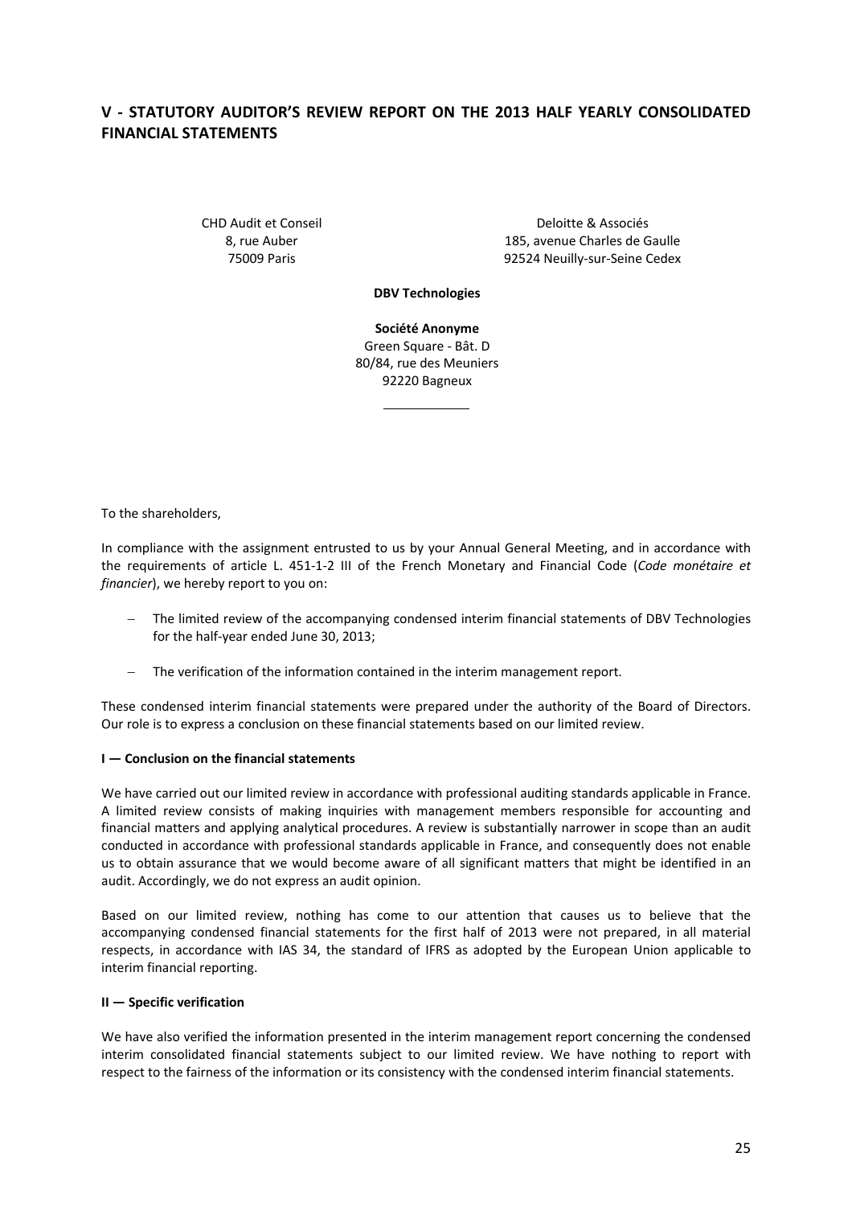## V - STATUTORY AUDITOR'S REVIEW REPORT ON THE 2013 HALF YEARLY CONSOLIDATED FINANCIAL STATEMENTS

CHD Audit et Conseil
8, rue Auber
75009 Paris

Deloitte & Associés
185, avenue Charles de Gaulle
92524 Neuilly-sur-Seine Cedex

**DBV Technologies**

**Société Anonyme**
Green Square - Bât. D
80/84, rue des Meuniers
92220 Bagneux

---

To the shareholders,

In compliance with the assignment entrusted to us by your Annual General Meeting, and in accordance with the requirements of article L. 451-1-2 III of the French Monetary and Financial Code (*Code monétaire et financier*), we hereby report to you on:

- The limited review of the accompanying condensed interim financial statements of DBV Technologies for the half-year ended June 30, 2013;
- The verification of the information contained in the interim management report.

These condensed interim financial statements were prepared under the authority of the Board of Directors. Our role is to express a conclusion on these financial statements based on our limited review.

**I — Conclusion on the financial statements**

We have carried out our limited review in accordance with professional auditing standards applicable in France. A limited review consists of making inquiries with management members responsible for accounting and financial matters and applying analytical procedures. A review is substantially narrower in scope than an audit conducted in accordance with professional standards applicable in France, and consequently does not enable us to obtain assurance that we would become aware of all significant matters that might be identified in an audit. Accordingly, we do not express an audit opinion.

Based on our limited review, nothing has come to our attention that causes us to believe that the accompanying condensed financial statements for the first half of 2013 were not prepared, in all material respects, in accordance with IAS 34, the standard of IFRS as adopted by the European Union applicable to interim financial reporting.

**II — Specific verification**

We have also verified the information presented in the interim management report concerning the condensed interim consolidated financial statements subject to our limited review. We have nothing to report with respect to the fairness of the information or its consistency with the condensed interim financial statements.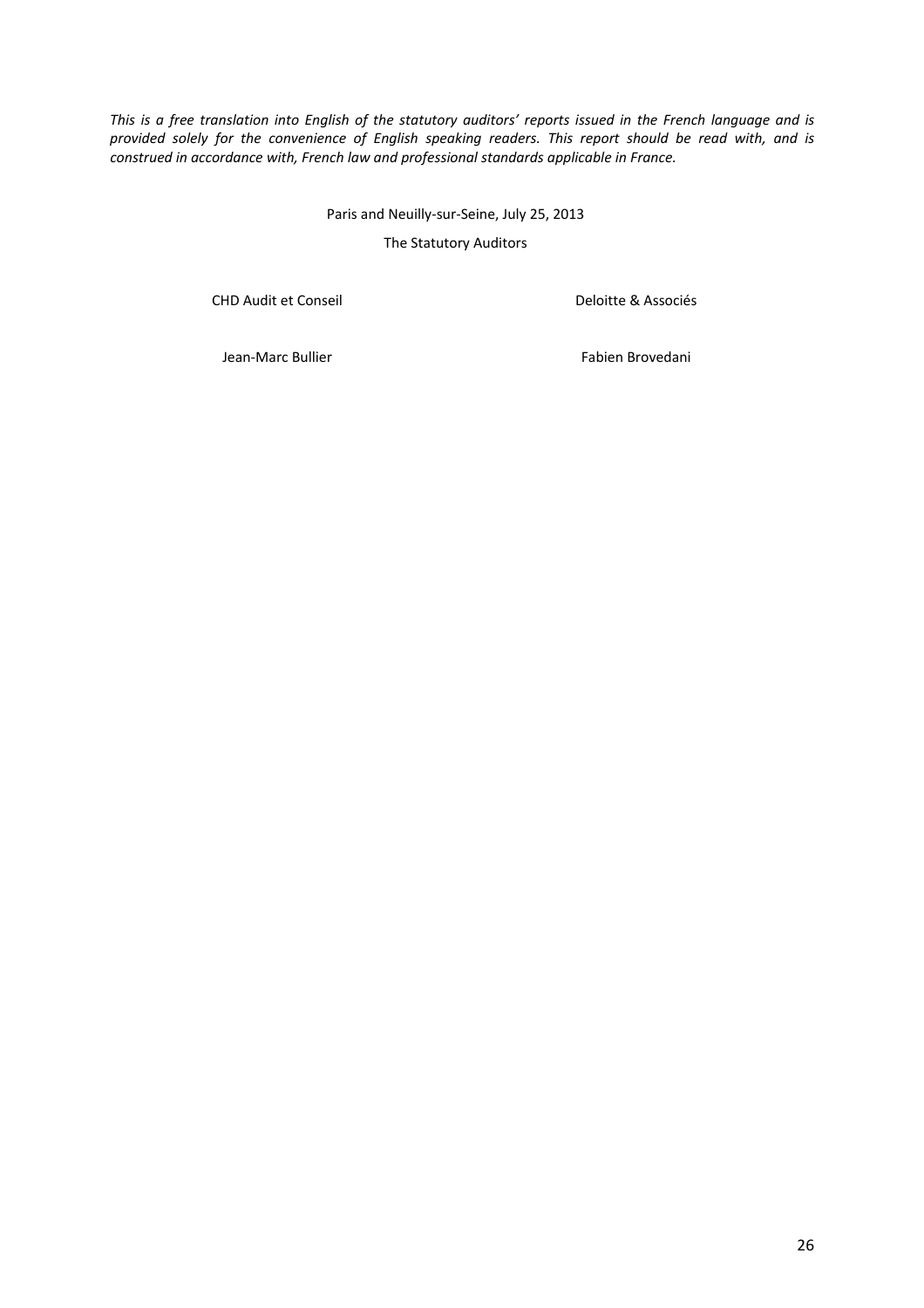*This is a free translation into English of the statutory auditors' reports issued in the French language and is provided solely for the convenience of English speaking readers. This report should be read with, and is construed in accordance with, French law and professional standards applicable in France.*

Paris and Neuilly-sur-Seine, July 25, 2013

The Statutory Auditors

| CHD Audit et Conseil | Deloitte & Associés |
| --- | --- |
| Jean-Marc Bullier | Fabien Brovedani |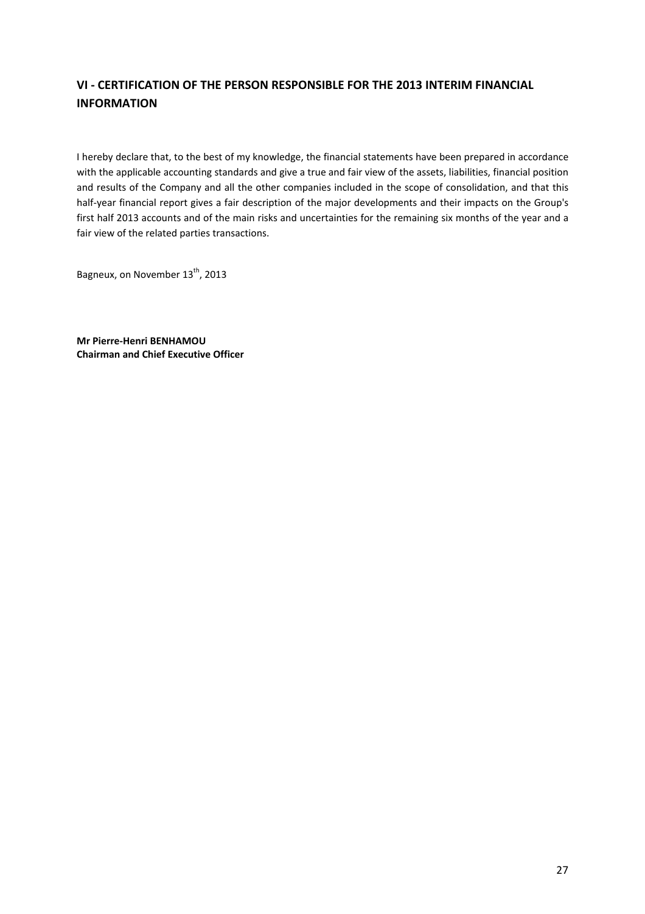## VI - CERTIFICATION OF THE PERSON RESPONSIBLE FOR THE 2013 INTERIM FINANCIAL INFORMATION

I hereby declare that, to the best of my knowledge, the financial statements have been prepared in accordance with the applicable accounting standards and give a true and fair view of the assets, liabilities, financial position and results of the Company and all the other companies included in the scope of consolidation, and that this half-year financial report gives a fair description of the major developments and their impacts on the Group's first half 2013 accounts and of the main risks and uncertainties for the remaining six months of the year and a fair view of the related parties transactions.

Bagneux, on November 13th, 2013

**Mr Pierre-Henri BENHAMOU**
**Chairman and Chief Executive Officer**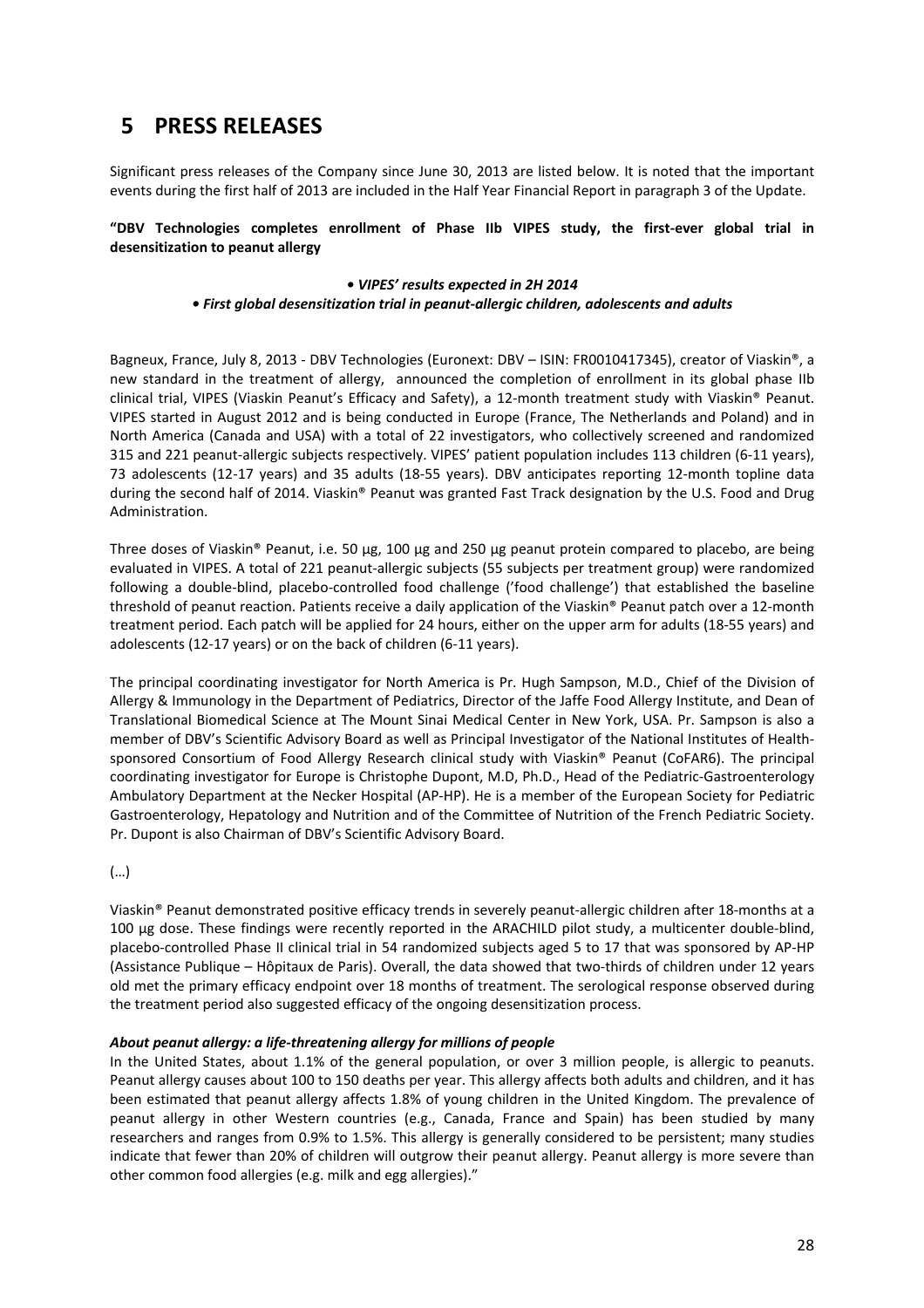# 5 PRESS RELEASES

Significant press releases of the Company since June 30, 2013 are listed below. It is noted that the important events during the first half of 2013 are included in the Half Year Financial Report in paragraph 3 of the Update.

**"DBV Technologies completes enrollment of Phase IIb VIPES study, the first-ever global trial in desensitization to peanut allergy**

***• VIPES' results expected in 2H 2014***

***• First global desensitization trial in peanut-allergic children, adolescents and adults***

Bagneux, France, July 8, 2013 - DBV Technologies (Euronext: DBV – ISIN: FR0010417345), creator of Viaskin®, a new standard in the treatment of allergy, announced the completion of enrollment in its global phase IIb clinical trial, VIPES (Viaskin Peanut's Efficacy and Safety), a 12-month treatment study with Viaskin® Peanut. VIPES started in August 2012 and is being conducted in Europe (France, The Netherlands and Poland) and in North America (Canada and USA) with a total of 22 investigators, who collectively screened and randomized 315 and 221 peanut-allergic subjects respectively. VIPES' patient population includes 113 children (6-11 years), 73 adolescents (12-17 years) and 35 adults (18-55 years). DBV anticipates reporting 12-month topline data during the second half of 2014. Viaskin® Peanut was granted Fast Track designation by the U.S. Food and Drug Administration.

Three doses of Viaskin® Peanut, i.e. 50 µg, 100 µg and 250 µg peanut protein compared to placebo, are being evaluated in VIPES. A total of 221 peanut-allergic subjects (55 subjects per treatment group) were randomized following a double-blind, placebo-controlled food challenge ('food challenge') that established the baseline threshold of peanut reaction. Patients receive a daily application of the Viaskin® Peanut patch over a 12-month treatment period. Each patch will be applied for 24 hours, either on the upper arm for adults (18-55 years) and adolescents (12-17 years) or on the back of children (6-11 years).

The principal coordinating investigator for North America is Pr. Hugh Sampson, M.D., Chief of the Division of Allergy & Immunology in the Department of Pediatrics, Director of the Jaffe Food Allergy Institute, and Dean of Translational Biomedical Science at The Mount Sinai Medical Center in New York, USA. Pr. Sampson is also a member of DBV's Scientific Advisory Board as well as Principal Investigator of the National Institutes of Health-sponsored Consortium of Food Allergy Research clinical study with Viaskin® Peanut (CoFAR6). The principal coordinating investigator for Europe is Christophe Dupont, M.D, Ph.D., Head of the Pediatric-Gastroenterology Ambulatory Department at the Necker Hospital (AP-HP). He is a member of the European Society for Pediatric Gastroenterology, Hepatology and Nutrition and of the Committee of Nutrition of the French Pediatric Society. Pr. Dupont is also Chairman of DBV's Scientific Advisory Board.

(…)

Viaskin® Peanut demonstrated positive efficacy trends in severely peanut-allergic children after 18-months at a 100 µg dose. These findings were recently reported in the ARACHILD pilot study, a multicenter double-blind, placebo-controlled Phase II clinical trial in 54 randomized subjects aged 5 to 17 that was sponsored by AP-HP (Assistance Publique – Hôpitaux de Paris). Overall, the data showed that two-thirds of children under 12 years old met the primary efficacy endpoint over 18 months of treatment. The serological response observed during the treatment period also suggested efficacy of the ongoing desensitization process.

***About peanut allergy: a life-threatening allergy for millions of people***

In the United States, about 1.1% of the general population, or over 3 million people, is allergic to peanuts. Peanut allergy causes about 100 to 150 deaths per year. This allergy affects both adults and children, and it has been estimated that peanut allergy affects 1.8% of young children in the United Kingdom. The prevalence of peanut allergy in other Western countries (e.g., Canada, France and Spain) has been studied by many researchers and ranges from 0.9% to 1.5%. This allergy is generally considered to be persistent; many studies indicate that fewer than 20% of children will outgrow their peanut allergy. Peanut allergy is more severe than other common food allergies (e.g. milk and egg allergies)."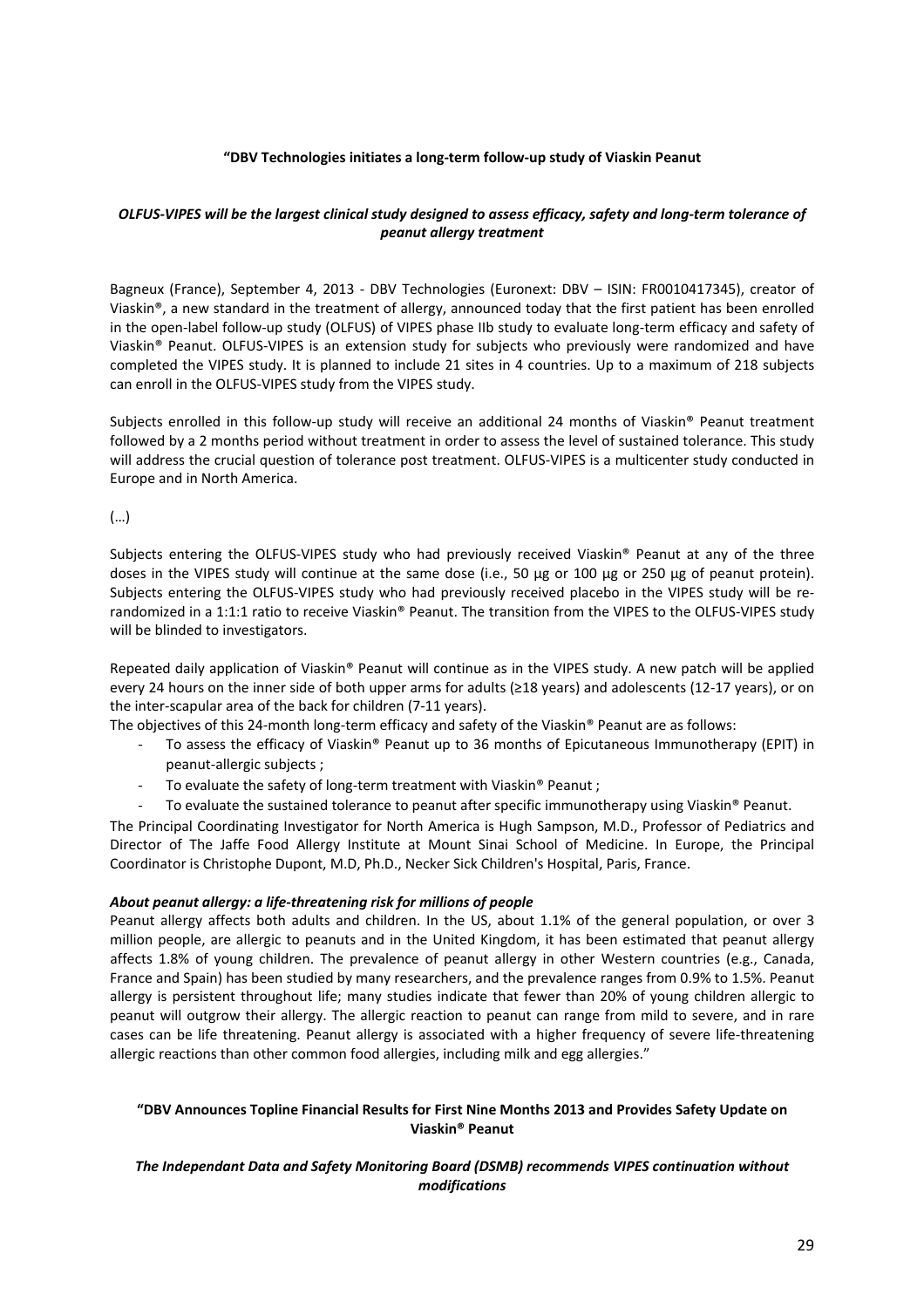**"DBV Technologies initiates a long-term follow-up study of Viaskin Peanut**

***OLFUS-VIPES will be the largest clinical study designed to assess efficacy, safety and long-term tolerance of peanut allergy treatment***

Bagneux (France), September 4, 2013 - DBV Technologies (Euronext: DBV – ISIN: FR0010417345), creator of Viaskin®, a new standard in the treatment of allergy, announced today that the first patient has been enrolled in the open-label follow-up study (OLFUS) of VIPES phase IIb study to evaluate long-term efficacy and safety of Viaskin® Peanut. OLFUS-VIPES is an extension study for subjects who previously were randomized and have completed the VIPES study. It is planned to include 21 sites in 4 countries. Up to a maximum of 218 subjects can enroll in the OLFUS-VIPES study from the VIPES study.

Subjects enrolled in this follow-up study will receive an additional 24 months of Viaskin® Peanut treatment followed by a 2 months period without treatment in order to assess the level of sustained tolerance. This study will address the crucial question of tolerance post treatment. OLFUS-VIPES is a multicenter study conducted in Europe and in North America.

(…)

Subjects entering the OLFUS-VIPES study who had previously received Viaskin® Peanut at any of the three doses in the VIPES study will continue at the same dose (i.e., 50 µg or 100 µg or 250 µg of peanut protein). Subjects entering the OLFUS-VIPES study who had previously received placebo in the VIPES study will be re-randomized in a 1:1:1 ratio to receive Viaskin® Peanut. The transition from the VIPES to the OLFUS-VIPES study will be blinded to investigators.

Repeated daily application of Viaskin® Peanut will continue as in the VIPES study. A new patch will be applied every 24 hours on the inner side of both upper arms for adults (≥18 years) and adolescents (12-17 years), or on the inter-scapular area of the back for children (7-11 years).

The objectives of this 24-month long-term efficacy and safety of the Viaskin® Peanut are as follows:

- To assess the efficacy of Viaskin® Peanut up to 36 months of Epicutaneous Immunotherapy (EPIT) in peanut-allergic subjects ;
- To evaluate the safety of long-term treatment with Viaskin® Peanut ;
- To evaluate the sustained tolerance to peanut after specific immunotherapy using Viaskin® Peanut.

The Principal Coordinating Investigator for North America is Hugh Sampson, M.D., Professor of Pediatrics and Director of The Jaffe Food Allergy Institute at Mount Sinai School of Medicine. In Europe, the Principal Coordinator is Christophe Dupont, M.D, Ph.D., Necker Sick Children's Hospital, Paris, France.

***About peanut allergy: a life-threatening risk for millions of people***

Peanut allergy affects both adults and children. In the US, about 1.1% of the general population, or over 3 million people, are allergic to peanuts and in the United Kingdom, it has been estimated that peanut allergy affects 1.8% of young children. The prevalence of peanut allergy in other Western countries (e.g., Canada, France and Spain) has been studied by many researchers, and the prevalence ranges from 0.9% to 1.5%. Peanut allergy is persistent throughout life; many studies indicate that fewer than 20% of young children allergic to peanut will outgrow their allergy. The allergic reaction to peanut can range from mild to severe, and in rare cases can be life threatening. Peanut allergy is associated with a higher frequency of severe life-threatening allergic reactions than other common food allergies, including milk and egg allergies."

**"DBV Announces Topline Financial Results for First Nine Months 2013 and Provides Safety Update on Viaskin® Peanut**

***The Independant Data and Safety Monitoring Board (DSMB) recommends VIPES continuation without modifications***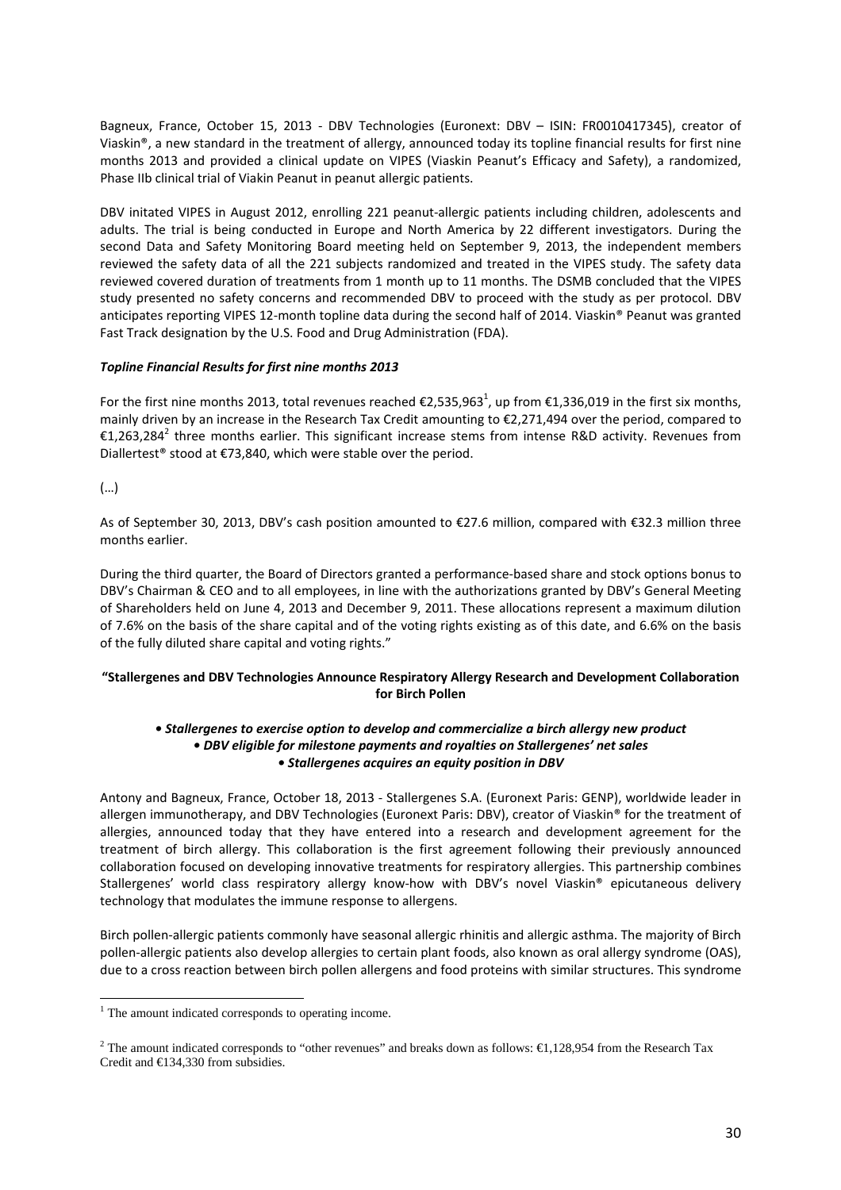Bagneux, France, October 15, 2013 - DBV Technologies (Euronext: DBV – ISIN: FR0010417345), creator of Viaskin®, a new standard in the treatment of allergy, announced today its topline financial results for first nine months 2013 and provided a clinical update on VIPES (Viaskin Peanut's Efficacy and Safety), a randomized, Phase IIb clinical trial of Viakin Peanut in peanut allergic patients.

DBV initated VIPES in August 2012, enrolling 221 peanut-allergic patients including children, adolescents and adults. The trial is being conducted in Europe and North America by 22 different investigators. During the second Data and Safety Monitoring Board meeting held on September 9, 2013, the independent members reviewed the safety data of all the 221 subjects randomized and treated in the VIPES study. The safety data reviewed covered duration of treatments from 1 month up to 11 months. The DSMB concluded that the VIPES study presented no safety concerns and recommended DBV to proceed with the study as per protocol. DBV anticipates reporting VIPES 12-month topline data during the second half of 2014. Viaskin® Peanut was granted Fast Track designation by the U.S. Food and Drug Administration (FDA).

***Topline Financial Results for first nine months 2013***

For the first nine months 2013, total revenues reached €2,535,963[1], up from €1,336,019 in the first six months, mainly driven by an increase in the Research Tax Credit amounting to €2,271,494 over the period, compared to €1,263,284[2] three months earlier. This significant increase stems from intense R&D activity. Revenues from Diallertest® stood at €73,840, which were stable over the period.

(…)

As of September 30, 2013, DBV's cash position amounted to €27.6 million, compared with €32.3 million three months earlier.

During the third quarter, the Board of Directors granted a performance-based share and stock options bonus to DBV's Chairman & CEO and to all employees, in line with the authorizations granted by DBV's General Meeting of Shareholders held on June 4, 2013 and December 9, 2011. These allocations represent a maximum dilution of 7.6% on the basis of the share capital and of the voting rights existing as of this date, and 6.6% on the basis of the fully diluted share capital and voting rights."

**"Stallergenes and DBV Technologies Announce Respiratory Allergy Research and Development Collaboration for Birch Pollen**

***• Stallergenes to exercise option to develop and commercialize a birch allergy new product***
***• DBV eligible for milestone payments and royalties on Stallergenes' net sales***
***• Stallergenes acquires an equity position in DBV***

Antony and Bagneux, France, October 18, 2013 - Stallergenes S.A. (Euronext Paris: GENP), worldwide leader in allergen immunotherapy, and DBV Technologies (Euronext Paris: DBV), creator of Viaskin® for the treatment of allergies, announced today that they have entered into a research and development agreement for the treatment of birch allergy. This collaboration is the first agreement following their previously announced collaboration focused on developing innovative treatments for respiratory allergies. This partnership combines Stallergenes' world class respiratory allergy know-how with DBV's novel Viaskin® epicutaneous delivery technology that modulates the immune response to allergens.

Birch pollen-allergic patients commonly have seasonal allergic rhinitis and allergic asthma. The majority of Birch pollen-allergic patients also develop allergies to certain plant foods, also known as oral allergy syndrome (OAS), due to a cross reaction between birch pollen allergens and food proteins with similar structures. This syndrome

---

[1] The amount indicated corresponds to operating income.

[2] The amount indicated corresponds to "other revenues" and breaks down as follows: €1,128,954 from the Research Tax Credit and €134,330 from subsidies.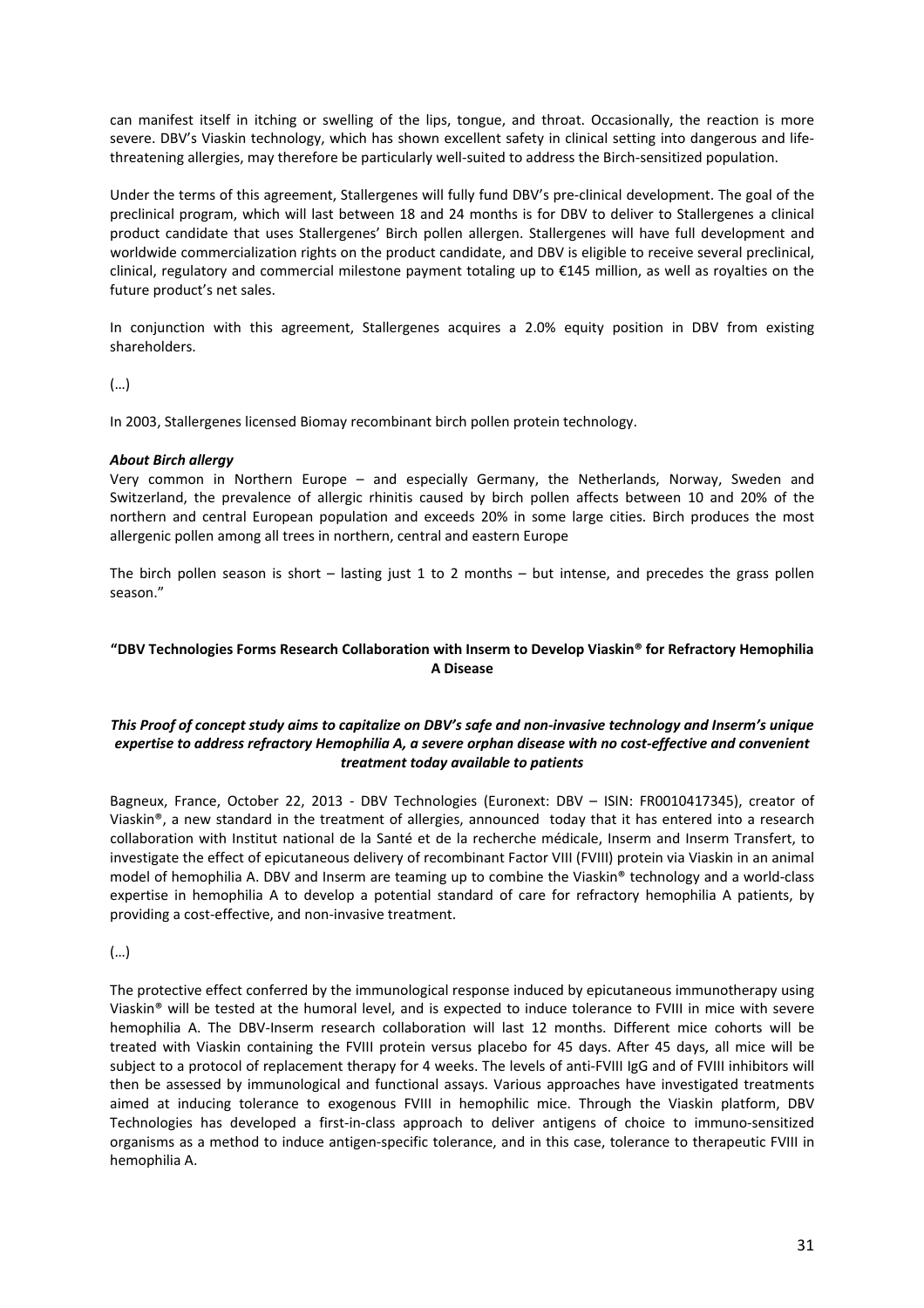can manifest itself in itching or swelling of the lips, tongue, and throat. Occasionally, the reaction is more severe. DBV's Viaskin technology, which has shown excellent safety in clinical setting into dangerous and life-threatening allergies, may therefore be particularly well-suited to address the Birch-sensitized population.

Under the terms of this agreement, Stallergenes will fully fund DBV's pre-clinical development. The goal of the preclinical program, which will last between 18 and 24 months is for DBV to deliver to Stallergenes a clinical product candidate that uses Stallergenes' Birch pollen allergen. Stallergenes will have full development and worldwide commercialization rights on the product candidate, and DBV is eligible to receive several preclinical, clinical, regulatory and commercial milestone payment totaling up to €145 million, as well as royalties on the future product's net sales.

In conjunction with this agreement, Stallergenes acquires a 2.0% equity position in DBV from existing shareholders.

(…)

In 2003, Stallergenes licensed Biomay recombinant birch pollen protein technology.

***About Birch allergy***

Very common in Northern Europe – and especially Germany, the Netherlands, Norway, Sweden and Switzerland, the prevalence of allergic rhinitis caused by birch pollen affects between 10 and 20% of the northern and central European population and exceeds 20% in some large cities. Birch produces the most allergenic pollen among all trees in northern, central and eastern Europe

The birch pollen season is short – lasting just 1 to 2 months – but intense, and precedes the grass pollen season."

**"DBV Technologies Forms Research Collaboration with Inserm to Develop Viaskin® for Refractory Hemophilia A Disease**

***This Proof of concept study aims to capitalize on DBV's safe and non-invasive technology and Inserm's unique expertise to address refractory Hemophilia A, a severe orphan disease with no cost-effective and convenient treatment today available to patients***

Bagneux, France, October 22, 2013 - DBV Technologies (Euronext: DBV – ISIN: FR0010417345), creator of Viaskin®, a new standard in the treatment of allergies, announced today that it has entered into a research collaboration with Institut national de la Santé et de la recherche médicale, Inserm and Inserm Transfert, to investigate the effect of epicutaneous delivery of recombinant Factor VIII (FVIII) protein via Viaskin in an animal model of hemophilia A. DBV and Inserm are teaming up to combine the Viaskin® technology and a world-class expertise in hemophilia A to develop a potential standard of care for refractory hemophilia A patients, by providing a cost-effective, and non-invasive treatment.

(…)

The protective effect conferred by the immunological response induced by epicutaneous immunotherapy using Viaskin® will be tested at the humoral level, and is expected to induce tolerance to FVIII in mice with severe hemophilia A. The DBV-Inserm research collaboration will last 12 months. Different mice cohorts will be treated with Viaskin containing the FVIII protein versus placebo for 45 days. After 45 days, all mice will be subject to a protocol of replacement therapy for 4 weeks. The levels of anti-FVIII IgG and of FVIII inhibitors will then be assessed by immunological and functional assays. Various approaches have investigated treatments aimed at inducing tolerance to exogenous FVIII in hemophilic mice. Through the Viaskin platform, DBV Technologies has developed a first-in-class approach to deliver antigens of choice to immuno-sensitized organisms as a method to induce antigen-specific tolerance, and in this case, tolerance to therapeutic FVIII in hemophilia A.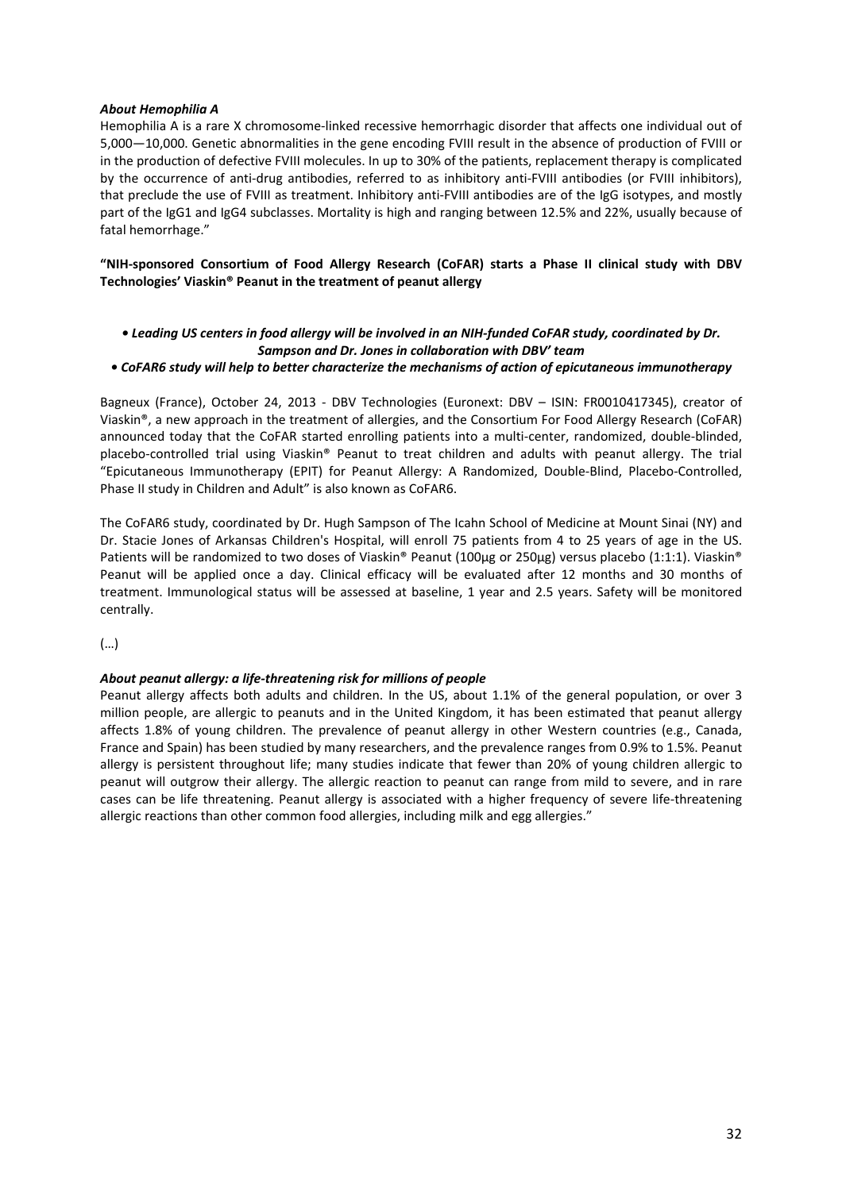*About Hemophilia A*

Hemophilia A is a rare X chromosome-linked recessive hemorrhagic disorder that affects one individual out of 5,000—10,000. Genetic abnormalities in the gene encoding FVIII result in the absence of production of FVIII or in the production of defective FVIII molecules. In up to 30% of the patients, replacement therapy is complicated by the occurrence of anti-drug antibodies, referred to as inhibitory anti-FVIII antibodies (or FVIII inhibitors), that preclude the use of FVIII as treatment. Inhibitory anti-FVIII antibodies are of the IgG isotypes, and mostly part of the IgG1 and IgG4 subclasses. Mortality is high and ranging between 12.5% and 22%, usually because of fatal hemorrhage."

**"NIH-sponsored Consortium of Food Allergy Research (CoFAR) starts a Phase II clinical study with DBV Technologies' Viaskin® Peanut in the treatment of peanut allergy**

- ***Leading US centers in food allergy will be involved in an NIH-funded CoFAR study, coordinated by Dr. Sampson and Dr. Jones in collaboration with DBV' team***
- ***CoFAR6 study will help to better characterize the mechanisms of action of epicutaneous immunotherapy***

Bagneux (France), October 24, 2013 - DBV Technologies (Euronext: DBV – ISIN: FR0010417345), creator of Viaskin®, a new approach in the treatment of allergies, and the Consortium For Food Allergy Research (CoFAR) announced today that the CoFAR started enrolling patients into a multi-center, randomized, double-blinded, placebo-controlled trial using Viaskin® Peanut to treat children and adults with peanut allergy. The trial "Epicutaneous Immunotherapy (EPIT) for Peanut Allergy: A Randomized, Double-Blind, Placebo-Controlled, Phase II study in Children and Adult" is also known as CoFAR6.

The CoFAR6 study, coordinated by Dr. Hugh Sampson of The Icahn School of Medicine at Mount Sinai (NY) and Dr. Stacie Jones of Arkansas Children's Hospital, will enroll 75 patients from 4 to 25 years of age in the US. Patients will be randomized to two doses of Viaskin® Peanut (100µg or 250µg) versus placebo (1:1:1). Viaskin® Peanut will be applied once a day. Clinical efficacy will be evaluated after 12 months and 30 months of treatment. Immunological status will be assessed at baseline, 1 year and 2.5 years. Safety will be monitored centrally.

(…)

*About peanut allergy: a life-threatening risk for millions of people*

Peanut allergy affects both adults and children. In the US, about 1.1% of the general population, or over 3 million people, are allergic to peanuts and in the United Kingdom, it has been estimated that peanut allergy affects 1.8% of young children. The prevalence of peanut allergy in other Western countries (e.g., Canada, France and Spain) has been studied by many researchers, and the prevalence ranges from 0.9% to 1.5%. Peanut allergy is persistent throughout life; many studies indicate that fewer than 20% of young children allergic to peanut will outgrow their allergy. The allergic reaction to peanut can range from mild to severe, and in rare cases can be life threatening. Peanut allergy is associated with a higher frequency of severe life-threatening allergic reactions than other common food allergies, including milk and egg allergies."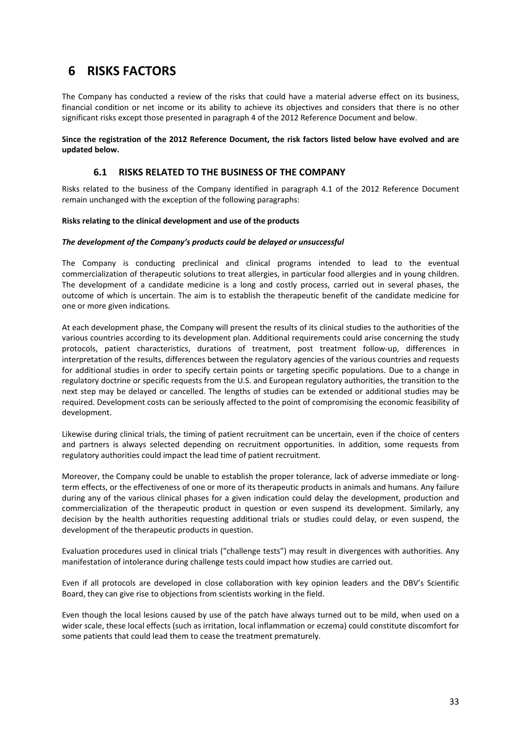# 6 RISKS FACTORS

The Company has conducted a review of the risks that could have a material adverse effect on its business, financial condition or net income or its ability to achieve its objectives and considers that there is no other significant risks except those presented in paragraph 4 of the 2012 Reference Document and below.

**Since the registration of the 2012 Reference Document, the risk factors listed below have evolved and are updated below.**

## 6.1 RISKS RELATED TO THE BUSINESS OF THE COMPANY

Risks related to the business of the Company identified in paragraph 4.1 of the 2012 Reference Document remain unchanged with the exception of the following paragraphs:

**Risks relating to the clinical development and use of the products**

***The development of the Company's products could be delayed or unsuccessful***

The Company is conducting preclinical and clinical programs intended to lead to the eventual commercialization of therapeutic solutions to treat allergies, in particular food allergies and in young children. The development of a candidate medicine is a long and costly process, carried out in several phases, the outcome of which is uncertain. The aim is to establish the therapeutic benefit of the candidate medicine for one or more given indications.

At each development phase, the Company will present the results of its clinical studies to the authorities of the various countries according to its development plan. Additional requirements could arise concerning the study protocols, patient characteristics, durations of treatment, post treatment follow-up, differences in interpretation of the results, differences between the regulatory agencies of the various countries and requests for additional studies in order to specify certain points or targeting specific populations. Due to a change in regulatory doctrine or specific requests from the U.S. and European regulatory authorities, the transition to the next step may be delayed or cancelled. The lengths of studies can be extended or additional studies may be required. Development costs can be seriously affected to the point of compromising the economic feasibility of development.

Likewise during clinical trials, the timing of patient recruitment can be uncertain, even if the choice of centers and partners is always selected depending on recruitment opportunities. In addition, some requests from regulatory authorities could impact the lead time of patient recruitment.

Moreover, the Company could be unable to establish the proper tolerance, lack of adverse immediate or long-term effects, or the effectiveness of one or more of its therapeutic products in animals and humans. Any failure during any of the various clinical phases for a given indication could delay the development, production and commercialization of the therapeutic product in question or even suspend its development. Similarly, any decision by the health authorities requesting additional trials or studies could delay, or even suspend, the development of the therapeutic products in question.

Evaluation procedures used in clinical trials ("challenge tests") may result in divergences with authorities. Any manifestation of intolerance during challenge tests could impact how studies are carried out.

Even if all protocols are developed in close collaboration with key opinion leaders and the DBV's Scientific Board, they can give rise to objections from scientists working in the field.

Even though the local lesions caused by use of the patch have always turned out to be mild, when used on a wider scale, these local effects (such as irritation, local inflammation or eczema) could constitute discomfort for some patients that could lead them to cease the treatment prematurely.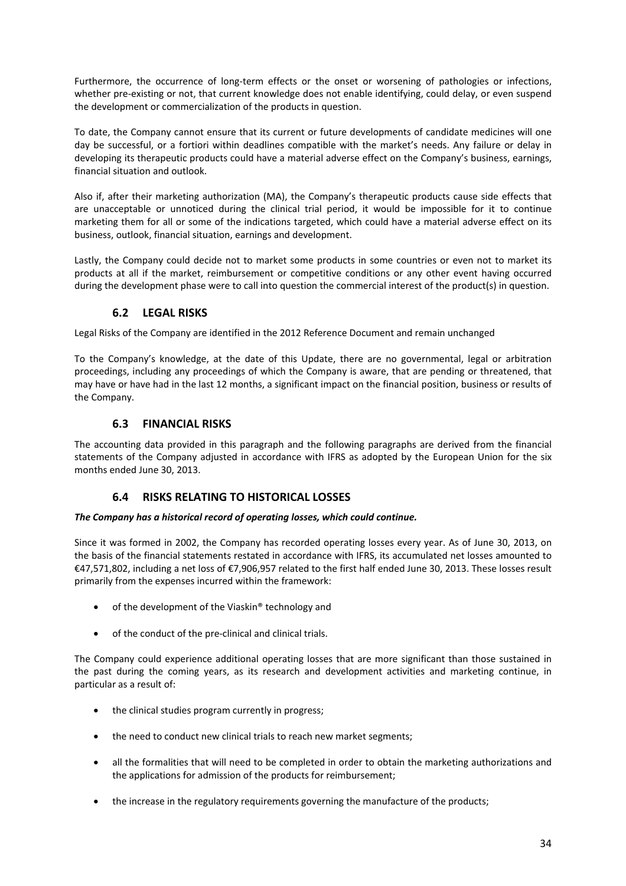Furthermore, the occurrence of long-term effects or the onset or worsening of pathologies or infections, whether pre-existing or not, that current knowledge does not enable identifying, could delay, or even suspend the development or commercialization of the products in question.

To date, the Company cannot ensure that its current or future developments of candidate medicines will one day be successful, or a fortiori within deadlines compatible with the market's needs. Any failure or delay in developing its therapeutic products could have a material adverse effect on the Company's business, earnings, financial situation and outlook.

Also if, after their marketing authorization (MA), the Company's therapeutic products cause side effects that are unacceptable or unnoticed during the clinical trial period, it would be impossible for it to continue marketing them for all or some of the indications targeted, which could have a material adverse effect on its business, outlook, financial situation, earnings and development.

Lastly, the Company could decide not to market some products in some countries or even not to market its products at all if the market, reimbursement or competitive conditions or any other event having occurred during the development phase were to call into question the commercial interest of the product(s) in question.

## 6.2 LEGAL RISKS

Legal Risks of the Company are identified in the 2012 Reference Document and remain unchanged

To the Company's knowledge, at the date of this Update, there are no governmental, legal or arbitration proceedings, including any proceedings of which the Company is aware, that are pending or threatened, that may have or have had in the last 12 months, a significant impact on the financial position, business or results of the Company.

## 6.3 FINANCIAL RISKS

The accounting data provided in this paragraph and the following paragraphs are derived from the financial statements of the Company adjusted in accordance with IFRS as adopted by the European Union for the six months ended June 30, 2013.

## 6.4 RISKS RELATING TO HISTORICAL LOSSES

***The Company has a historical record of operating losses, which could continue.***

Since it was formed in 2002, the Company has recorded operating losses every year. As of June 30, 2013, on the basis of the financial statements restated in accordance with IFRS, its accumulated net losses amounted to €47,571,802, including a net loss of €7,906,957 related to the first half ended June 30, 2013. These losses result primarily from the expenses incurred within the framework:

- of the development of the Viaskin® technology and
- of the conduct of the pre-clinical and clinical trials.

The Company could experience additional operating losses that are more significant than those sustained in the past during the coming years, as its research and development activities and marketing continue, in particular as a result of:

- the clinical studies program currently in progress;
- the need to conduct new clinical trials to reach new market segments;
- all the formalities that will need to be completed in order to obtain the marketing authorizations and the applications for admission of the products for reimbursement;
- the increase in the regulatory requirements governing the manufacture of the products;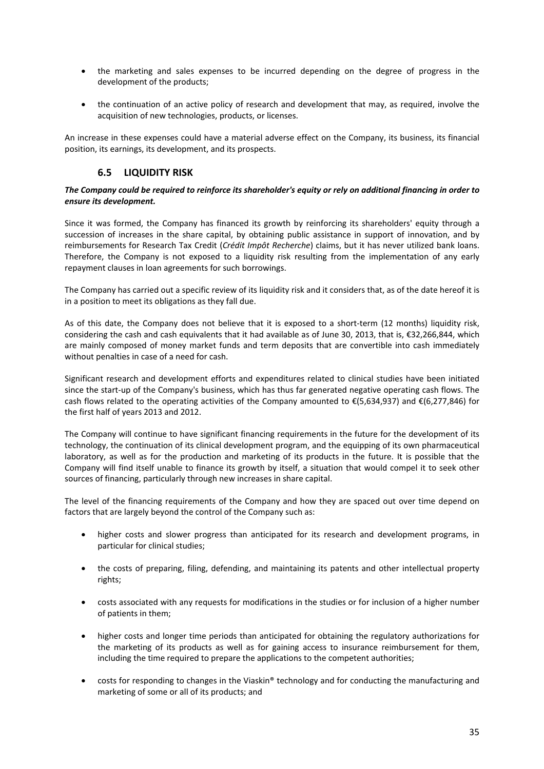- the marketing and sales expenses to be incurred depending on the degree of progress in the development of the products;

- the continuation of an active policy of research and development that may, as required, involve the acquisition of new technologies, products, or licenses.

An increase in these expenses could have a material adverse effect on the Company, its business, its financial position, its earnings, its development, and its prospects.

## 6.5 LIQUIDITY RISK

***The Company could be required to reinforce its shareholder's equity or rely on additional financing in order to ensure its development.***

Since it was formed, the Company has financed its growth by reinforcing its shareholders' equity through a succession of increases in the share capital, by obtaining public assistance in support of innovation, and by reimbursements for Research Tax Credit (*Crédit Impôt Recherche*) claims, but it has never utilized bank loans. Therefore, the Company is not exposed to a liquidity risk resulting from the implementation of any early repayment clauses in loan agreements for such borrowings.

The Company has carried out a specific review of its liquidity risk and it considers that, as of the date hereof it is in a position to meet its obligations as they fall due.

As of this date, the Company does not believe that it is exposed to a short-term (12 months) liquidity risk, considering the cash and cash equivalents that it had available as of June 30, 2013, that is, €32,266,844, which are mainly composed of money market funds and term deposits that are convertible into cash immediately without penalties in case of a need for cash.

Significant research and development efforts and expenditures related to clinical studies have been initiated since the start-up of the Company's business, which has thus far generated negative operating cash flows. The cash flows related to the operating activities of the Company amounted to €(5,634,937) and €(6,277,846) for the first half of years 2013 and 2012.

The Company will continue to have significant financing requirements in the future for the development of its technology, the continuation of its clinical development program, and the equipping of its own pharmaceutical laboratory, as well as for the production and marketing of its products in the future. It is possible that the Company will find itself unable to finance its growth by itself, a situation that would compel it to seek other sources of financing, particularly through new increases in share capital.

The level of the financing requirements of the Company and how they are spaced out over time depend on factors that are largely beyond the control of the Company such as:

- higher costs and slower progress than anticipated for its research and development programs, in particular for clinical studies;

- the costs of preparing, filing, defending, and maintaining its patents and other intellectual property rights;

- costs associated with any requests for modifications in the studies or for inclusion of a higher number of patients in them;

- higher costs and longer time periods than anticipated for obtaining the regulatory authorizations for the marketing of its products as well as for gaining access to insurance reimbursement for them, including the time required to prepare the applications to the competent authorities;

- costs for responding to changes in the Viaskin® technology and for conducting the manufacturing and marketing of some or all of its products; and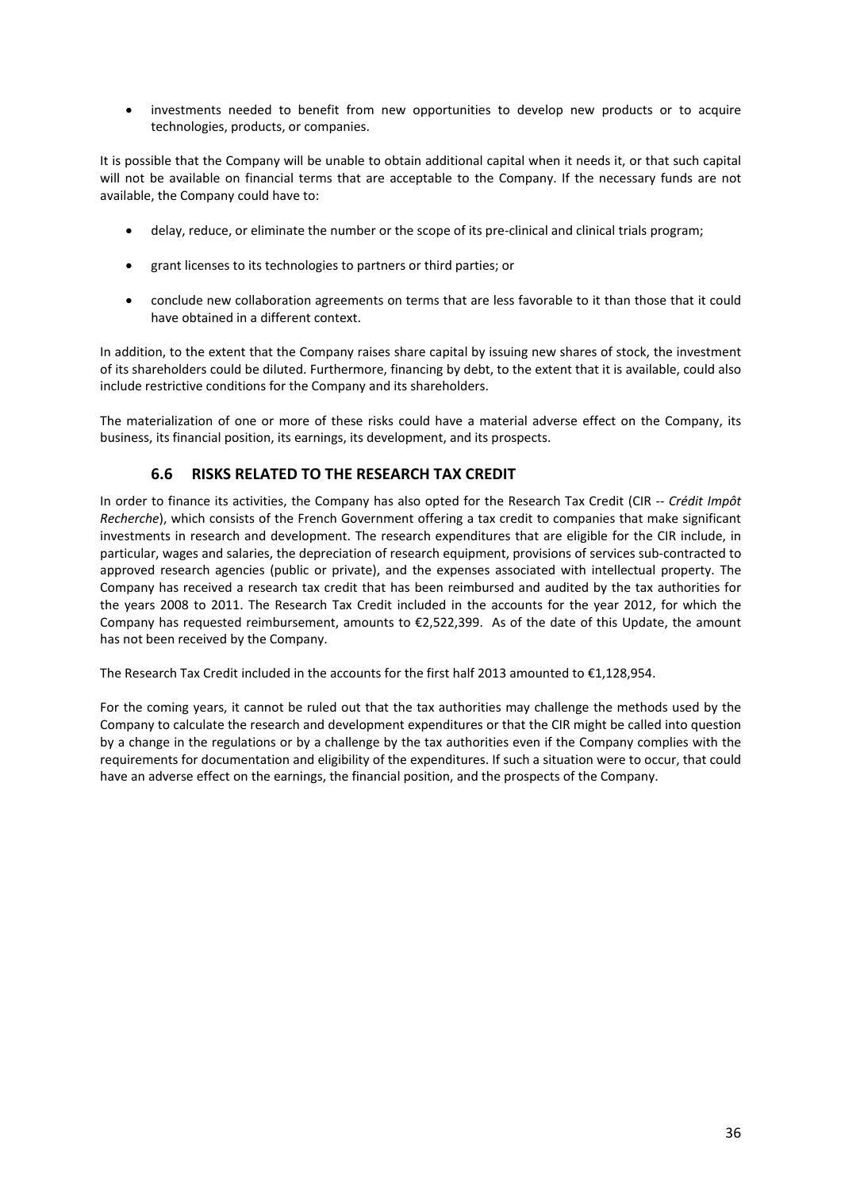- investments needed to benefit from new opportunities to develop new products or to acquire technologies, products, or companies.

It is possible that the Company will be unable to obtain additional capital when it needs it, or that such capital will not be available on financial terms that are acceptable to the Company. If the necessary funds are not available, the Company could have to:

- delay, reduce, or eliminate the number or the scope of its pre-clinical and clinical trials program;
- grant licenses to its technologies to partners or third parties; or
- conclude new collaboration agreements on terms that are less favorable to it than those that it could have obtained in a different context.

In addition, to the extent that the Company raises share capital by issuing new shares of stock, the investment of its shareholders could be diluted. Furthermore, financing by debt, to the extent that it is available, could also include restrictive conditions for the Company and its shareholders.

The materialization of one or more of these risks could have a material adverse effect on the Company, its business, its financial position, its earnings, its development, and its prospects.

## 6.6 RISKS RELATED TO THE RESEARCH TAX CREDIT

In order to finance its activities, the Company has also opted for the Research Tax Credit (CIR -- *Crédit Impôt Recherche*), which consists of the French Government offering a tax credit to companies that make significant investments in research and development. The research expenditures that are eligible for the CIR include, in particular, wages and salaries, the depreciation of research equipment, provisions of services sub-contracted to approved research agencies (public or private), and the expenses associated with intellectual property. The Company has received a research tax credit that has been reimbursed and audited by the tax authorities for the years 2008 to 2011. The Research Tax Credit included in the accounts for the year 2012, for which the Company has requested reimbursement, amounts to €2,522,399. As of the date of this Update, the amount has not been received by the Company.

The Research Tax Credit included in the accounts for the first half 2013 amounted to €1,128,954.

For the coming years, it cannot be ruled out that the tax authorities may challenge the methods used by the Company to calculate the research and development expenditures or that the CIR might be called into question by a change in the regulations or by a challenge by the tax authorities even if the Company complies with the requirements for documentation and eligibility of the expenditures. If such a situation were to occur, that could have an adverse effect on the earnings, the financial position, and the prospects of the Company.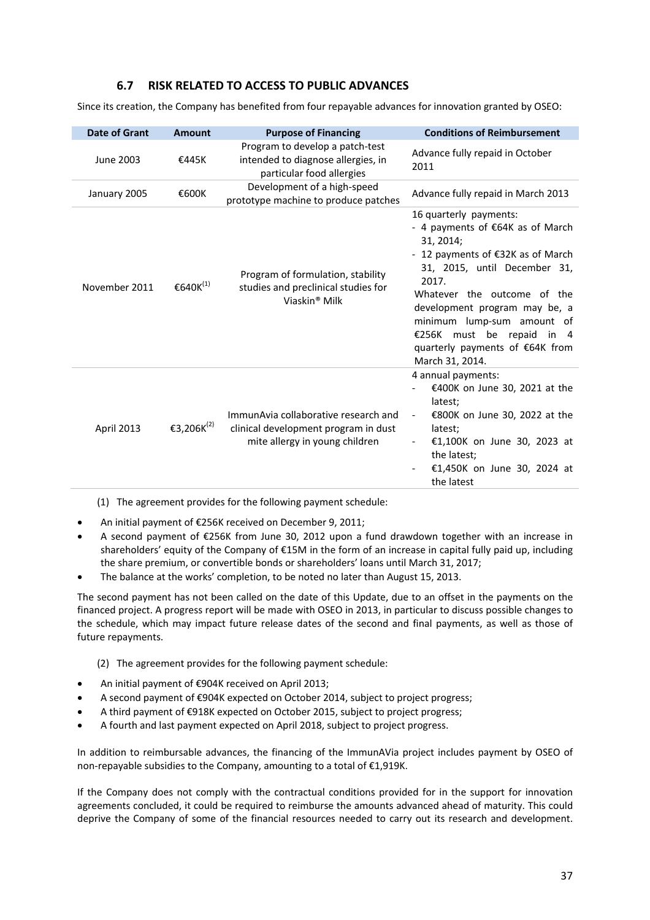## 6.7 RISK RELATED TO ACCESS TO PUBLIC ADVANCES

Since its creation, the Company has benefited from four repayable advances for innovation granted by OSEO:

| Date of Grant | Amount | Purpose of Financing | Conditions of Reimbursement |
|---|---|---|---|
| June 2003 | €445K | Program to develop a patch-test intended to diagnose allergies, in particular food allergies | Advance fully repaid in October 2011 |
| January 2005 | €600K | Development of a high-speed prototype machine to produce patches | Advance fully repaid in March 2013 |
| November 2011 | €640K[(1)] | Program of formulation, stability studies and preclinical studies for Viaskin® Milk | 16 quarterly payments:<br>- 4 payments of €64K as of March 31, 2014;<br>- 12 payments of €32K as of March 31, 2015, until December 31, 2017.<br>Whatever the outcome of the development program may be, a minimum lump-sum amount of €256K must be repaid in 4 quarterly payments of €64K from March 31, 2014. |
| April 2013 | €3,206K[(2)] | ImmunAvia collaborative research and clinical development program in dust mite allergy in young children | 4 annual payments:<br>- €400K on June 30, 2021 at the latest;<br>- €800K on June 30, 2022 at the latest;<br>- €1,100K on June 30, 2023 at the latest;<br>- €1,450K on June 30, 2024 at the latest |

(1) The agreement provides for the following payment schedule:

- An initial payment of €256K received on December 9, 2011;
- A second payment of €256K from June 30, 2012 upon a fund drawdown together with an increase in shareholders' equity of the Company of €15M in the form of an increase in capital fully paid up, including the share premium, or convertible bonds or shareholders' loans until March 31, 2017;
- The balance at the works' completion, to be noted no later than August 15, 2013.

The second payment has not been called on the date of this Update, due to an offset in the payments on the financed project. A progress report will be made with OSEO in 2013, in particular to discuss possible changes to the schedule, which may impact future release dates of the second and final payments, as well as those of future repayments.

(2) The agreement provides for the following payment schedule:

- An initial payment of €904K received on April 2013;
- A second payment of €904K expected on October 2014, subject to project progress;
- A third payment of €918K expected on October 2015, subject to project progress;
- A fourth and last payment expected on April 2018, subject to project progress.

In addition to reimbursable advances, the financing of the ImmunAVia project includes payment by OSEO of non-repayable subsidies to the Company, amounting to a total of €1,919K.

If the Company does not comply with the contractual conditions provided for in the support for innovation agreements concluded, it could be required to reimburse the amounts advanced ahead of maturity. This could deprive the Company of some of the financial resources needed to carry out its research and development.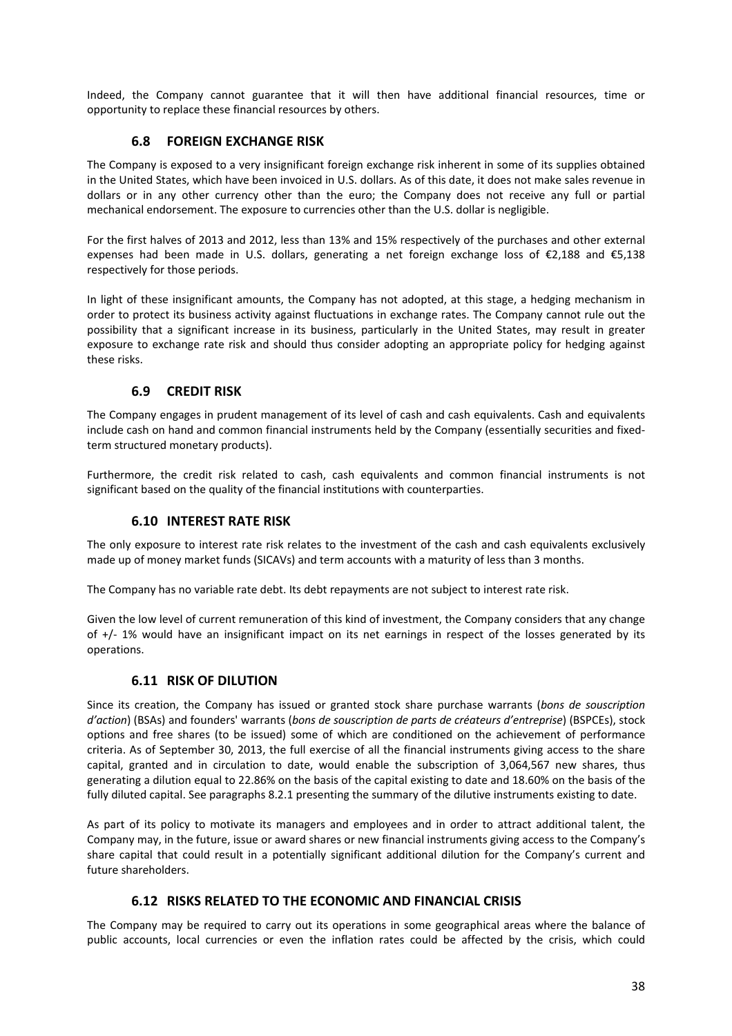Indeed, the Company cannot guarantee that it will then have additional financial resources, time or opportunity to replace these financial resources by others.

## 6.8 FOREIGN EXCHANGE RISK

The Company is exposed to a very insignificant foreign exchange risk inherent in some of its supplies obtained in the United States, which have been invoiced in U.S. dollars. As of this date, it does not make sales revenue in dollars or in any other currency other than the euro; the Company does not receive any full or partial mechanical endorsement. The exposure to currencies other than the U.S. dollar is negligible.

For the first halves of 2013 and 2012, less than 13% and 15% respectively of the purchases and other external expenses had been made in U.S. dollars, generating a net foreign exchange loss of €2,188 and €5,138 respectively for those periods.

In light of these insignificant amounts, the Company has not adopted, at this stage, a hedging mechanism in order to protect its business activity against fluctuations in exchange rates. The Company cannot rule out the possibility that a significant increase in its business, particularly in the United States, may result in greater exposure to exchange rate risk and should thus consider adopting an appropriate policy for hedging against these risks.

## 6.9 CREDIT RISK

The Company engages in prudent management of its level of cash and cash equivalents. Cash and equivalents include cash on hand and common financial instruments held by the Company (essentially securities and fixed-term structured monetary products).

Furthermore, the credit risk related to cash, cash equivalents and common financial instruments is not significant based on the quality of the financial institutions with counterparties.

## 6.10 INTEREST RATE RISK

The only exposure to interest rate risk relates to the investment of the cash and cash equivalents exclusively made up of money market funds (SICAVs) and term accounts with a maturity of less than 3 months.

The Company has no variable rate debt. Its debt repayments are not subject to interest rate risk.

Given the low level of current remuneration of this kind of investment, the Company considers that any change of +/- 1% would have an insignificant impact on its net earnings in respect of the losses generated by its operations.

## 6.11 RISK OF DILUTION

Since its creation, the Company has issued or granted stock share purchase warrants (*bons de souscription d'action*) (BSAs) and founders' warrants (*bons de souscription de parts de créateurs d'entreprise*) (BSPCEs), stock options and free shares (to be issued) some of which are conditioned on the achievement of performance criteria. As of September 30, 2013, the full exercise of all the financial instruments giving access to the share capital, granted and in circulation to date, would enable the subscription of 3,064,567 new shares, thus generating a dilution equal to 22.86% on the basis of the capital existing to date and 18.60% on the basis of the fully diluted capital. See paragraphs 8.2.1 presenting the summary of the dilutive instruments existing to date.

As part of its policy to motivate its managers and employees and in order to attract additional talent, the Company may, in the future, issue or award shares or new financial instruments giving access to the Company's share capital that could result in a potentially significant additional dilution for the Company's current and future shareholders.

## 6.12 RISKS RELATED TO THE ECONOMIC AND FINANCIAL CRISIS

The Company may be required to carry out its operations in some geographical areas where the balance of public accounts, local currencies or even the inflation rates could be affected by the crisis, which could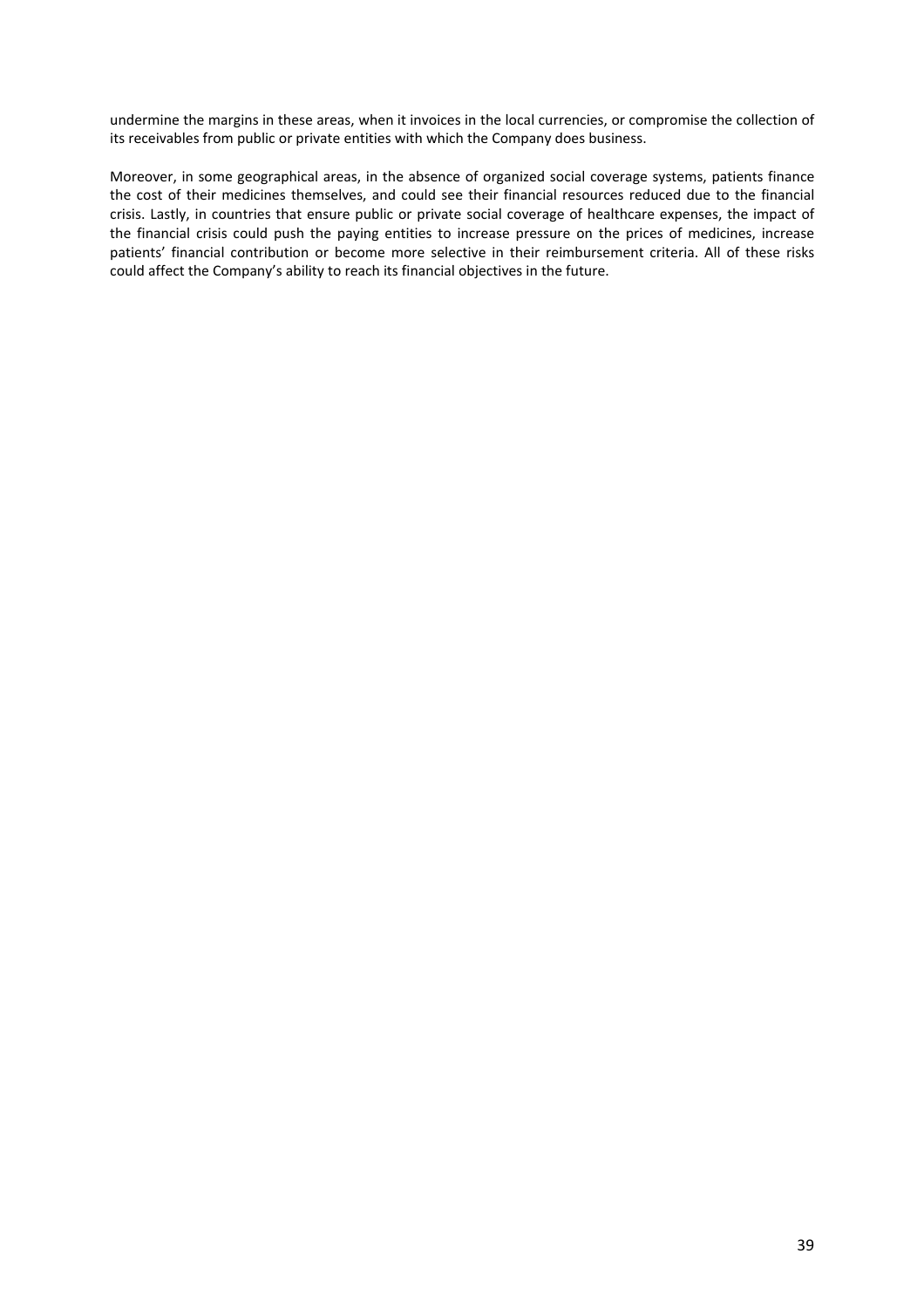undermine the margins in these areas, when it invoices in the local currencies, or compromise the collection of its receivables from public or private entities with which the Company does business.

Moreover, in some geographical areas, in the absence of organized social coverage systems, patients finance the cost of their medicines themselves, and could see their financial resources reduced due to the financial crisis. Lastly, in countries that ensure public or private social coverage of healthcare expenses, the impact of the financial crisis could push the paying entities to increase pressure on the prices of medicines, increase patients' financial contribution or become more selective in their reimbursement criteria. All of these risks could affect the Company's ability to reach its financial objectives in the future.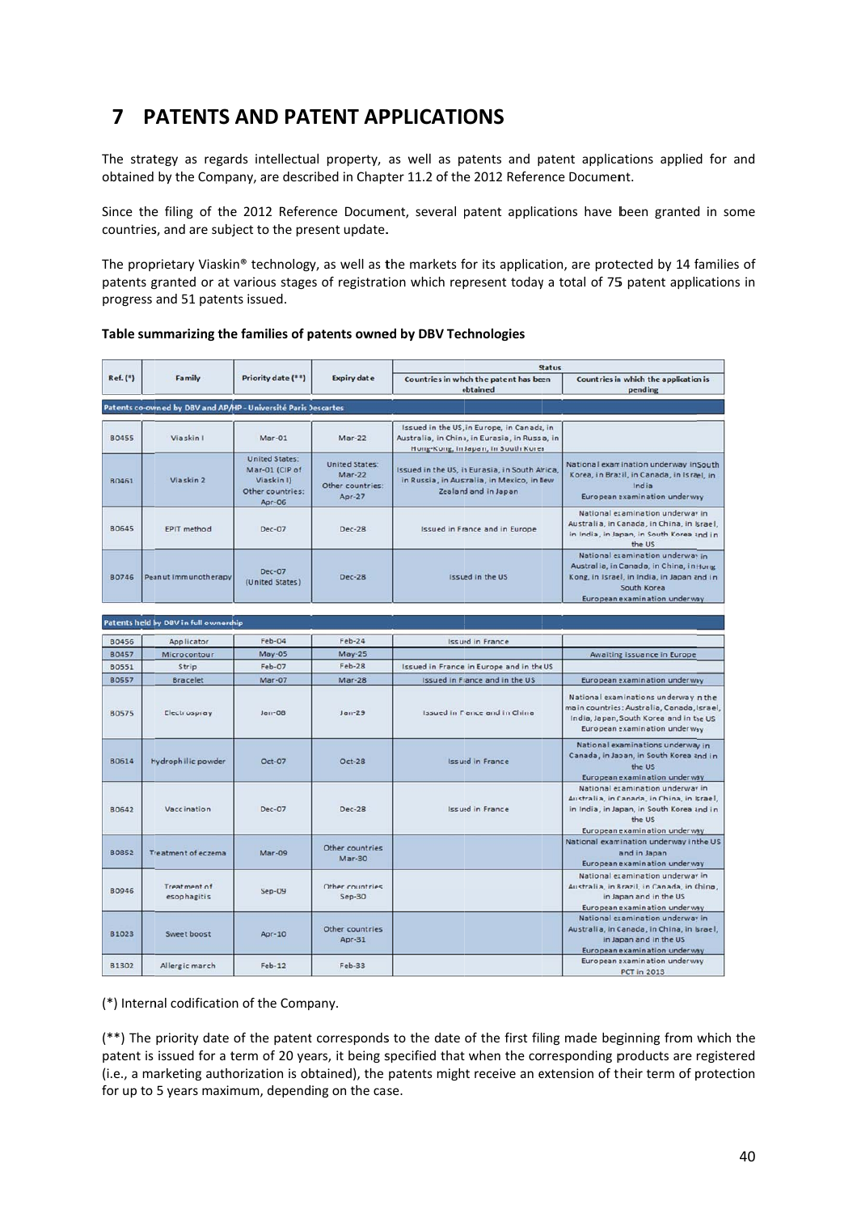# 7 PATENTS AND PATENT APPLICATIONS

The strategy as regards intellectual property, as well as patents and patent applications applied for and obtained by the Company, are described in Chapter 11.2 of the 2012 Reference Document.

Since the filing of the 2012 Reference Document, several patent applications have been granted in some countries, and are subject to the present update.

The proprietary Viaskin® technology, as well as the markets for its application, are protected by 14 families of patents granted or at various stages of registration which represent today a total of 75 patent applications in progress and 51 patents issued.

**Table summarizing the families of patents owned by DBV Technologies**

| Ref. (*) | Family | Priority date (**) | Expiry date | Status | |
|---|---|---|---|---|---|
| | | | | Countries in which the patent has been obtained | Countries in which the application is pending |
| **Patents co-owned by DBV and AP/HP - Université Paris Descartes** | | | | | |
| B0455 | Viaskin I | Mar-01 | Mar-22 | Issued in the US, in Europe, in Canada, in Australia, in China, in Eurasia, in Russia, in Hong-Kong, in Japan, in South Korea | |
| B0461 | Viaskin 2 | United States: Mar-01 (CIP of Viaskin I) Other countries: Apr-06 | United States: Mar-22 Other countries: Apr-27 | Issued in the US, in Eurasia, in South Africa, in Russia, in Australia, in Mexico, in New Zealand and in Japan | National examination underway in South Korea, in Brazil, in Canada, in Israel, in India European examination underway |
| B0645 | EPIT method | Dec-07 | Dec-28 | Issued in France and in Europe | National examination underway in Australia, in Canada, in China, in Israel, in India, in Japan, in South Korea and in the US |
| B0746 | Peanut Immunotherapy | Dec-07 (United States) | Dec-28 | Issued in the US | National examination underway in Australia, in Canada, in China, in Hong Kong, in Israel, in India, in Japan and in South Korea European examination underway |
| **Patents held by DBV in full ownership** | | | | | |
| B0456 | Applicator | Feb-04 | Feb-24 | Issued in France | |
| B0457 | Microcontour | May-05 | May-25 | | Awaiting issuance in Europe |
| B0551 | Strip | Feb-07 | Feb-28 | Issued in France in Europe and in the US | |
| B0557 | Bracelet | Mar-07 | Mar-28 | Issued in France and in the US | European examination underway |
| B0575 | Electrospray | Jan-08 | Jan-29 | Issued in France and in China | National examinations underway in the main countries: Australia, Canada, Israel, India, Japan, South Korea and in the US European examination underway |
| B0614 | Hydrophilic powder | Oct-07 | Oct-28 | Issued in France | National examinations underway in Canada, in Japan, in South Korea and in the US European examination underway |
| B0642 | Vaccination | Dec-07 | Dec-28 | Issued in France | National examination underway in Australia, in Canada, in China, in Israel, in India, in Japan, in South Korea and in the US European examination underway |
| B0852 | Treatment of eczema | Mar-09 | Other countries Mar-30 | | National examination underway in the US and in Japan European examination underway |
| B0946 | Treatment of esophagitis | Sep-09 | Other countries Sep-30 | | National examination underway in Australia, in Brazil, in Canada, in China, in Japan and in the US European examination underway |
| B1023 | Sweet boost | Apr-10 | Other countries Apr-31 | | National examination underway in Australia, in Canada, in China, in Israel, in Japan and in the US European examination underway |
| B1302 | Allergic march | Feb-12 | Feb-33 | | European examination underway PCT in 2013 |

(*) Internal codification of the Company.

(**) The priority date of the patent corresponds to the date of the first filing made beginning from which the patent is issued for a term of 20 years, it being specified that when the corresponding products are registered (i.e., a marketing authorization is obtained), the patents might receive an extension of their term of protection for up to 5 years maximum, depending on the case.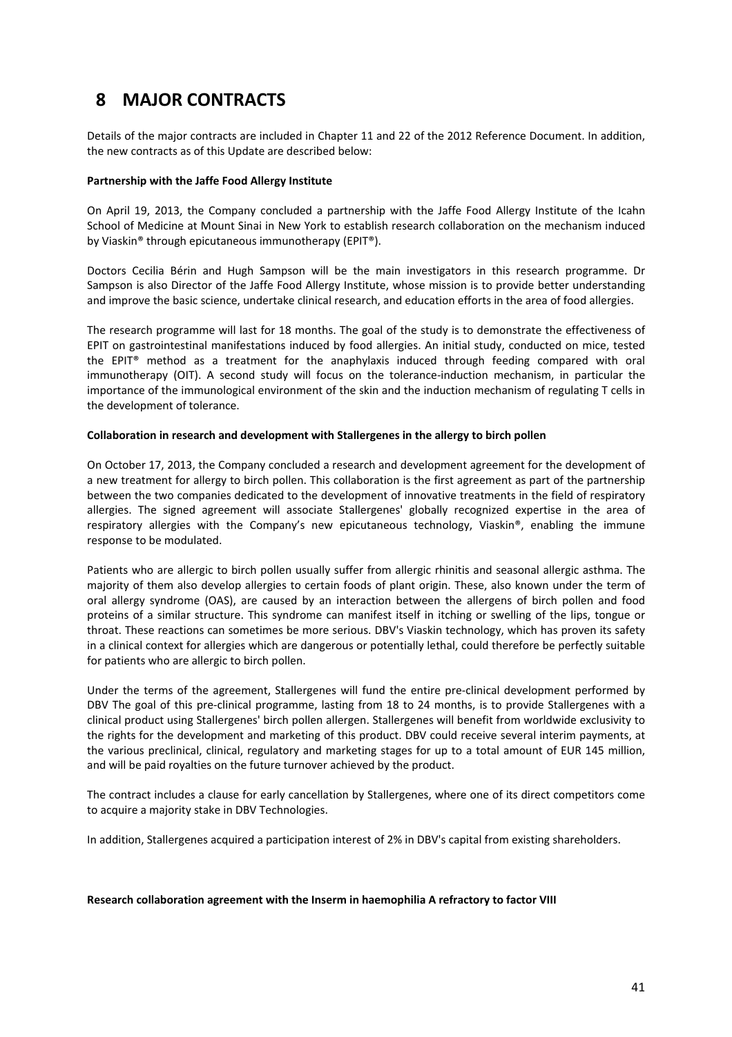# 8 MAJOR CONTRACTS

Details of the major contracts are included in Chapter 11 and 22 of the 2012 Reference Document. In addition, the new contracts as of this Update are described below:

**Partnership with the Jaffe Food Allergy Institute**

On April 19, 2013, the Company concluded a partnership with the Jaffe Food Allergy Institute of the Icahn School of Medicine at Mount Sinai in New York to establish research collaboration on the mechanism induced by Viaskin® through epicutaneous immunotherapy (EPIT®).

Doctors Cecilia Bérin and Hugh Sampson will be the main investigators in this research programme. Dr Sampson is also Director of the Jaffe Food Allergy Institute, whose mission is to provide better understanding and improve the basic science, undertake clinical research, and education efforts in the area of food allergies.

The research programme will last for 18 months. The goal of the study is to demonstrate the effectiveness of EPIT on gastrointestinal manifestations induced by food allergies. An initial study, conducted on mice, tested the EPIT® method as a treatment for the anaphylaxis induced through feeding compared with oral immunotherapy (OIT). A second study will focus on the tolerance-induction mechanism, in particular the importance of the immunological environment of the skin and the induction mechanism of regulating T cells in the development of tolerance.

**Collaboration in research and development with Stallergenes in the allergy to birch pollen**

On October 17, 2013, the Company concluded a research and development agreement for the development of a new treatment for allergy to birch pollen. This collaboration is the first agreement as part of the partnership between the two companies dedicated to the development of innovative treatments in the field of respiratory allergies. The signed agreement will associate Stallergenes' globally recognized expertise in the area of respiratory allergies with the Company's new epicutaneous technology, Viaskin®, enabling the immune response to be modulated.

Patients who are allergic to birch pollen usually suffer from allergic rhinitis and seasonal allergic asthma. The majority of them also develop allergies to certain foods of plant origin. These, also known under the term of oral allergy syndrome (OAS), are caused by an interaction between the allergens of birch pollen and food proteins of a similar structure. This syndrome can manifest itself in itching or swelling of the lips, tongue or throat. These reactions can sometimes be more serious. DBV's Viaskin technology, which has proven its safety in a clinical context for allergies which are dangerous or potentially lethal, could therefore be perfectly suitable for patients who are allergic to birch pollen.

Under the terms of the agreement, Stallergenes will fund the entire pre-clinical development performed by DBV The goal of this pre-clinical programme, lasting from 18 to 24 months, is to provide Stallergenes with a clinical product using Stallergenes' birch pollen allergen. Stallergenes will benefit from worldwide exclusivity to the rights for the development and marketing of this product. DBV could receive several interim payments, at the various preclinical, clinical, regulatory and marketing stages for up to a total amount of EUR 145 million, and will be paid royalties on the future turnover achieved by the product.

The contract includes a clause for early cancellation by Stallergenes, where one of its direct competitors come to acquire a majority stake in DBV Technologies.

In addition, Stallergenes acquired a participation interest of 2% in DBV's capital from existing shareholders.

**Research collaboration agreement with the Inserm in haemophilia A refractory to factor VIII**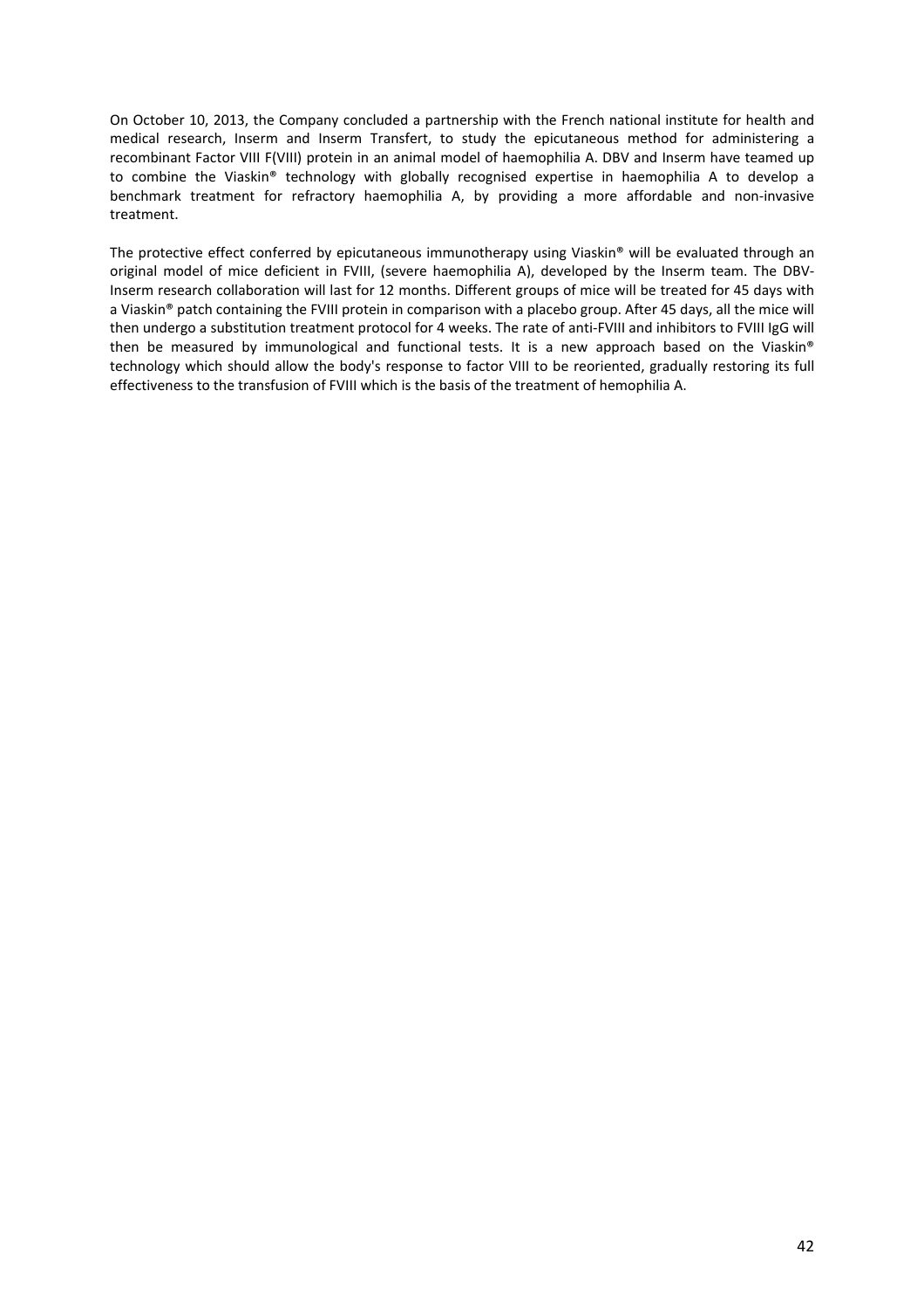On October 10, 2013, the Company concluded a partnership with the French national institute for health and medical research, Inserm and Inserm Transfert, to study the epicutaneous method for administering a recombinant Factor VIII F(VIII) protein in an animal model of haemophilia A. DBV and Inserm have teamed up to combine the Viaskin® technology with globally recognised expertise in haemophilia A to develop a benchmark treatment for refractory haemophilia A, by providing a more affordable and non-invasive treatment.

The protective effect conferred by epicutaneous immunotherapy using Viaskin® will be evaluated through an original model of mice deficient in FVIII, (severe haemophilia A), developed by the Inserm team. The DBV-Inserm research collaboration will last for 12 months. Different groups of mice will be treated for 45 days with a Viaskin® patch containing the FVIII protein in comparison with a placebo group. After 45 days, all the mice will then undergo a substitution treatment protocol for 4 weeks. The rate of anti-FVIII and inhibitors to FVIII IgG will then be measured by immunological and functional tests. It is a new approach based on the Viaskin® technology which should allow the body's response to factor VIII to be reoriented, gradually restoring its full effectiveness to the transfusion of FVIII which is the basis of the treatment of hemophilia A.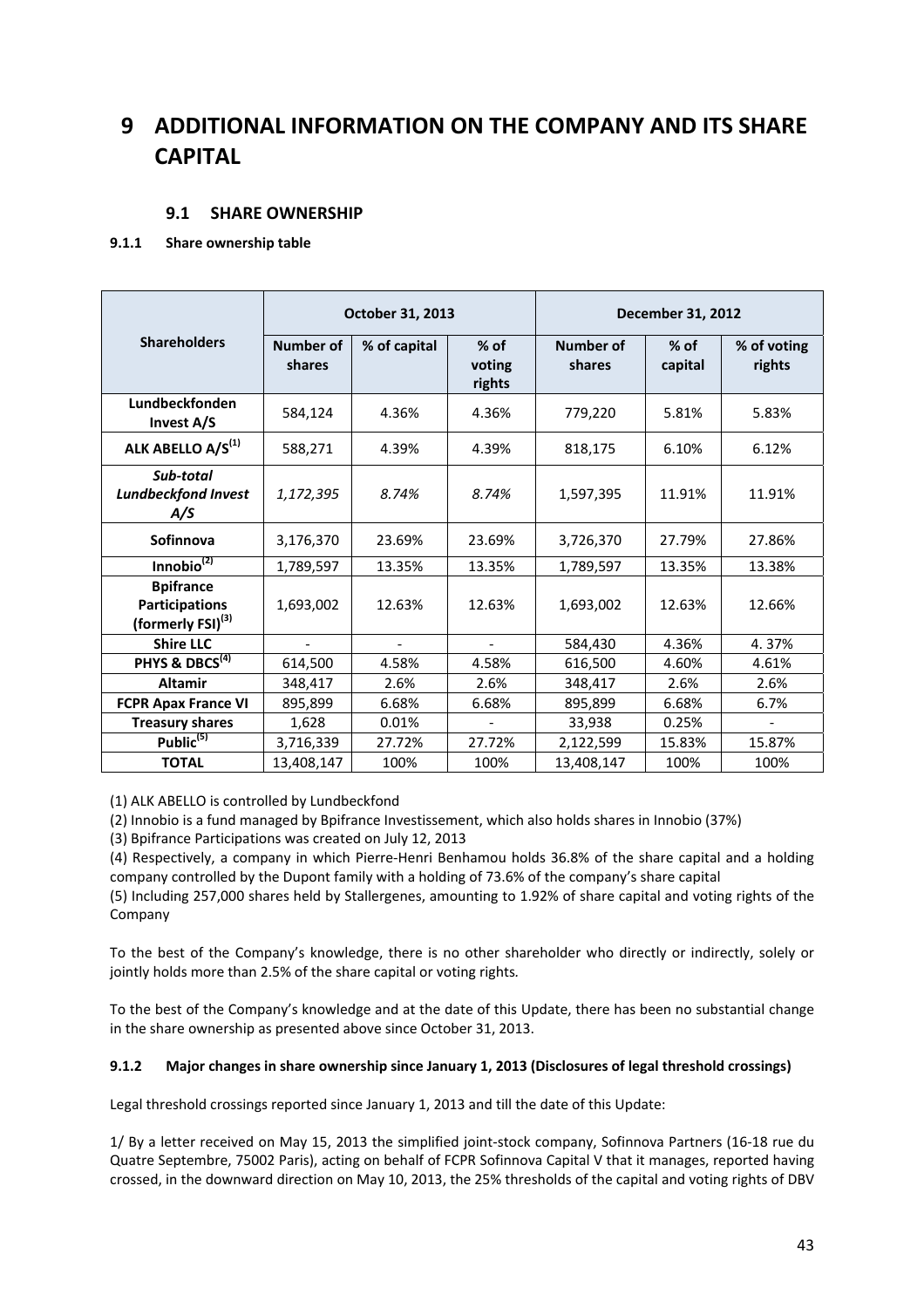# 9 ADDITIONAL INFORMATION ON THE COMPANY AND ITS SHARE CAPITAL

## 9.1 SHARE OWNERSHIP

### 9.1.1 Share ownership table

| Shareholders | October 31, 2013 | | | December 31, 2012 | | |
|---|---|---|---|---|---|---|
| | Number of shares | % of capital | % of voting rights | Number of shares | % of capital | % of voting rights |
| **Lundbeckfonden Invest A/S** | 584,124 | 4.36% | 4.36% | 779,220 | 5.81% | 5.83% |
| **ALK ABELLO A/S[(1)]** | 588,271 | 4.39% | 4.39% | 818,175 | 6.10% | 6.12% |
| ***Sub-total Lundbeckfond Invest A/S*** | *1,172,395* | *8.74%* | *8.74%* | 1,597,395 | 11.91% | 11.91% |
| **Sofinnova** | 3,176,370 | 23.69% | 23.69% | 3,726,370 | 27.79% | 27.86% |
| **Innobio[(2)]** | 1,789,597 | 13.35% | 13.35% | 1,789,597 | 13.35% | 13.38% |
| **Bpifrance Participations (formerly FSI)[(3)]** | 1,693,002 | 12.63% | 12.63% | 1,693,002 | 12.63% | 12.66% |
| **Shire LLC** | - | - | - | 584,430 | 4.36% | 4. 37% |
| **PHYS & DBCS[(4)]** | 614,500 | 4.58% | 4.58% | 616,500 | 4.60% | 4.61% |
| **Altamir** | 348,417 | 2.6% | 2.6% | 348,417 | 2.6% | 2.6% |
| **FCPR Apax France VI** | 895,899 | 6.68% | 6.68% | 895,899 | 6.68% | 6.7% |
| **Treasury shares** | 1,628 | 0.01% | - | 33,938 | 0.25% | - |
| **Public[(5)]** | 3,716,339 | 27.72% | 27.72% | 2,122,599 | 15.83% | 15.87% |
| **TOTAL** | 13,408,147 | 100% | 100% | 13,408,147 | 100% | 100% |

(1) ALK ABELLO is controlled by Lundbeckfond

(2) Innobio is a fund managed by Bpifrance Investissement, which also holds shares in Innobio (37%)

(3) Bpifrance Participations was created on July 12, 2013

(4) Respectively, a company in which Pierre-Henri Benhamou holds 36.8% of the share capital and a holding company controlled by the Dupont family with a holding of 73.6% of the company's share capital

(5) Including 257,000 shares held by Stallergenes, amounting to 1.92% of share capital and voting rights of the Company

To the best of the Company's knowledge, there is no other shareholder who directly or indirectly, solely or jointly holds more than 2.5% of the share capital or voting rights.

To the best of the Company's knowledge and at the date of this Update, there has been no substantial change in the share ownership as presented above since October 31, 2013.

### 9.1.2 Major changes in share ownership since January 1, 2013 (Disclosures of legal threshold crossings)

Legal threshold crossings reported since January 1, 2013 and till the date of this Update:

1/ By a letter received on May 15, 2013 the simplified joint-stock company, Sofinnova Partners (16-18 rue du Quatre Septembre, 75002 Paris), acting on behalf of FCPR Sofinnova Capital V that it manages, reported having crossed, in the downward direction on May 10, 2013, the 25% thresholds of the capital and voting rights of DBV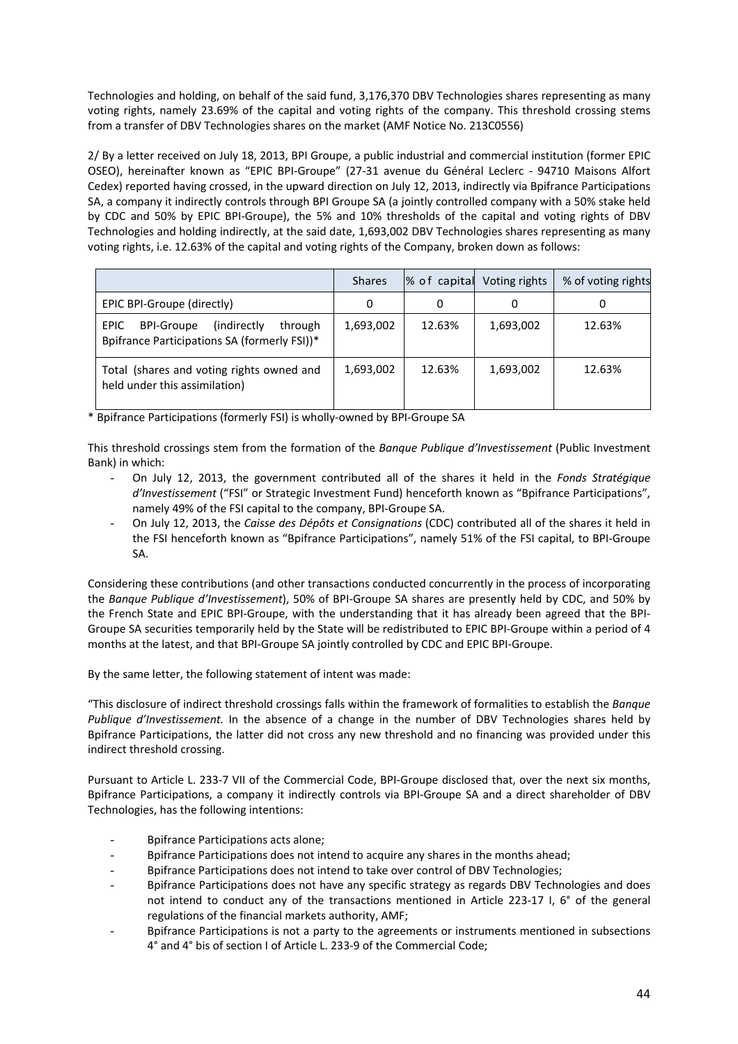Technologies and holding, on behalf of the said fund, 3,176,370 DBV Technologies shares representing as many voting rights, namely 23.69% of the capital and voting rights of the company. This threshold crossing stems from a transfer of DBV Technologies shares on the market (AMF Notice No. 213C0556)

2/ By a letter received on July 18, 2013, BPI Groupe, a public industrial and commercial institution (former EPIC OSEO), hereinafter known as "EPIC BPI-Groupe" (27-31 avenue du Général Leclerc - 94710 Maisons Alfort Cedex) reported having crossed, in the upward direction on July 12, 2013, indirectly via Bpifrance Participations SA, a company it indirectly controls through BPI Groupe SA (a jointly controlled company with a 50% stake held by CDC and 50% by EPIC BPI-Groupe), the 5% and 10% thresholds of the capital and voting rights of DBV Technologies and holding indirectly, at the said date, 1,693,002 DBV Technologies shares representing as many voting rights, i.e. 12.63% of the capital and voting rights of the Company, broken down as follows:

| | Shares | % of capital | Voting rights | % of voting rights |
|---|---|---|---|---|
| EPIC BPI-Groupe (directly) | 0 | 0 | 0 | 0 |
| EPIC BPI-Groupe (indirectly through Bpifrance Participations SA (formerly FSI))* | 1,693,002 | 12.63% | 1,693,002 | 12.63% |
| Total (shares and voting rights owned and held under this assimilation) | 1,693,002 | 12.63% | 1,693,002 | 12.63% |

\* Bpifrance Participations (formerly FSI) is wholly-owned by BPI-Groupe SA

This threshold crossings stem from the formation of the *Banque Publique d'Investissement* (Public Investment Bank) in which:

- On July 12, 2013, the government contributed all of the shares it held in the *Fonds Stratégique d'Investissement* ("FSI" or Strategic Investment Fund) henceforth known as "Bpifrance Participations", namely 49% of the FSI capital to the company, BPI-Groupe SA.
- On July 12, 2013, the *Caisse des Dépôts et Consignations* (CDC) contributed all of the shares it held in the FSI henceforth known as "Bpifrance Participations", namely 51% of the FSI capital, to BPI-Groupe SA.

Considering these contributions (and other transactions conducted concurrently in the process of incorporating the *Banque Publique d'Investissement*), 50% of BPI-Groupe SA shares are presently held by CDC, and 50% by the French State and EPIC BPI-Groupe, with the understanding that it has already been agreed that the BPI-Groupe SA securities temporarily held by the State will be redistributed to EPIC BPI-Groupe within a period of 4 months at the latest, and that BPI-Groupe SA jointly controlled by CDC and EPIC BPI-Groupe.

By the same letter, the following statement of intent was made:

"This disclosure of indirect threshold crossings falls within the framework of formalities to establish the *Banque Publique d'Investissement.* In the absence of a change in the number of DBV Technologies shares held by Bpifrance Participations, the latter did not cross any new threshold and no financing was provided under this indirect threshold crossing.

Pursuant to Article L. 233-7 VII of the Commercial Code, BPI-Groupe disclosed that, over the next six months, Bpifrance Participations, a company it indirectly controls via BPI-Groupe SA and a direct shareholder of DBV Technologies, has the following intentions:

- Bpifrance Participations acts alone;
- Bpifrance Participations does not intend to acquire any shares in the months ahead;
- Bpifrance Participations does not intend to take over control of DBV Technologies;
- Bpifrance Participations does not have any specific strategy as regards DBV Technologies and does not intend to conduct any of the transactions mentioned in Article 223-17 I, 6° of the general regulations of the financial markets authority, AMF;
- Bpifrance Participations is not a party to the agreements or instruments mentioned in subsections 4° and 4° bis of section I of Article L. 233-9 of the Commercial Code;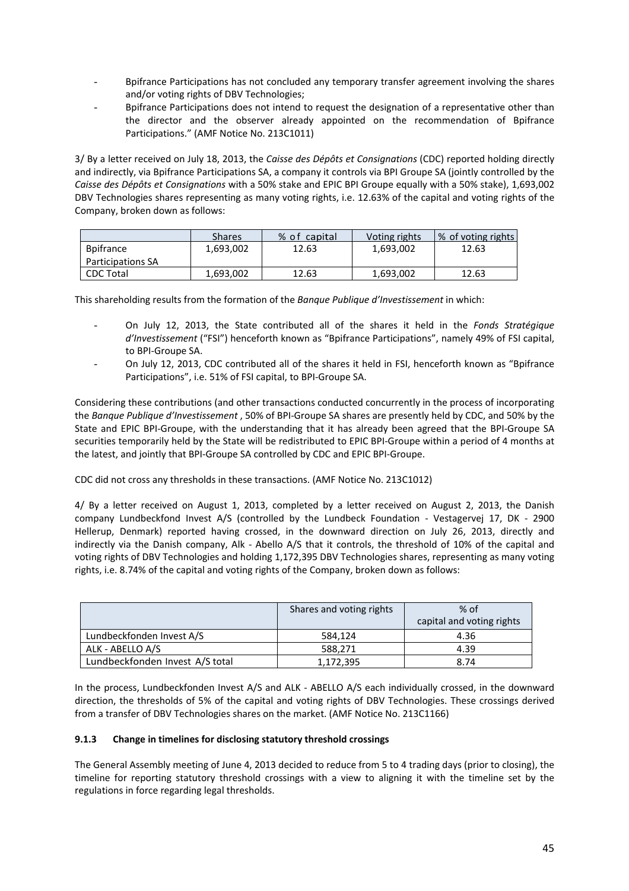- Bpifrance Participations has not concluded any temporary transfer agreement involving the shares and/or voting rights of DBV Technologies;
- Bpifrance Participations does not intend to request the designation of a representative other than the director and the observer already appointed on the recommendation of Bpifrance Participations." (AMF Notice No. 213C1011)

3/ By a letter received on July 18, 2013, the *Caisse des Dépôts et Consignations* (CDC) reported holding directly and indirectly, via Bpifrance Participations SA, a company it controls via BPI Groupe SA (jointly controlled by the *Caisse des Dépôts et Consignations* with a 50% stake and EPIC BPI Groupe equally with a 50% stake), 1,693,002 DBV Technologies shares representing as many voting rights, i.e. 12.63% of the capital and voting rights of the Company, broken down as follows:

| | Shares | % of capital | Voting rights | % of voting rights |
|---|---|---|---|---|
| Bpifrance Participations SA | 1,693,002 | 12.63 | 1,693,002 | 12.63 |
| CDC Total | 1,693,002 | 12.63 | 1,693,002 | 12.63 |

This shareholding results from the formation of the *Banque Publique d'Investissement* in which:

- On July 12, 2013, the State contributed all of the shares it held in the *Fonds Stratégique d'Investissement* ("FSI") henceforth known as "Bpifrance Participations", namely 49% of FSI capital, to BPI-Groupe SA.
- On July 12, 2013, CDC contributed all of the shares it held in FSI, henceforth known as "Bpifrance Participations", i.e. 51% of FSI capital, to BPI-Groupe SA.

Considering these contributions (and other transactions conducted concurrently in the process of incorporating the *Banque Publique d'Investissement* , 50% of BPI-Groupe SA shares are presently held by CDC, and 50% by the State and EPIC BPI-Groupe, with the understanding that it has already been agreed that the BPI-Groupe SA securities temporarily held by the State will be redistributed to EPIC BPI-Groupe within a period of 4 months at the latest, and jointly that BPI-Groupe SA controlled by CDC and EPIC BPI-Groupe.

CDC did not cross any thresholds in these transactions. (AMF Notice No. 213C1012)

4/ By a letter received on August 1, 2013, completed by a letter received on August 2, 2013, the Danish company Lundbeckfond Invest A/S (controlled by the Lundbeck Foundation - Vestagervej 17, DK - 2900 Hellerup, Denmark) reported having crossed, in the downward direction on July 26, 2013, directly and indirectly via the Danish company, Alk - Abello A/S that it controls, the threshold of 10% of the capital and voting rights of DBV Technologies and holding 1,172,395 DBV Technologies shares, representing as many voting rights, i.e. 8.74% of the capital and voting rights of the Company, broken down as follows:

| | Shares and voting rights | % of capital and voting rights |
|---|---|---|
| Lundbeckfonden Invest A/S | 584,124 | 4.36 |
| ALK - ABELLO A/S | 588,271 | 4.39 |
| Lundbeckfonden Invest A/S total | 1,172,395 | 8.74 |

In the process, Lundbeckfonden Invest A/S and ALK - ABELLO A/S each individually crossed, in the downward direction, the thresholds of 5% of the capital and voting rights of DBV Technologies. These crossings derived from a transfer of DBV Technologies shares on the market. (AMF Notice No. 213C1166)

#### 9.1.3 Change in timelines for disclosing statutory threshold crossings

The General Assembly meeting of June 4, 2013 decided to reduce from 5 to 4 trading days (prior to closing), the timeline for reporting statutory threshold crossings with a view to aligning it with the timeline set by the regulations in force regarding legal thresholds.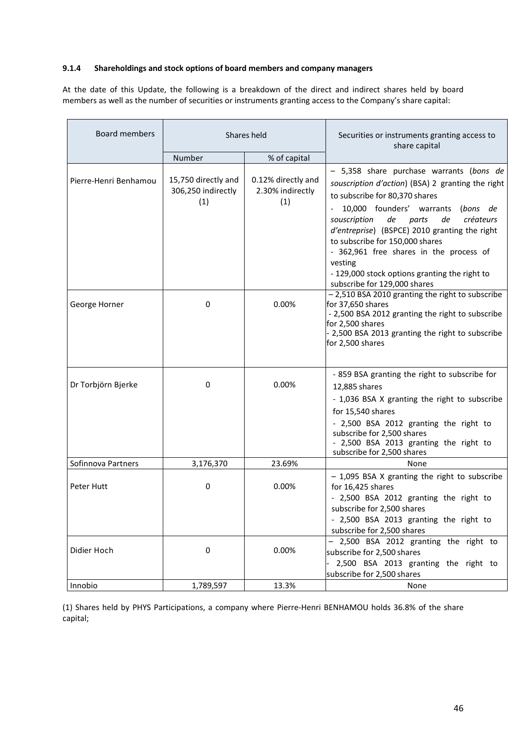### 9.1.4 Shareholdings and stock options of board members and company managers

At the date of this Update, the following is a breakdown of the direct and indirect shares held by board members as well as the number of securities or instruments granting access to the Company's share capital:

| Board members | Shares held | | Securities or instruments granting access to share capital |
|---|---|---|---|
| | Number | % of capital | |
| Pierre-Henri Benhamou | 15,750 directly and 306,250 indirectly (1) | 0.12% directly and 2.30% indirectly (1) | – 5,358 share purchase warrants (*bons de souscription d'action*) (BSA) 2 granting the right to subscribe for 80,370 shares<br>- 10,000 founders' warrants (*bons de souscription de parts de créateurs d'entreprise*) (BSPCE) 2010 granting the right to subscribe for 150,000 shares<br>- 362,961 free shares in the process of vesting<br>- 129,000 stock options granting the right to subscribe for 129,000 shares |
| George Horner | 0 | 0.00% | – 2,510 BSA 2010 granting the right to subscribe for 37,650 shares<br>- 2,500 BSA 2012 granting the right to subscribe for 2,500 shares<br>- 2,500 BSA 2013 granting the right to subscribe for 2,500 shares |
| Dr Torbjörn Bjerke | 0 | 0.00% | - 859 BSA granting the right to subscribe for 12,885 shares<br>- 1,036 BSA X granting the right to subscribe for 15,540 shares<br>- 2,500 BSA 2012 granting the right to subscribe for 2,500 shares<br>- 2,500 BSA 2013 granting the right to subscribe for 2,500 shares |
| Sofinnova Partners | 3,176,370 | 23.69% | None |
| Peter Hutt | 0 | 0.00% | – 1,095 BSA X granting the right to subscribe for 16,425 shares<br>- 2,500 BSA 2012 granting the right to subscribe for 2,500 shares<br>- 2,500 BSA 2013 granting the right to subscribe for 2,500 shares |
| Didier Hoch | 0 | 0.00% | – 2,500 BSA 2012 granting the right to subscribe for 2,500 shares<br>- 2,500 BSA 2013 granting the right to subscribe for 2,500 shares |
| Innobio | 1,789,597 | 13.3% | None |

(1) Shares held by PHYS Participations, a company where Pierre-Henri BENHAMOU holds 36.8% of the share capital;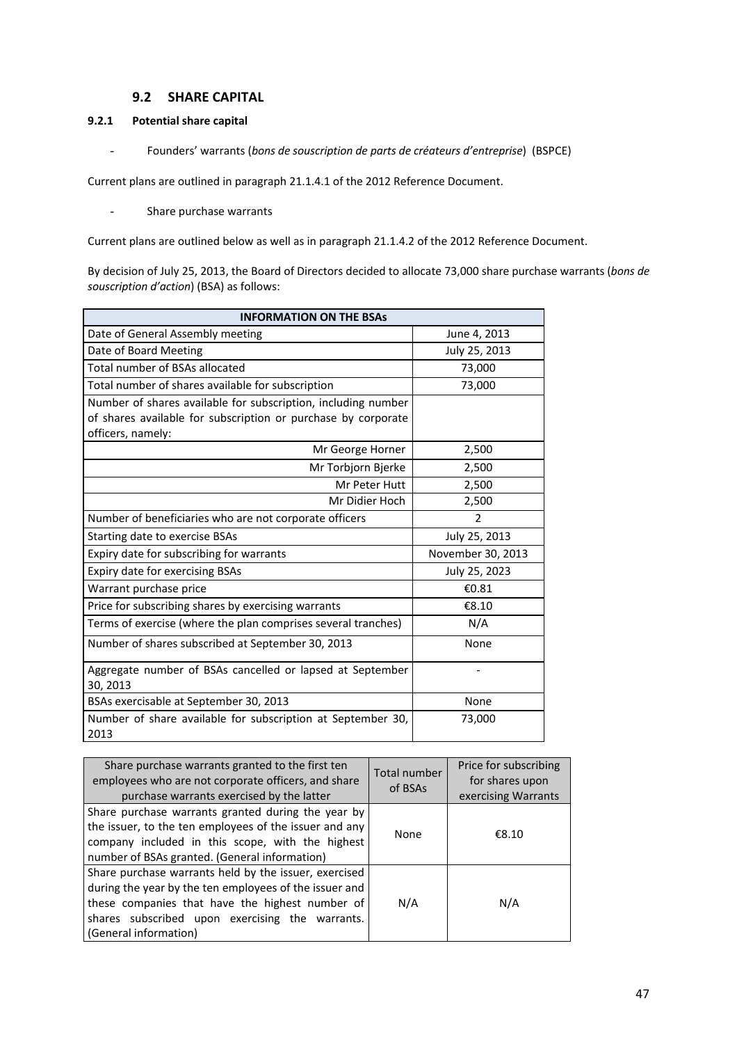## 9.2 SHARE CAPITAL

### 9.2.1 Potential share capital

- Founders' warrants (*bons de souscription de parts de créateurs d'entreprise*) (BSPCE)

Current plans are outlined in paragraph 21.1.4.1 of the 2012 Reference Document.

- Share purchase warrants

Current plans are outlined below as well as in paragraph 21.1.4.2 of the 2012 Reference Document.

By decision of July 25, 2013, the Board of Directors decided to allocate 73,000 share purchase warrants (*bons de souscription d'action*) (BSA) as follows:

| INFORMATION ON THE BSAs | |
|---|---|
| Date of General Assembly meeting | June 4, 2013 |
| Date of Board Meeting | July 25, 2013 |
| Total number of BSAs allocated | 73,000 |
| Total number of shares available for subscription | 73,000 |
| Number of shares available for subscription, including number of shares available for subscription or purchase by corporate officers, namely: | |
| Mr George Horner | 2,500 |
| Mr Torbjorn Bjerke | 2,500 |
| Mr Peter Hutt | 2,500 |
| Mr Didier Hoch | 2,500 |
| Number of beneficiaries who are not corporate officers | 2 |
| Starting date to exercise BSAs | July 25, 2013 |
| Expiry date for subscribing for warrants | November 30, 2013 |
| Expiry date for exercising BSAs | July 25, 2023 |
| Warrant purchase price | €0.81 |
| Price for subscribing shares by exercising warrants | €8.10 |
| Terms of exercise (where the plan comprises several tranches) | N/A |
| Number of shares subscribed at September 30, 2013 | None |
| Aggregate number of BSAs cancelled or lapsed at September 30, 2013 | - |
| BSAs exercisable at September 30, 2013 | None |
| Number of share available for subscription at September 30, 2013 | 73,000 |

| Share purchase warrants granted to the first ten employees who are not corporate officers, and share purchase warrants exercised by the latter | Total number of BSAs | Price for subscribing for shares upon exercising Warrants |
|---|---|---|
| Share purchase warrants granted during the year by the issuer, to the ten employees of the issuer and any company included in this scope, with the highest number of BSAs granted. (General information) | None | €8.10 |
| Share purchase warrants held by the issuer, exercised during the year by the ten employees of the issuer and these companies that have the highest number of shares subscribed upon exercising the warrants. (General information) | N/A | N/A |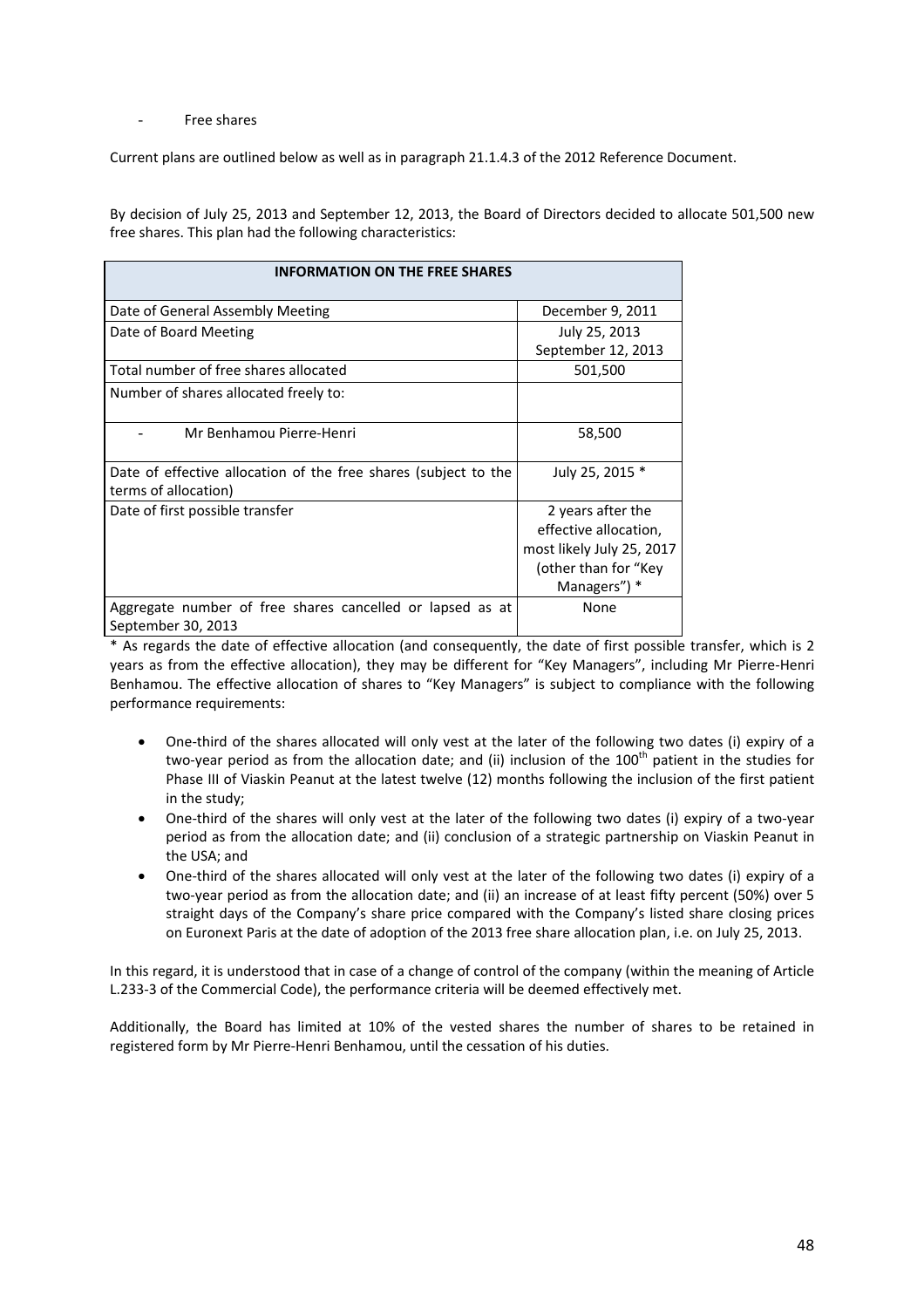- Free shares

Current plans are outlined below as well as in paragraph 21.1.4.3 of the 2012 Reference Document.

By decision of July 25, 2013 and September 12, 2013, the Board of Directors decided to allocate 501,500 new free shares. This plan had the following characteristics:

| INFORMATION ON THE FREE SHARES | |
|---|---|
| Date of General Assembly Meeting | December 9, 2011 |
| Date of Board Meeting | July 25, 2013<br>September 12, 2013 |
| Total number of free shares allocated | 501,500 |
| Number of shares allocated freely to: | |
| - Mr Benhamou Pierre-Henri | 58,500 |
| Date of effective allocation of the free shares (subject to the terms of allocation) | July 25, 2015 * |
| Date of first possible transfer | 2 years after the effective allocation, most likely July 25, 2017 (other than for "Key Managers") * |
| Aggregate number of free shares cancelled or lapsed as at September 30, 2013 | None |

* As regards the date of effective allocation (and consequently, the date of first possible transfer, which is 2 years as from the effective allocation), they may be different for "Key Managers", including Mr Pierre-Henri Benhamou. The effective allocation of shares to "Key Managers" is subject to compliance with the following performance requirements:

- One-third of the shares allocated will only vest at the later of the following two dates (i) expiry of a two-year period as from the allocation date; and (ii) inclusion of the 100th patient in the studies for Phase III of Viaskin Peanut at the latest twelve (12) months following the inclusion of the first patient in the study;
- One-third of the shares will only vest at the later of the following two dates (i) expiry of a two-year period as from the allocation date; and (ii) conclusion of a strategic partnership on Viaskin Peanut in the USA; and
- One-third of the shares allocated will only vest at the later of the following two dates (i) expiry of a two-year period as from the allocation date; and (ii) an increase of at least fifty percent (50%) over 5 straight days of the Company's share price compared with the Company's listed share closing prices on Euronext Paris at the date of adoption of the 2013 free share allocation plan, i.e. on July 25, 2013.

In this regard, it is understood that in case of a change of control of the company (within the meaning of Article L.233-3 of the Commercial Code), the performance criteria will be deemed effectively met.

Additionally, the Board has limited at 10% of the vested shares the number of shares to be retained in registered form by Mr Pierre-Henri Benhamou, until the cessation of his duties.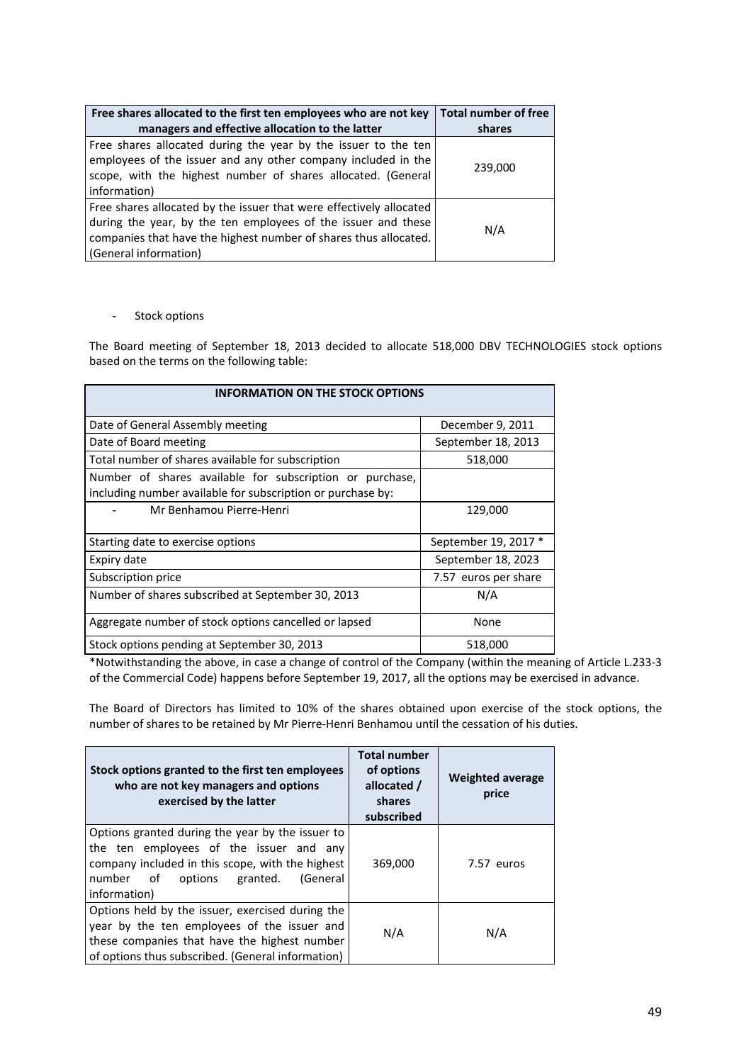| Free shares allocated to the first ten employees who are not key managers and effective allocation to the latter | Total number of free shares |
|---|---|
| Free shares allocated during the year by the issuer to the ten employees of the issuer and any other company included in the scope, with the highest number of shares allocated. (General information) | 239,000 |
| Free shares allocated by the issuer that were effectively allocated during the year, by the ten employees of the issuer and these companies that have the highest number of shares thus allocated. (General information) | N/A |

- Stock options

The Board meeting of September 18, 2013 decided to allocate 518,000 DBV TECHNOLOGIES stock options based on the terms on the following table:

| INFORMATION ON THE STOCK OPTIONS | |
|---|---|
| Date of General Assembly meeting | December 9, 2011 |
| Date of Board meeting | September 18, 2013 |
| Total number of shares available for subscription | 518,000 |
| Number of shares available for subscription or purchase, including number available for subscription or purchase by: | |
| - Mr Benhamou Pierre-Henri | 129,000 |
| Starting date to exercise options | September 19, 2017 * |
| Expiry date | September 18, 2023 |
| Subscription price | 7.57 euros per share |
| Number of shares subscribed at September 30, 2013 | N/A |
| Aggregate number of stock options cancelled or lapsed | None |
| Stock options pending at September 30, 2013 | 518,000 |

*Notwithstanding the above, in case a change of control of the Company (within the meaning of Article L.233-3 of the Commercial Code) happens before September 19, 2017, all the options may be exercised in advance.

The Board of Directors has limited to 10% of the shares obtained upon exercise of the stock options, the number of shares to be retained by Mr Pierre-Henri Benhamou until the cessation of his duties.

| Stock options granted to the first ten employees who are not key managers and options exercised by the latter | Total number of options allocated / shares subscribed | Weighted average price |
|---|---|---|
| Options granted during the year by the issuer to the ten employees of the issuer and any company included in this scope, with the highest number of options granted. (General information) | 369,000 | 7.57 euros |
| Options held by the issuer, exercised during the year by the ten employees of the issuer and these companies that have the highest number of options thus subscribed. (General information) | N/A | N/A |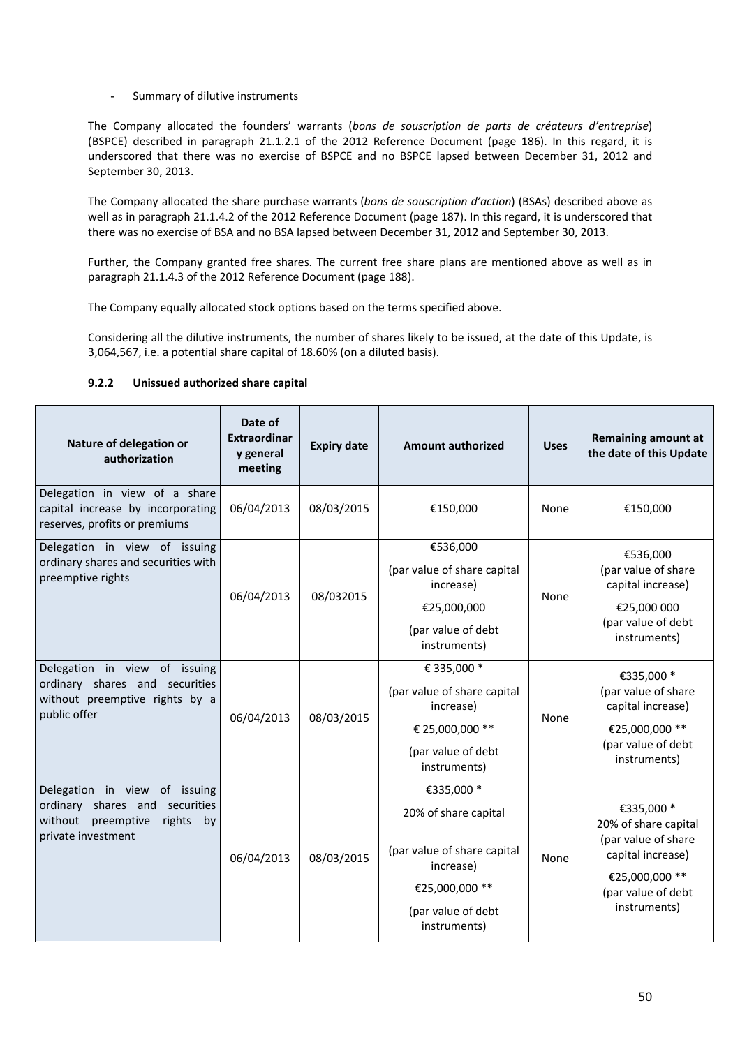- Summary of dilutive instruments

The Company allocated the founders' warrants (*bons de souscription de parts de créateurs d'entreprise*) (BSPCE) described in paragraph 21.1.2.1 of the 2012 Reference Document (page 186). In this regard, it is underscored that there was no exercise of BSPCE and no BSPCE lapsed between December 31, 2012 and September 30, 2013.

The Company allocated the share purchase warrants (*bons de souscription d'action*) (BSAs) described above as well as in paragraph 21.1.4.2 of the 2012 Reference Document (page 187). In this regard, it is underscored that there was no exercise of BSA and no BSA lapsed between December 31, 2012 and September 30, 2013.

Further, the Company granted free shares. The current free share plans are mentioned above as well as in paragraph 21.1.4.3 of the 2012 Reference Document (page 188).

The Company equally allocated stock options based on the terms specified above.

Considering all the dilutive instruments, the number of shares likely to be issued, at the date of this Update, is 3,064,567, i.e. a potential share capital of 18.60% (on a diluted basis).

### 9.2.2 Unissued authorized share capital

| Nature of delegation or authorization | Date of Extraordinary general meeting | Expiry date | Amount authorized | Uses | Remaining amount at the date of this Update |
|---|---|---|---|---|---|
| Delegation in view of a share capital increase by incorporating reserves, profits or premiums | 06/04/2013 | 08/03/2015 | €150,000 | None | €150,000 |
| Delegation in view of issuing ordinary shares and securities with preemptive rights | 06/04/2013 | 08/032015 | €536,000 (par value of share capital increase) €25,000,000 (par value of debt instruments) | None | €536,000 (par value of share capital increase) €25,000 000 (par value of debt instruments) |
| Delegation in view of issuing ordinary shares and securities without preemptive rights by a public offer | 06/04/2013 | 08/03/2015 | € 335,000 * (par value of share capital increase) € 25,000,000 ** (par value of debt instruments) | None | €335,000 * (par value of share capital increase) €25,000,000 ** (par value of debt instruments) |
| Delegation in view of issuing ordinary shares and securities without preemptive rights by private investment | 06/04/2013 | 08/03/2015 | €335,000 * 20% of share capital (par value of share capital increase) €25,000,000 ** (par value of debt instruments) | None | €335,000 * 20% of share capital (par value of share capital increase) €25,000,000 ** (par value of debt instruments) |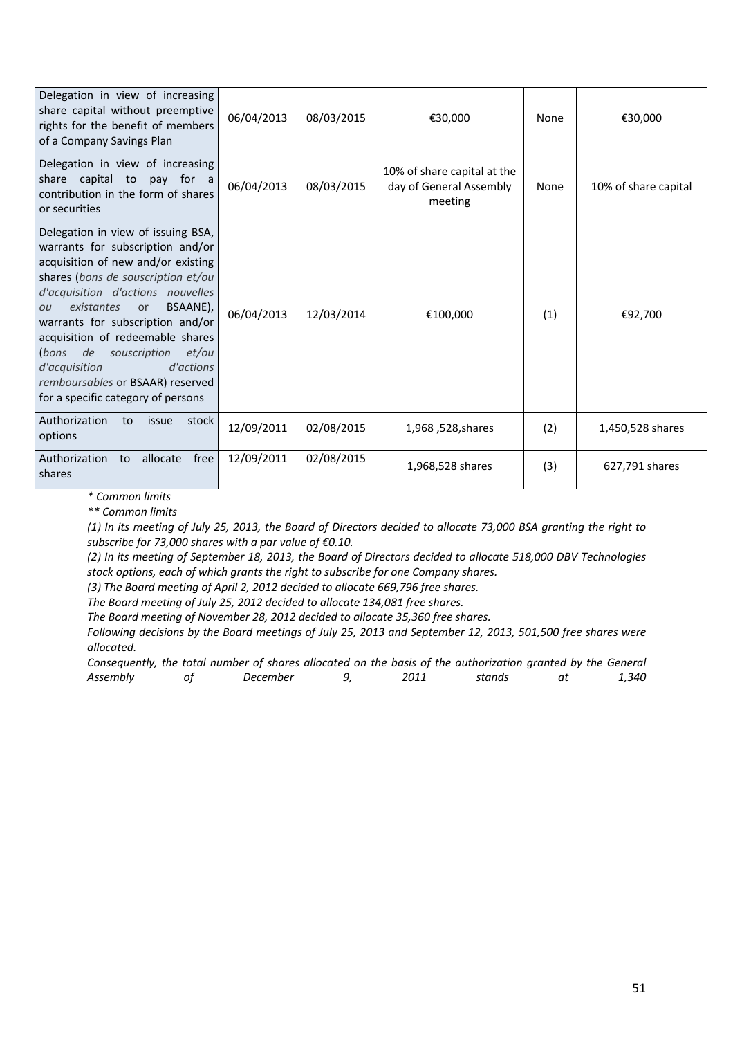| | | | | | |
|---|---|---|---|---|---|
| Delegation in view of increasing share capital without preemptive rights for the benefit of members of a Company Savings Plan | 06/04/2013 | 08/03/2015 | €30,000 | None | €30,000 |
| Delegation in view of increasing share capital to pay for a contribution in the form of shares or securities | 06/04/2013 | 08/03/2015 | 10% of share capital at the day of General Assembly meeting | None | 10% of share capital |
| Delegation in view of issuing BSA, warrants for subscription and/or acquisition of new and/or existing shares (*bons de souscription et/ou d'acquisition d'actions nouvelles ou existantes* or BSAANE), warrants for subscription and/or acquisition of redeemable shares (*bons de souscription et/ou d'acquisition d'actions remboursables* or BSAAR) reserved for a specific category of persons | 06/04/2013 | 12/03/2014 | €100,000 | (1) | €92,700 |
| Authorization to issue stock options | 12/09/2011 | 02/08/2015 | 1,968 ,528,shares | (2) | 1,450,528 shares |
| Authorization to allocate free shares | 12/09/2011 | 02/08/2015 | 1,968,528 shares | (3) | 627,791 shares |

*\* Common limits*

*\*\* Common limits*

*(1) In its meeting of July 25, 2013, the Board of Directors decided to allocate 73,000 BSA granting the right to subscribe for 73,000 shares with a par value of €0.10.*

*(2) In its meeting of September 18, 2013, the Board of Directors decided to allocate 518,000 DBV Technologies stock options, each of which grants the right to subscribe for one Company shares.*

*(3) The Board meeting of April 2, 2012 decided to allocate 669,796 free shares.*

*The Board meeting of July 25, 2012 decided to allocate 134,081 free shares.*

*The Board meeting of November 28, 2012 decided to allocate 35,360 free shares.*

*Following decisions by the Board meetings of July 25, 2013 and September 12, 2013, 501,500 free shares were allocated.*

*Consequently, the total number of shares allocated on the basis of the authorization granted by the General Assembly of December 9, 2011 stands at 1,340*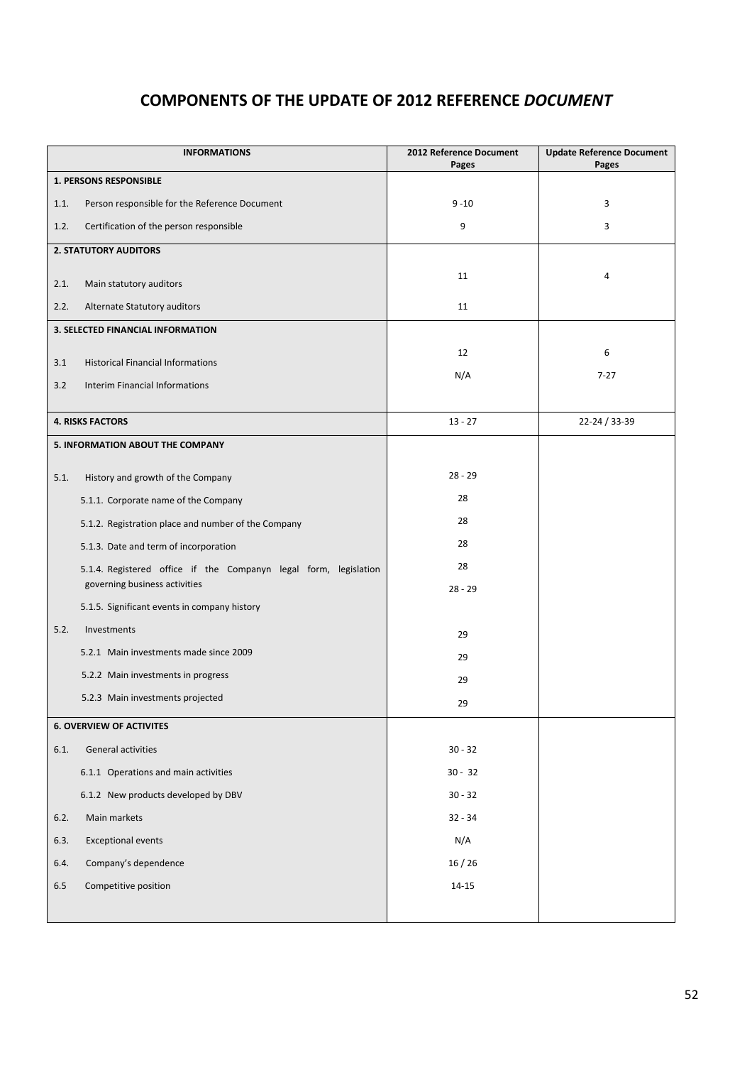# COMPONENTS OF THE UPDATE OF 2012 REFERENCE *DOCUMENT*

| INFORMATIONS | 2012 Reference Document Pages | Update Reference Document Pages |
|---|---|---|
| **1. PERSONS RESPONSIBLE** | | |
| 1.1. Person responsible for the Reference Document | 9 -10 | 3 |
| 1.2. Certification of the person responsible | 9 | 3 |
| **2. STATUTORY AUDITORS** | | |
| 2.1. Main statutory auditors | 11 | 4 |
| 2.2. Alternate Statutory auditors | 11 | |
| **3. SELECTED FINANCIAL INFORMATION** | | |
| 3.1 Historical Financial Informations | 12 | 6 |
| 3.2 Interim Financial Informations | N/A | 7-27 |
| **4. RISKS FACTORS** | 13 - 27 | 22-24 / 33-39 |
| **5. INFORMATION ABOUT THE COMPANY** | | |
| 5.1. History and growth of the Company | 28 - 29 | |
| 5.1.1. Corporate name of the Company | 28 | |
| 5.1.2. Registration place and number of the Company | 28 | |
| 5.1.3. Date and term of incorporation | 28 | |
| 5.1.4. Registered office if the Companyn legal form, legislation governing business activities | 28 | |
| 5.1.5. Significant events in company history | 28 - 29 | |
| 5.2. Investments | 29 | |
| 5.2.1 Main investments made since 2009 | 29 | |
| 5.2.2 Main investments in progress | 29 | |
| 5.2.3 Main investments projected | 29 | |
| **6. OVERVIEW OF ACTIVITES** | | |
| 6.1. General activities | 30 - 32 | |
| 6.1.1 Operations and main activities | 30 - 32 | |
| 6.1.2 New products developed by DBV | 30 - 32 | |
| 6.2. Main markets | 32 - 34 | |
| 6.3. Exceptional events | N/A | |
| 6.4. Company's dependence | 16 / 26 | |
| 6.5 Competitive position | 14-15 | |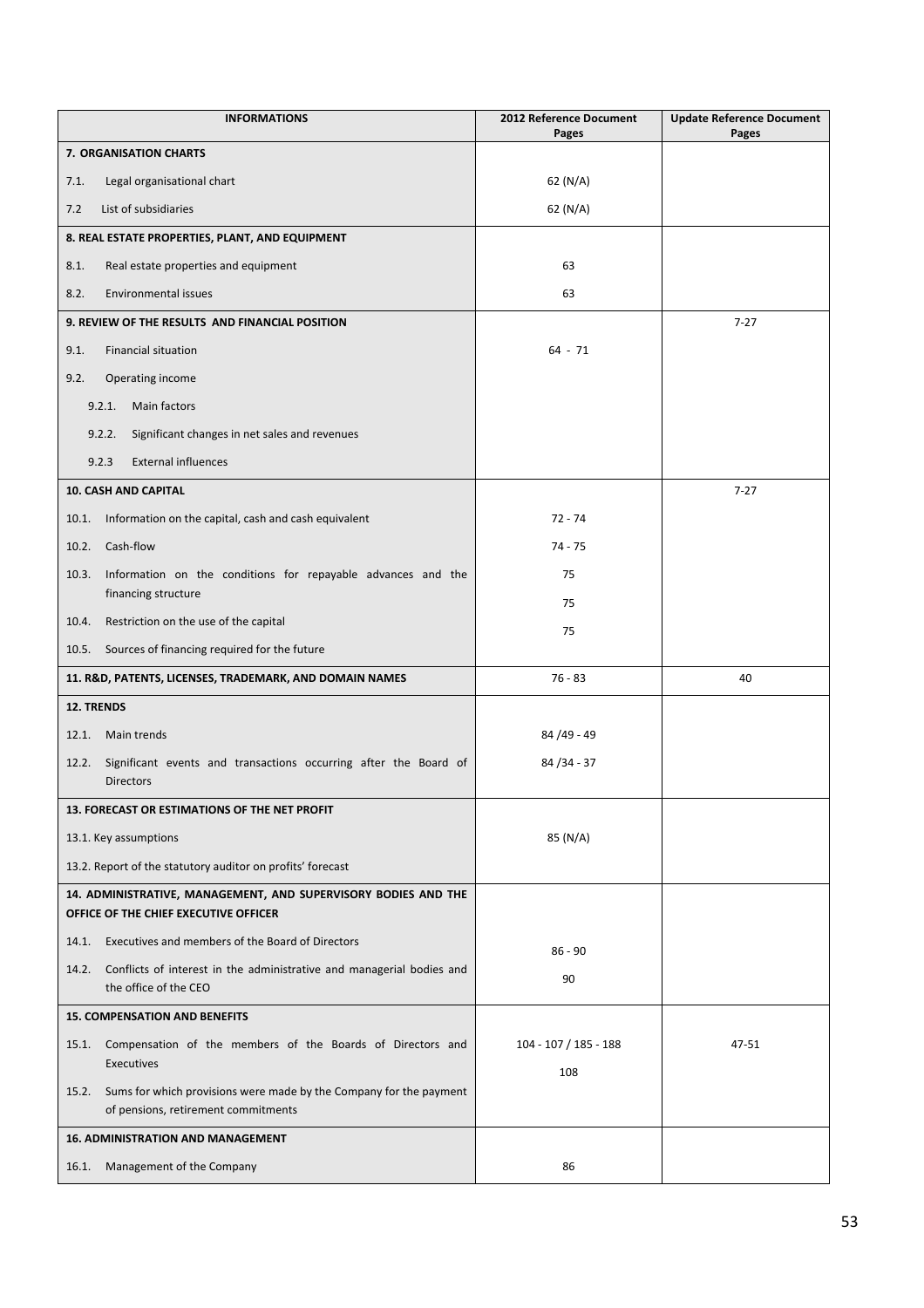| INFORMATIONS | 2012 Reference Document Pages | Update Reference Document Pages |
|---|---|---|
| **7. ORGANISATION CHARTS** | | |
| 7.1. Legal organisational chart | 62 (N/A) | |
| 7.2 List of subsidiaries | 62 (N/A) | |
| **8. REAL ESTATE PROPERTIES, PLANT, AND EQUIPMENT** | | |
| 8.1. Real estate properties and equipment | 63 | |
| 8.2. Environmental issues | 63 | |
| **9. REVIEW OF THE RESULTS AND FINANCIAL POSITION** | | 7-27 |
| 9.1. Financial situation | 64 - 71 | |
| 9.2. Operating income | | |
| 9.2.1. Main factors | | |
| 9.2.2. Significant changes in net sales and revenues | | |
| 9.2.3 External influences | | |
| **10. CASH AND CAPITAL** | | 7-27 |
| 10.1. Information on the capital, cash and cash equivalent | 72 - 74 | |
| 10.2. Cash-flow | 74 - 75 | |
| 10.3. Information on the conditions for repayable advances and the financing structure | 75<br>75 | |
| 10.4. Restriction on the use of the capital | 75 | |
| 10.5. Sources of financing required for the future | | |
| **11. R&D, PATENTS, LICENSES, TRADEMARK, AND DOMAIN NAMES** | 76 - 83 | 40 |
| **12. TRENDS** | | |
| 12.1. Main trends | 84 /49 - 49 | |
| 12.2. Significant events and transactions occurring after the Board of Directors | 84 /34 - 37 | |
| **13. FORECAST OR ESTIMATIONS OF THE NET PROFIT** | | |
| 13.1. Key assumptions | 85 (N/A) | |
| 13.2. Report of the statutory auditor on profits' forecast | | |
| **14. ADMINISTRATIVE, MANAGEMENT, AND SUPERVISORY BODIES AND THE OFFICE OF THE CHIEF EXECUTIVE OFFICER** | | |
| 14.1. Executives and members of the Board of Directors | 86 - 90 | |
| 14.2. Conflicts of interest in the administrative and managerial bodies and the office of the CEO | 90 | |
| **15. COMPENSATION AND BENEFITS** | | |
| 15.1. Compensation of the members of the Boards of Directors and Executives | 104 - 107 / 185 - 188 | 47-51 |
| 15.2. Sums for which provisions were made by the Company for the payment of pensions, retirement commitments | 108 | |
| **16. ADMINISTRATION AND MANAGEMENT** | | |
| 16.1. Management of the Company | 86 | |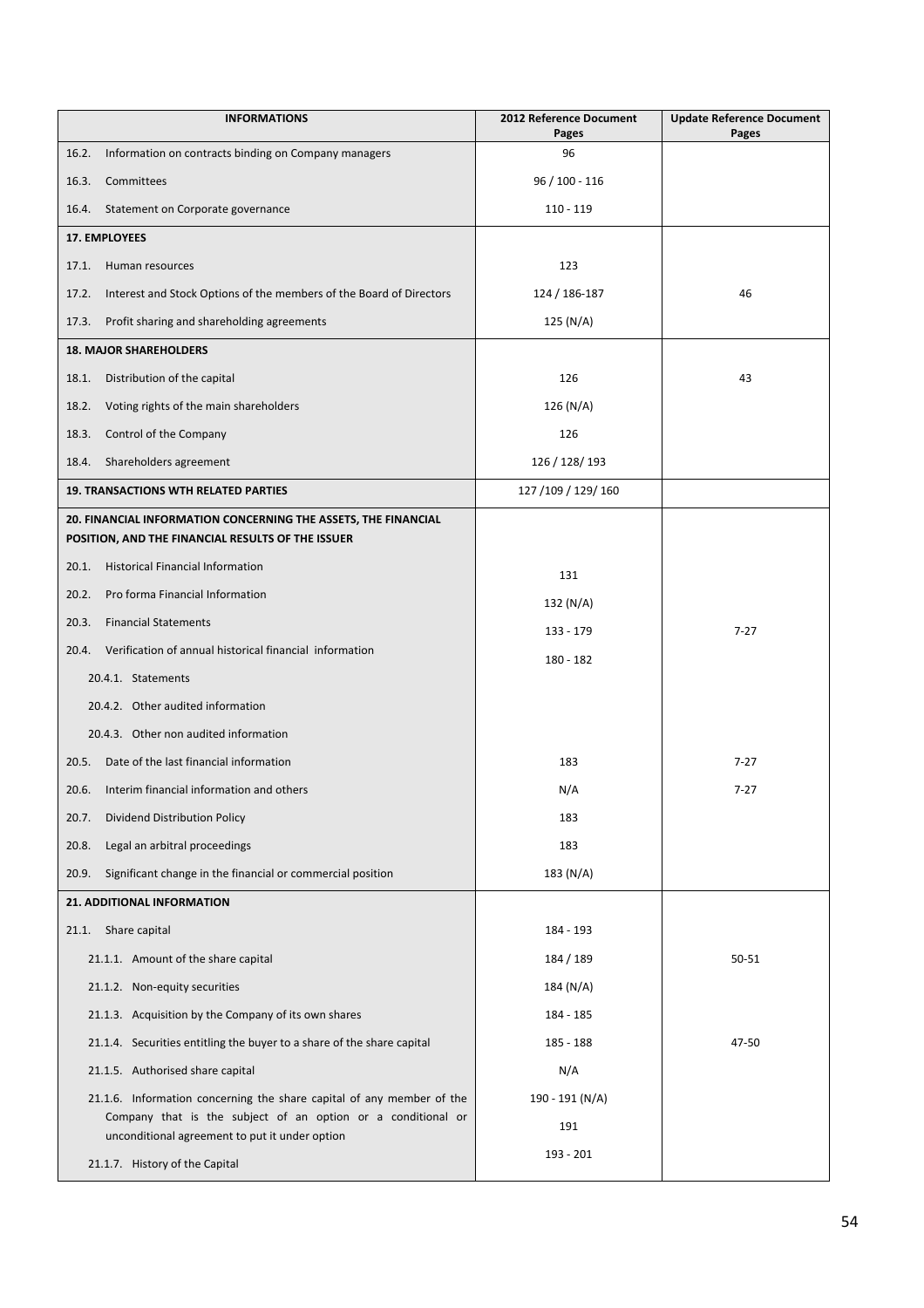| INFORMATIONS | 2012 Reference Document Pages | Update Reference Document Pages |
|---|---|---|
| 16.2. Information on contracts binding on Company managers | 96 | |
| 16.3. Committees | 96 / 100 - 116 | |
| 16.4. Statement on Corporate governance | 110 - 119 | |
| **17. EMPLOYEES** | | |
| 17.1. Human resources | 123 | |
| 17.2. Interest and Stock Options of the members of the Board of Directors | 124 / 186-187 | 46 |
| 17.3. Profit sharing and shareholding agreements | 125 (N/A) | |
| **18. MAJOR SHAREHOLDERS** | | |
| 18.1. Distribution of the capital | 126 | 43 |
| 18.2. Voting rights of the main shareholders | 126 (N/A) | |
| 18.3. Control of the Company | 126 | |
| 18.4. Shareholders agreement | 126 / 128/ 193 | |
| **19. TRANSACTIONS WTH RELATED PARTIES** | 127 /109 / 129/ 160 | |
| **20. FINANCIAL INFORMATION CONCERNING THE ASSETS, THE FINANCIAL POSITION, AND THE FINANCIAL RESULTS OF THE ISSUER** | | |
| 20.1. Historical Financial Information | 131 | |
| 20.2. Pro forma Financial Information | 132 (N/A) | |
| 20.3. Financial Statements | 133 - 179 | 7-27 |
| 20.4. Verification of annual historical financial information | 180 - 182 | |
| 20.4.1. Statements | | |
| 20.4.2. Other audited information | | |
| 20.4.3. Other non audited information | | |
| 20.5. Date of the last financial information | 183 | 7-27 |
| 20.6. Interim financial information and others | N/A | 7-27 |
| 20.7. Dividend Distribution Policy | 183 | |
| 20.8. Legal an arbitral proceedings | 183 | |
| 20.9. Significant change in the financial or commercial position | 183 (N/A) | |
| **21. ADDITIONAL INFORMATION** | | |
| 21.1. Share capital | 184 - 193 | |
| 21.1.1. Amount of the share capital | 184 / 189 | 50-51 |
| 21.1.2. Non-equity securities | 184 (N/A) | |
| 21.1.3. Acquisition by the Company of its own shares | 184 - 185 | |
| 21.1.4. Securities entitling the buyer to a share of the share capital | 185 - 188 | 47-50 |
| 21.1.5. Authorised share capital | N/A | |
| 21.1.6. Information concerning the share capital of any member of the Company that is the subject of an option or a conditional or unconditional agreement to put it under option | 190 - 191 (N/A)<br>191 | |
| 21.1.7. History of the Capital | 193 - 201 | |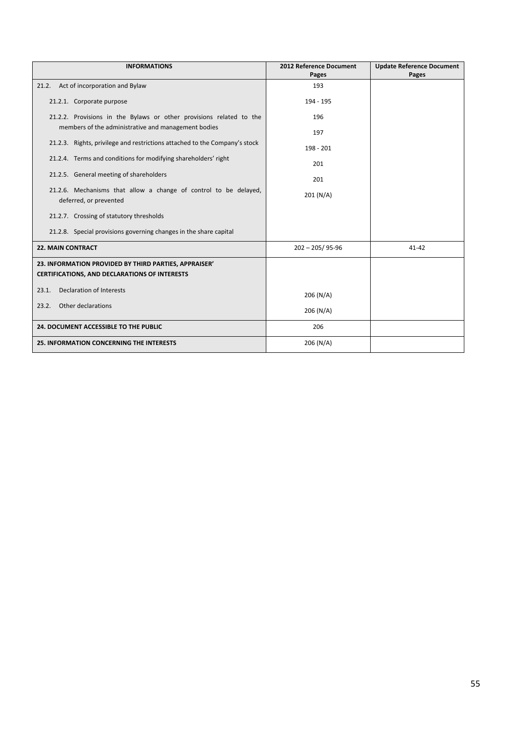| INFORMATIONS | 2012 Reference Document Pages | Update Reference Document Pages |
|---|---|---|
| 21.2. Act of incorporation and Bylaw | 193 | |
| 21.2.1. Corporate purpose | 194 - 195 | |
| 21.2.2. Provisions in the Bylaws or other provisions related to the members of the administrative and management bodies | 196<br>197 | |
| 21.2.3. Rights, privilege and restrictions attached to the Company's stock | 198 - 201 | |
| 21.2.4. Terms and conditions for modifying shareholders' right | 201 | |
| 21.2.5. General meeting of shareholders | 201 | |
| 21.2.6. Mechanisms that allow a change of control to be delayed, deferred, or prevented | 201 (N/A) | |
| 21.2.7. Crossing of statutory thresholds | | |
| 21.2.8. Special provisions governing changes in the share capital | | |
| **22. MAIN CONTRACT** | 202 – 205/ 95-96 | 41-42 |
| **23. INFORMATION PROVIDED BY THIRD PARTIES, APPRAISER' CERTIFICATIONS, AND DECLARATIONS OF INTERESTS** | | |
| 23.1. Declaration of Interests | 206 (N/A) | |
| 23.2. Other declarations | 206 (N/A) | |
| **24. DOCUMENT ACCESSIBLE TO THE PUBLIC** | 206 | |
| **25. INFORMATION CONCERNING THE INTERESTS** | 206 (N/A) | |